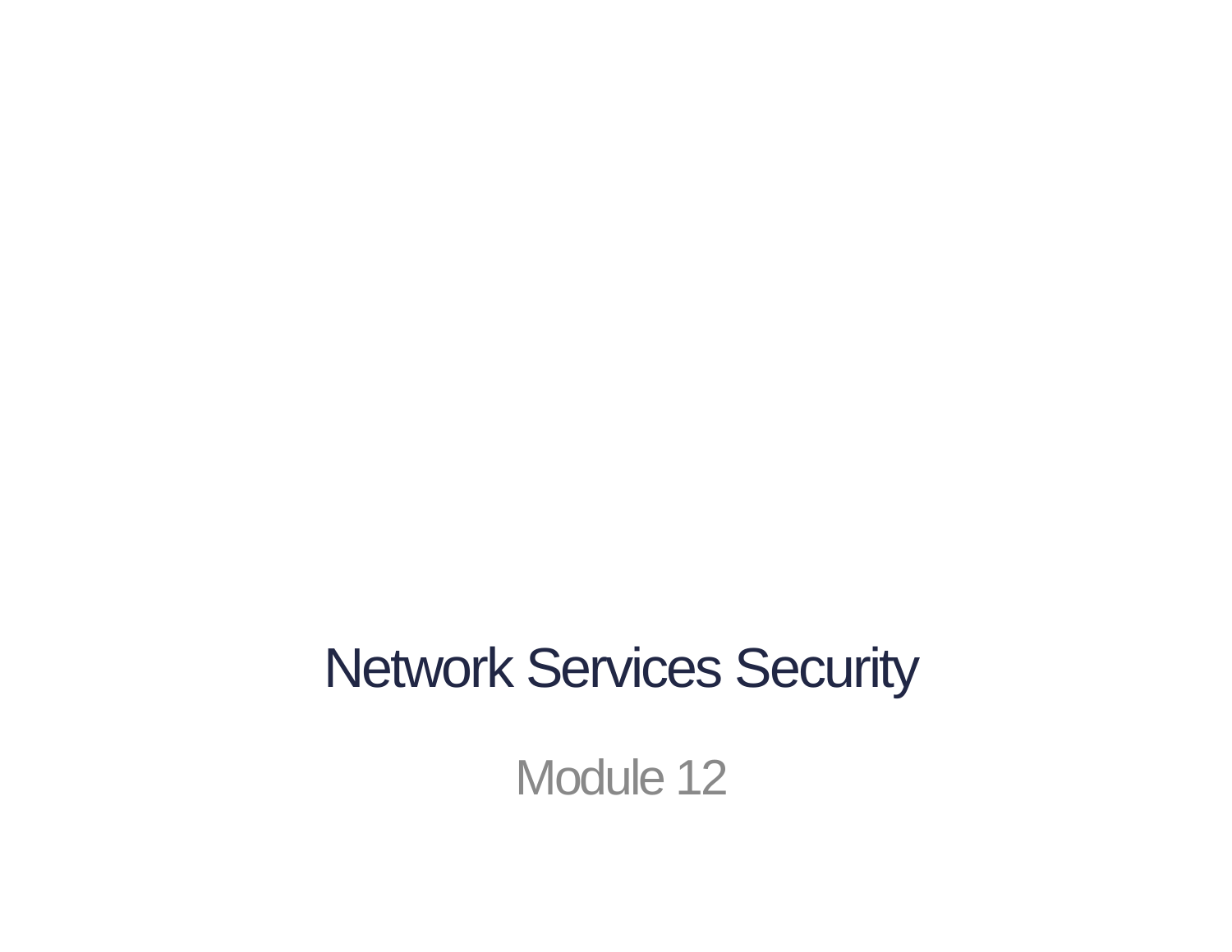# Network Services Security

Module 12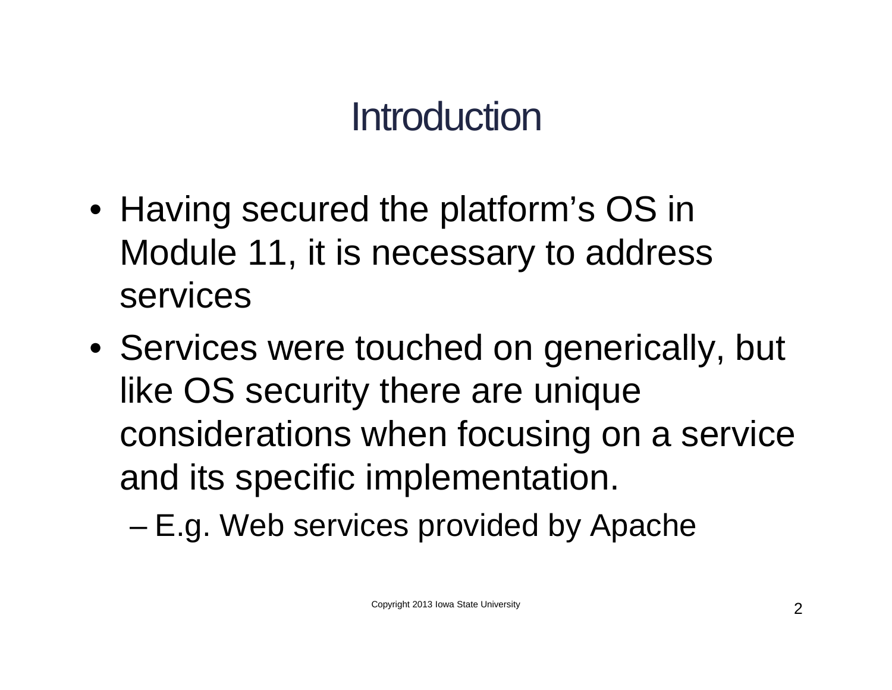# Introduction

- Having secured the platform's OS in Module 11, it is necessary to address services
- Services were touched on generically, but like OS security there are unique considerations when focusing on a service and its specific implementation.
  - E.g. Web services provided by Apache

Copyright 2013 Iowa State University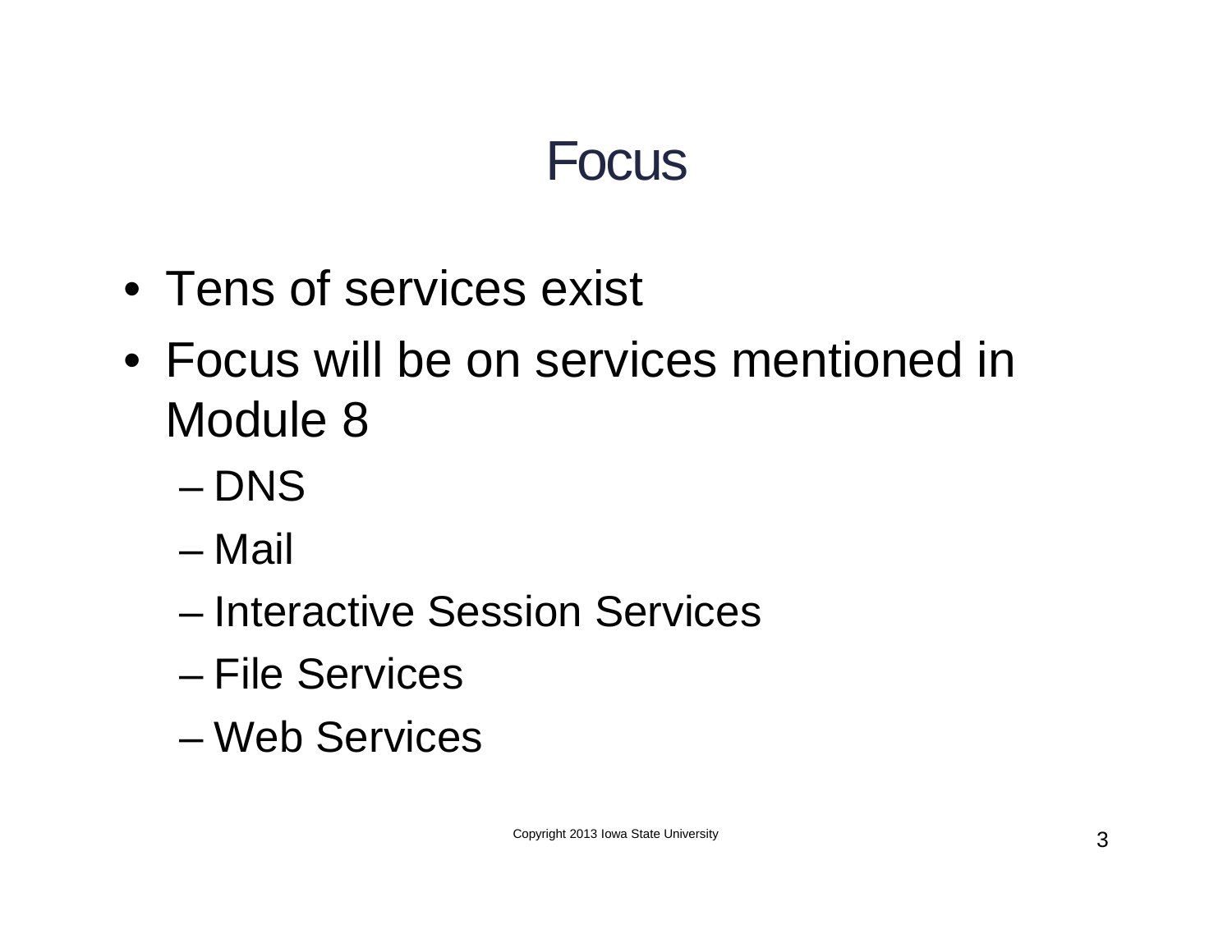# Focus

- Tens of services exist
- Focus will be on services mentioned in Module 8
  - DNS
  - Mail
  - Interactive Session Services
  - File Services
  - Web Services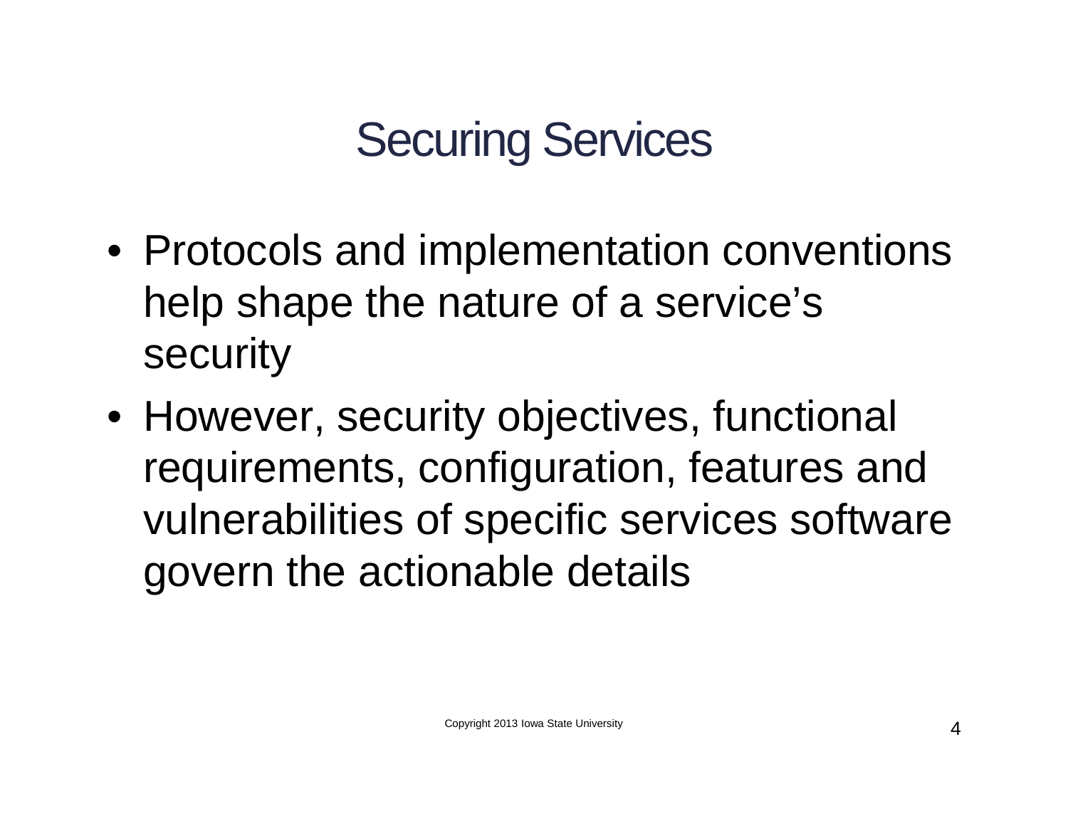# Securing Services

- Protocols and implementation conventions help shape the nature of a service's security
- However, security objectives, functional requirements, configuration, features and vulnerabilities of specific services software govern the actionable details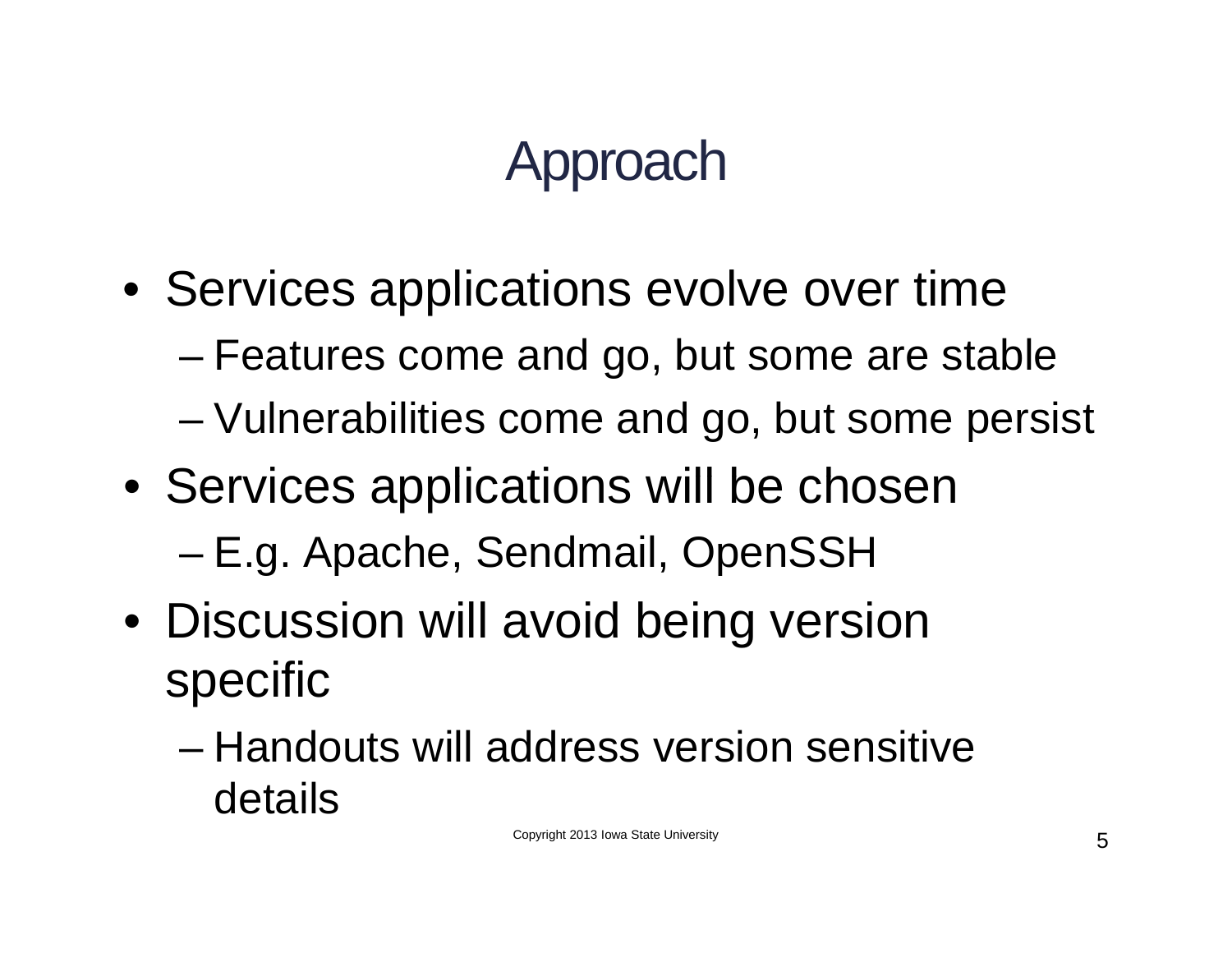# Approach

- Services applications evolve over time
  - Features come and go, but some are stable
  - Vulnerabilities come and go, but some persist
- Services applications will be chosen
  - E.g. Apache, Sendmail, OpenSSH
- Discussion will avoid being version specific
  - Handouts will address version sensitive details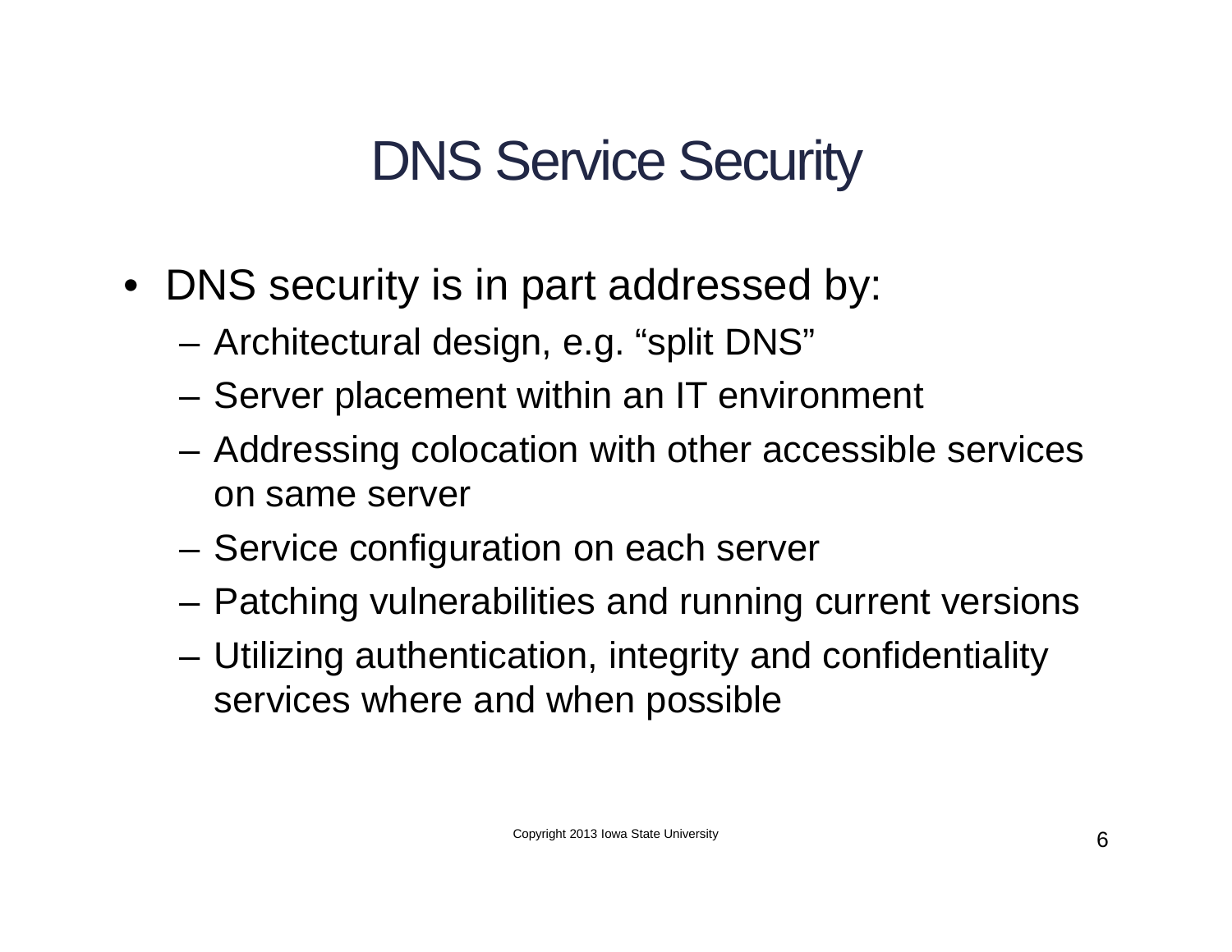# DNS Service Security

- DNS security is in part addressed by:
  - Architectural design, e.g. "split DNS"
  - Server placement within an IT environment
  - Addressing colocation with other accessible services on same server
  - Service configuration on each server
  - Patching vulnerabilities and running current versions
  - Utilizing authentication, integrity and confidentiality services where and when possible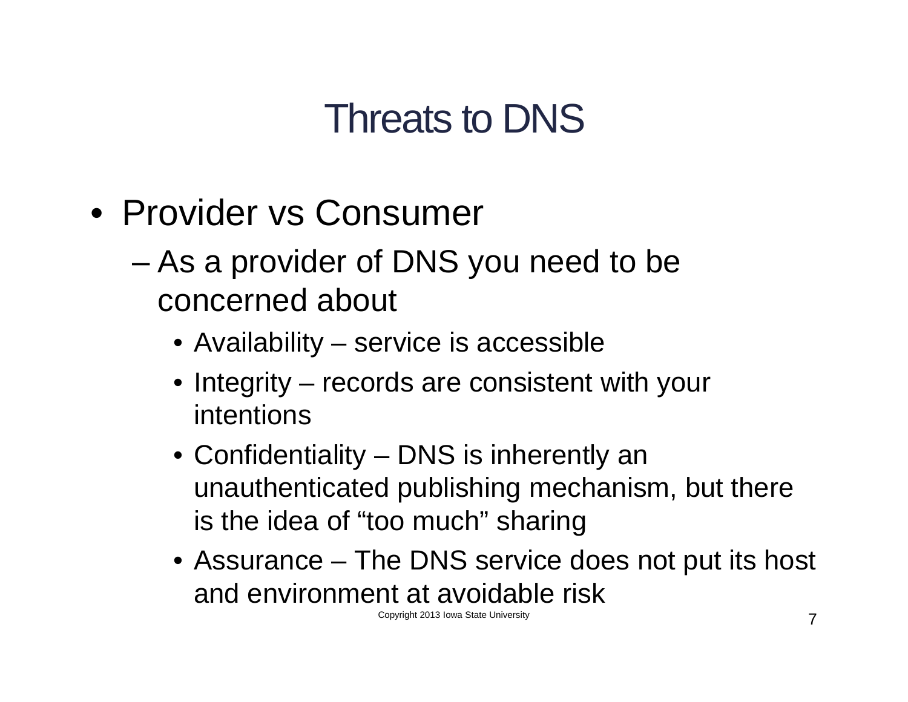# Threats to DNS

- Provider vs Consumer
  - As a provider of DNS you need to be concerned about
    - Availability – service is accessible
    - Integrity – records are consistent with your intentions
    - Confidentiality – DNS is inherently an unauthenticated publishing mechanism, but there is the idea of “too much” sharing
    - Assurance – The DNS service does not put its host and environment at avoidable risk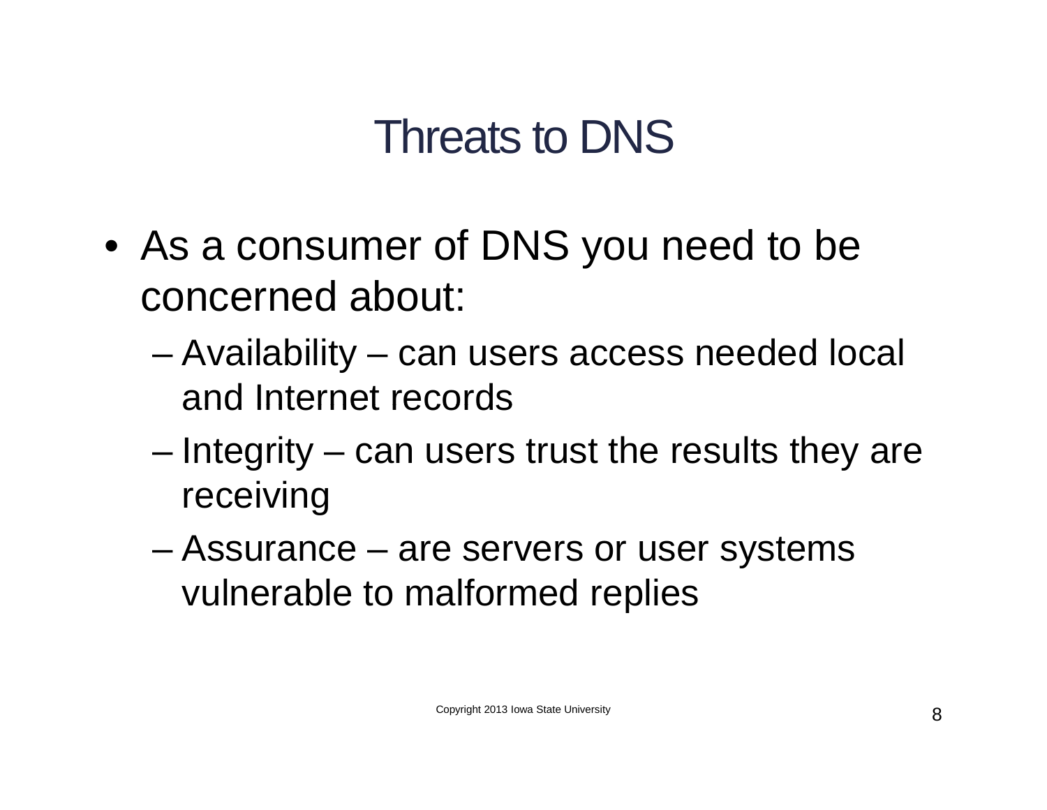# Threats to DNS

- As a consumer of DNS you need to be concerned about:
  - Availability – can users access needed local and Internet records
  - Integrity – can users trust the results they are receiving
  - Assurance – are servers or user systems vulnerable to malformed replies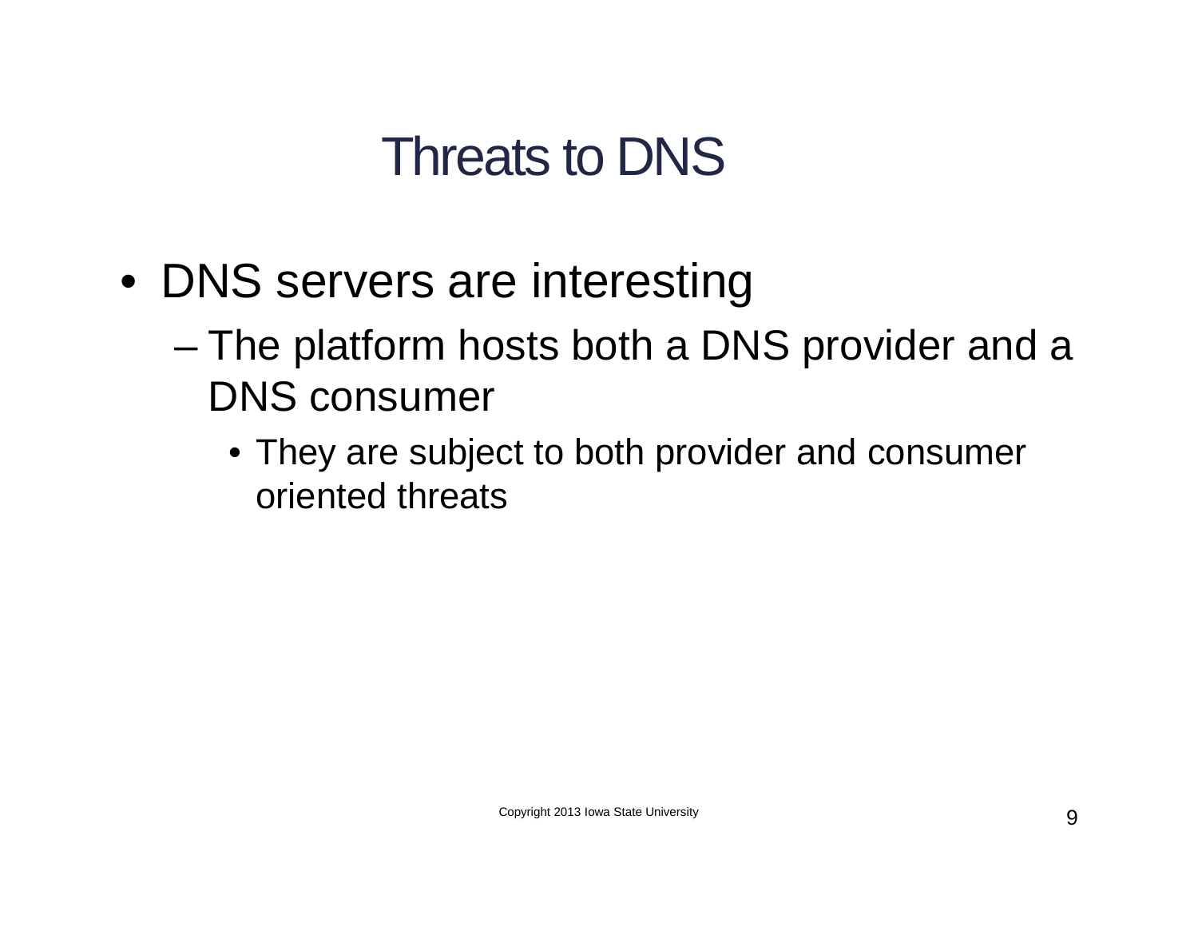# Threats to DNS

- DNS servers are interesting
  - The platform hosts both a DNS provider and a DNS consumer
    - They are subject to both provider and consumer oriented threats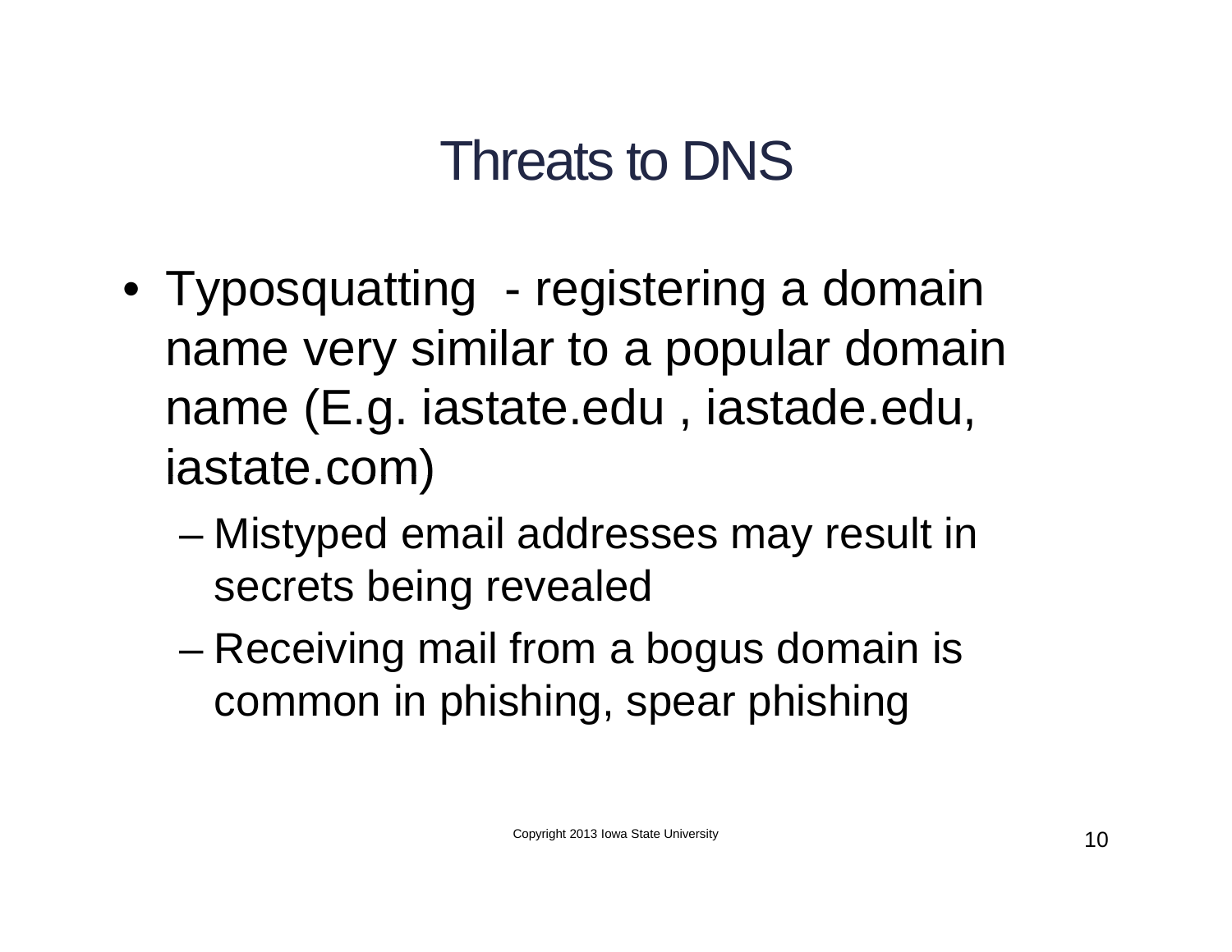# Threats to DNS

- Typosquatting - registering a domain name very similar to a popular domain name (E.g. iastate.edu , iastade.edu, iastate.com)
  - Mistyped email addresses may result in secrets being revealed
  - Receiving mail from a bogus domain is common in phishing, spear phishing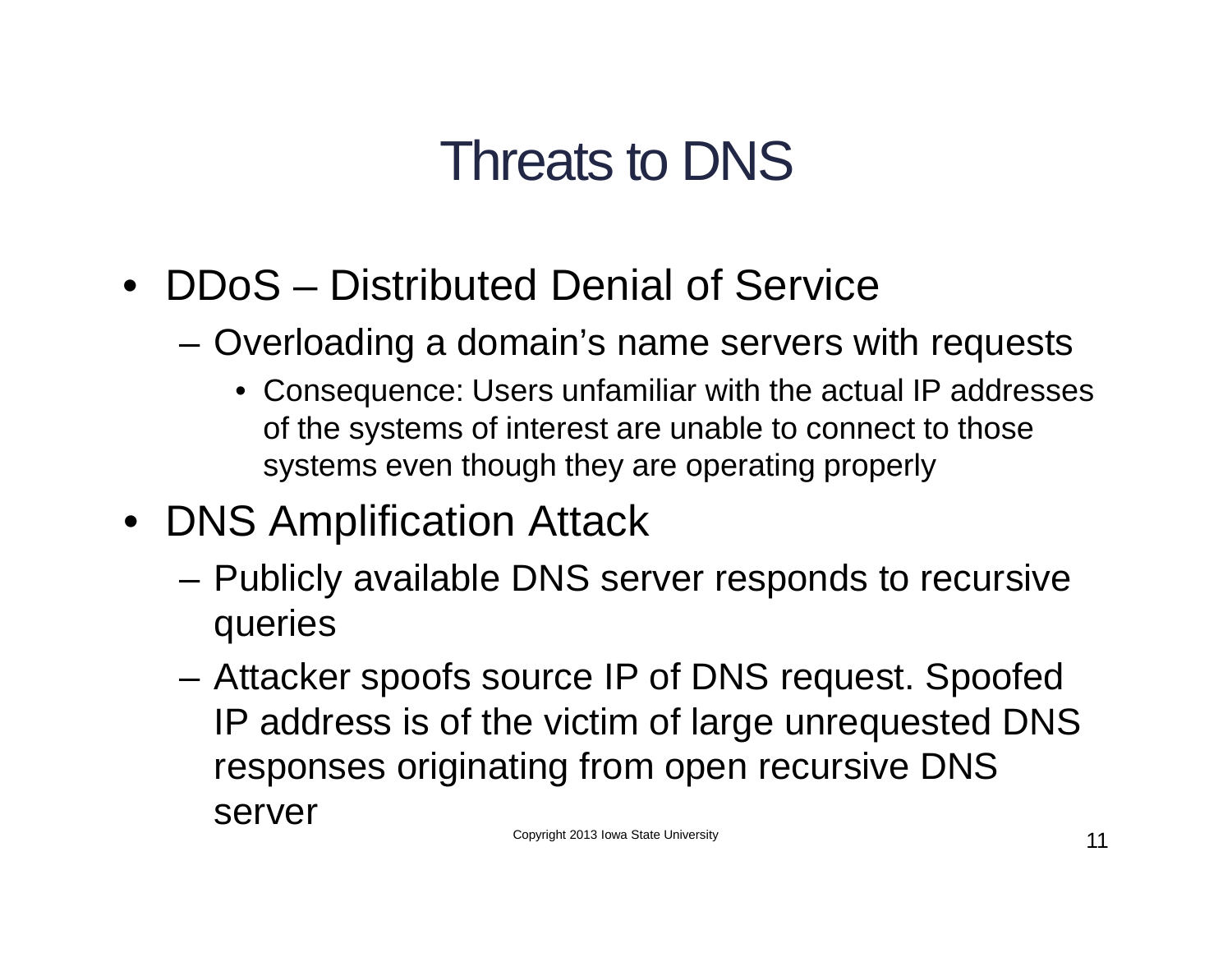# Threats to DNS

- DDoS – Distributed Denial of Service
  - Overloading a domain's name servers with requests
    - Consequence: Users unfamiliar with the actual IP addresses of the systems of interest are unable to connect to those systems even though they are operating properly
- DNS Amplification Attack
  - Publicly available DNS server responds to recursive queries
  - Attacker spoofs source IP of DNS request. Spoofed IP address is of the victim of large unrequested DNS responses originating from open recursive DNS server

Copyright 2013 Iowa State University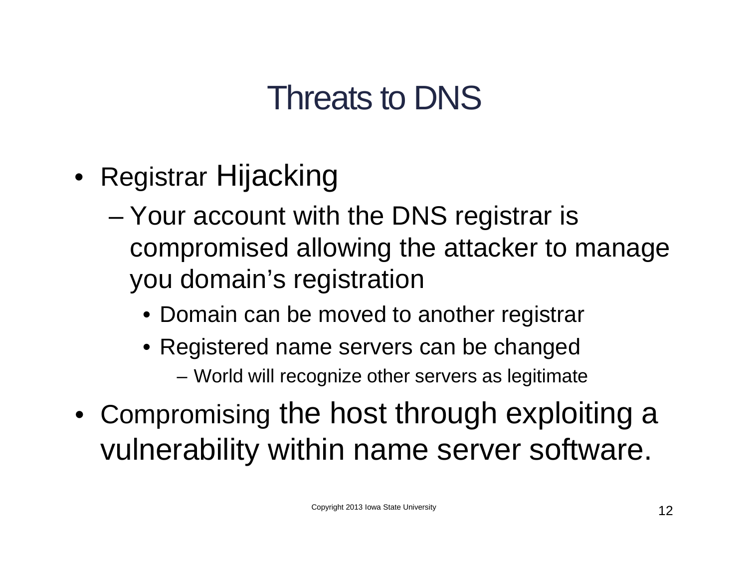# Threats to DNS

- Registrar Hijacking
  - Your account with the DNS registrar is compromised allowing the attacker to manage you domain's registration
    - Domain can be moved to another registrar
    - Registered name servers can be changed
      - World will recognize other servers as legitimate
- Compromising the host through exploiting a vulnerability within name server software.

Copyright 2013 Iowa State University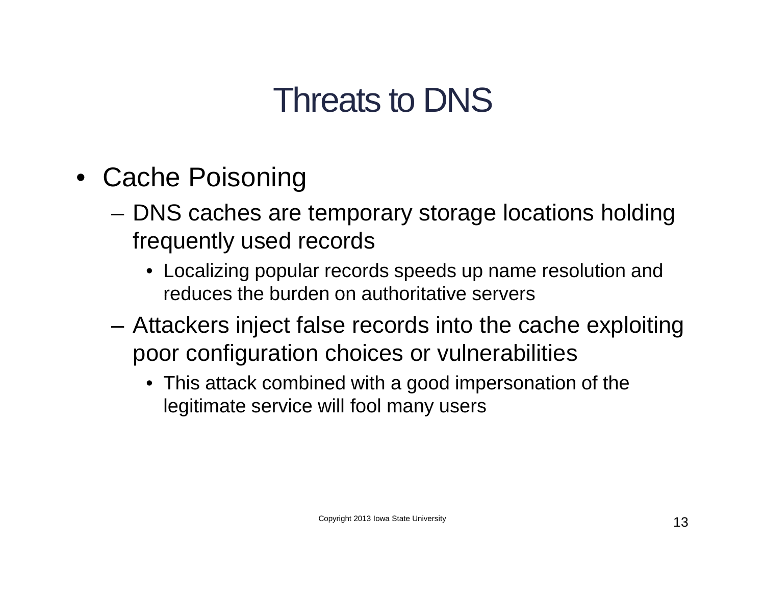# Threats to DNS

- Cache Poisoning
  - DNS caches are temporary storage locations holding frequently used records
    - Localizing popular records speeds up name resolution and reduces the burden on authoritative servers
  - Attackers inject false records into the cache exploiting poor configuration choices or vulnerabilities
    - This attack combined with a good impersonation of the legitimate service will fool many users

Copyright 2013 Iowa State University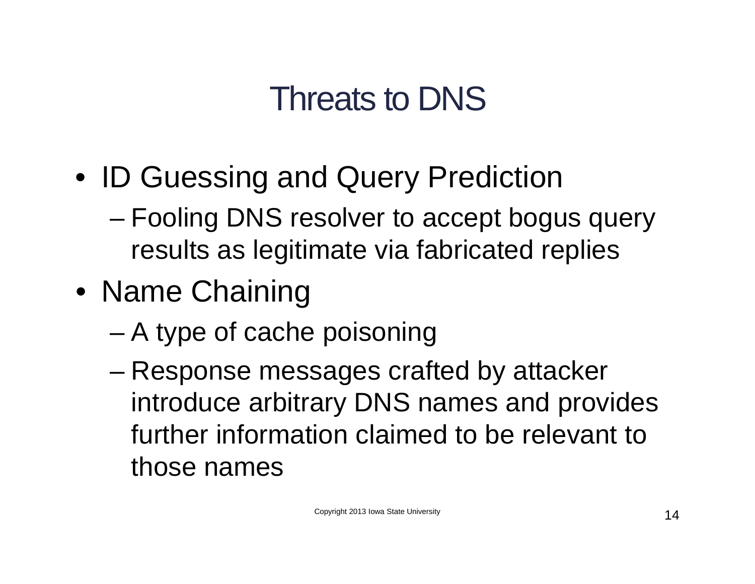# Threats to DNS

- ID Guessing and Query Prediction
  - Fooling DNS resolver to accept bogus query results as legitimate via fabricated replies
- Name Chaining
  - A type of cache poisoning
  - Response messages crafted by attacker introduce arbitrary DNS names and provides further information claimed to be relevant to those names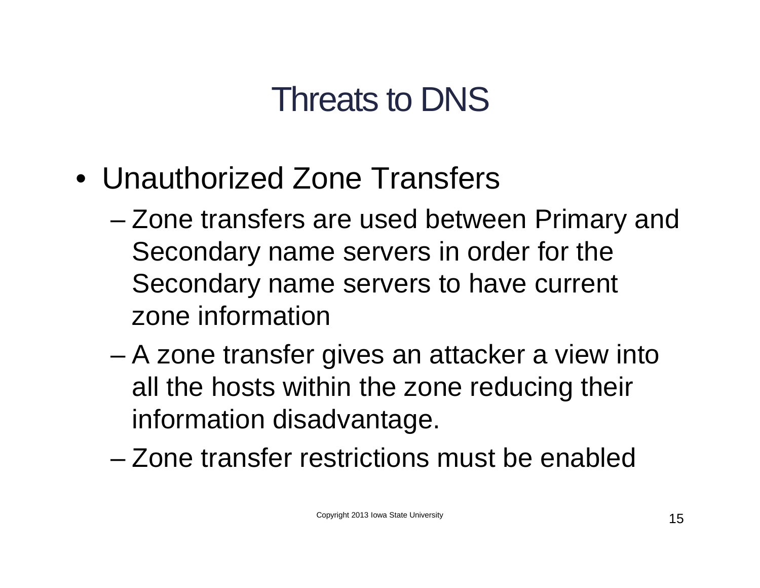# Threats to DNS

- Unauthorized Zone Transfers
  - Zone transfers are used between Primary and Secondary name servers in order for the Secondary name servers to have current zone information
  - A zone transfer gives an attacker a view into all the hosts within the zone reducing their information disadvantage.
  - Zone transfer restrictions must be enabled

Copyright 2013 Iowa State University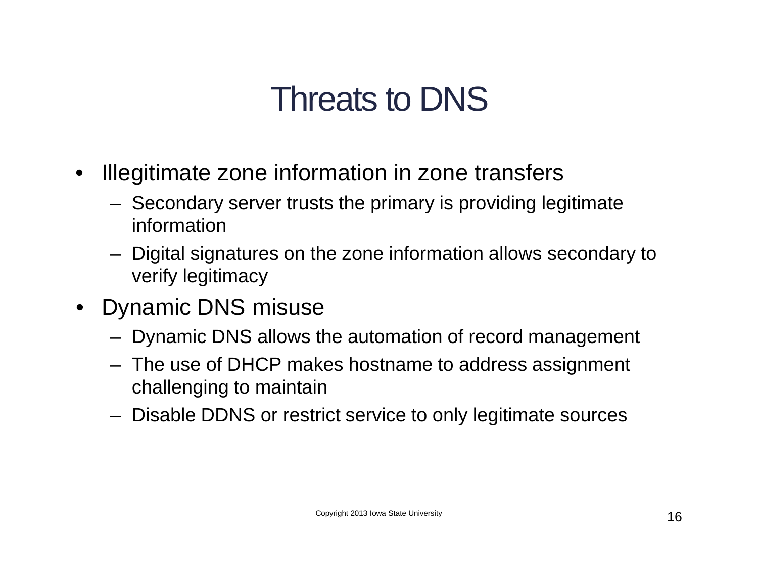# Threats to DNS

- Illegitimate zone information in zone transfers
  - Secondary server trusts the primary is providing legitimate information
  - Digital signatures on the zone information allows secondary to verify legitimacy
- Dynamic DNS misuse
  - Dynamic DNS allows the automation of record management
  - The use of DHCP makes hostname to address assignment challenging to maintain
  - Disable DDNS or restrict service to only legitimate sources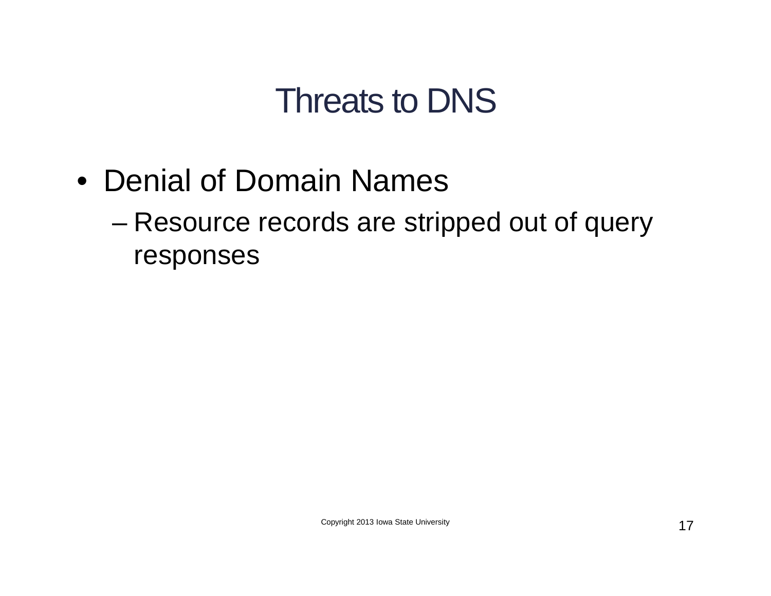# Threats to DNS

- Denial of Domain Names
  - Resource records are stripped out of query responses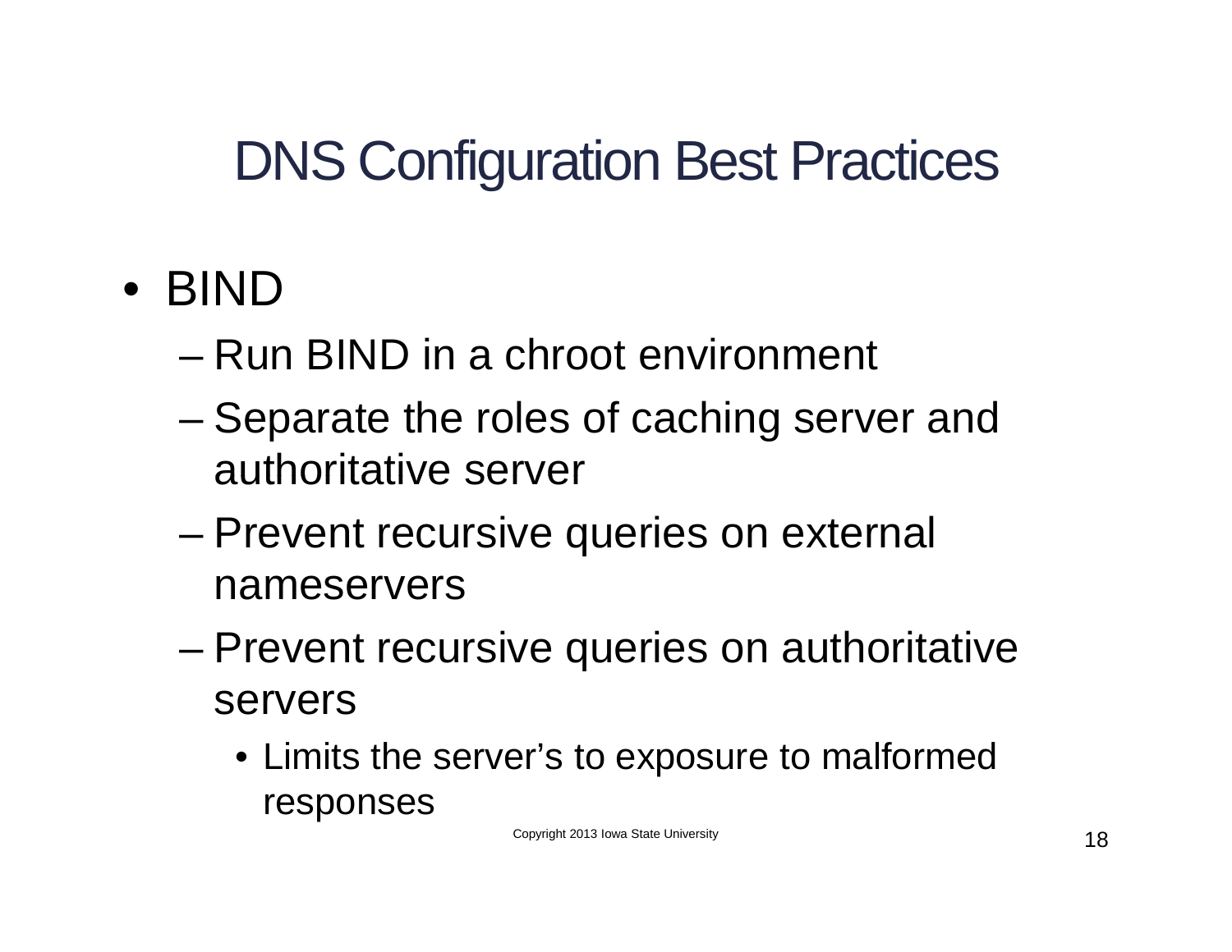# DNS Configuration Best Practices

- BIND
  - Run BIND in a chroot environment
  - Separate the roles of caching server and authoritative server
  - Prevent recursive queries on external nameservers
  - Prevent recursive queries on authoritative servers
    - Limits the server's to exposure to malformed responses

Copyright 2013 Iowa State University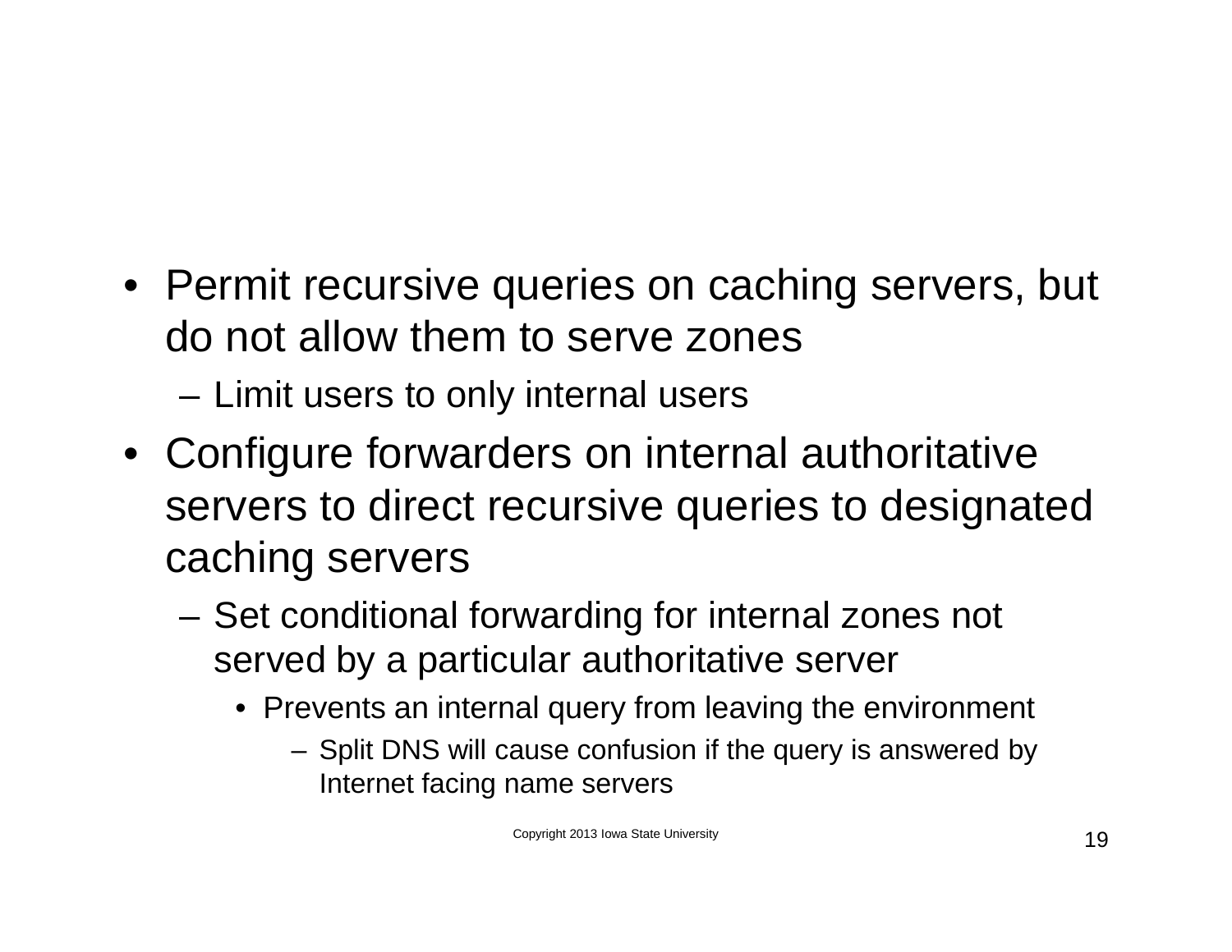- Permit recursive queries on caching servers, but do not allow them to serve zones
  - Limit users to only internal users
- Configure forwarders on internal authoritative servers to direct recursive queries to designated caching servers
  - Set conditional forwarding for internal zones not served by a particular authoritative server
    - Prevents an internal query from leaving the environment
      - Split DNS will cause confusion if the query is answered by Internet facing name servers

Copyright 2013 Iowa State University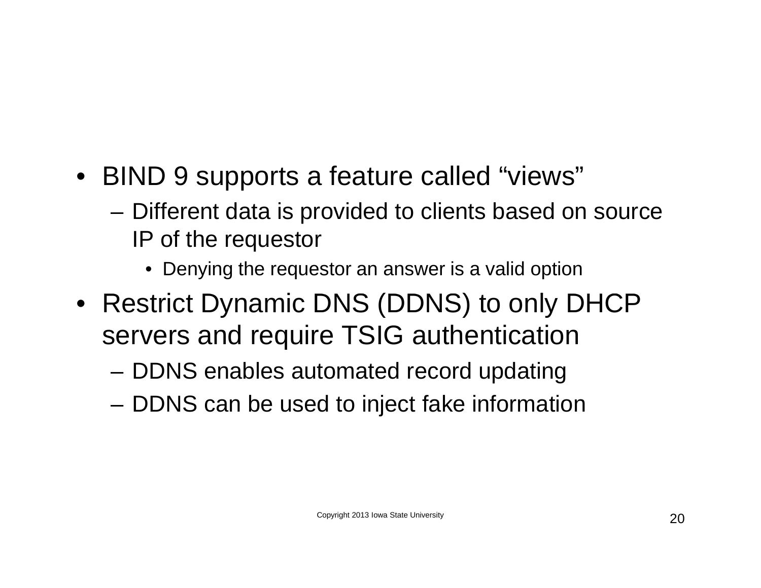- BIND 9 supports a feature called “views”
  - Different data is provided to clients based on source IP of the requestor
    - Denying the requestor an answer is a valid option
- Restrict Dynamic DNS (DDNS) to only DHCP servers and require TSIG authentication
  - DDNS enables automated record updating
  - DDNS can be used to inject fake information

Copyright 2013 Iowa State University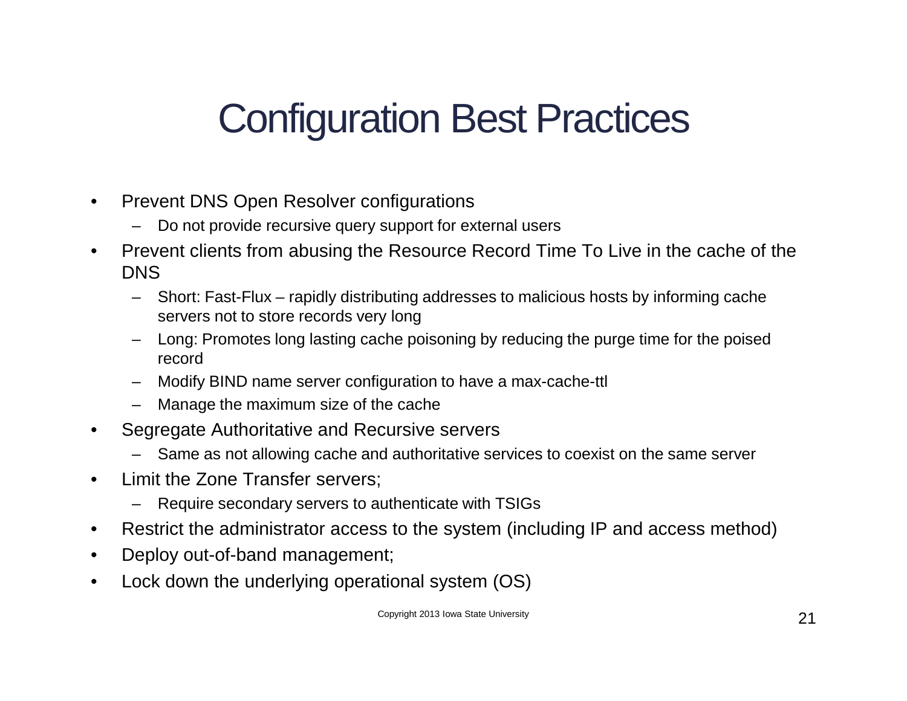# Configuration Best Practices

- Prevent DNS Open Resolver configurations
  - Do not provide recursive query support for external users
- Prevent clients from abusing the Resource Record Time To Live in the cache of the DNS
  - Short: Fast-Flux – rapidly distributing addresses to malicious hosts by informing cache servers not to store records very long
  - Long: Promotes long lasting cache poisoning by reducing the purge time for the poised record
  - Modify BIND name server configuration to have a max-cache-ttl
  - Manage the maximum size of the cache
- Segregate Authoritative and Recursive servers
  - Same as not allowing cache and authoritative services to coexist on the same server
- Limit the Zone Transfer servers;
  - Require secondary servers to authenticate with TSIGs
- Restrict the administrator access to the system (including IP and access method)
- Deploy out-of-band management;
- Lock down the underlying operational system (OS)

Copyright 2013 Iowa State University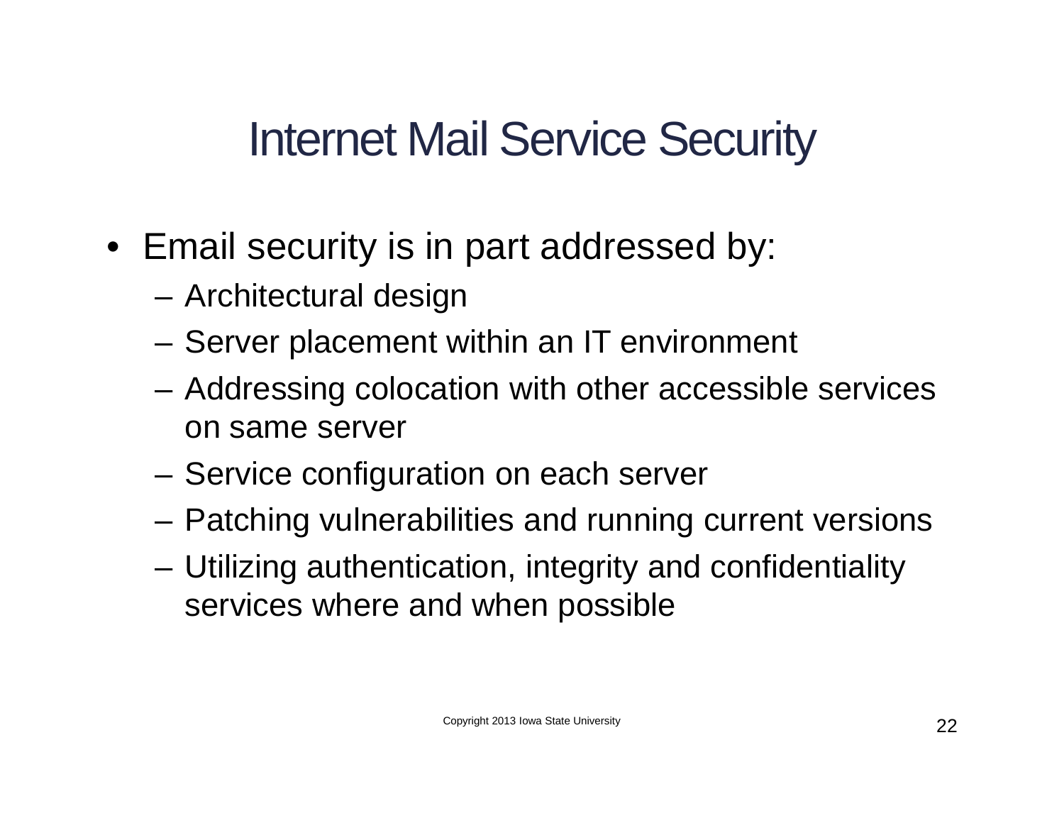# Internet Mail Service Security

- Email security is in part addressed by:
  - Architectural design
  - Server placement within an IT environment
  - Addressing colocation with other accessible services on same server
  - Service configuration on each server
  - Patching vulnerabilities and running current versions
  - Utilizing authentication, integrity and confidentiality services where and when possible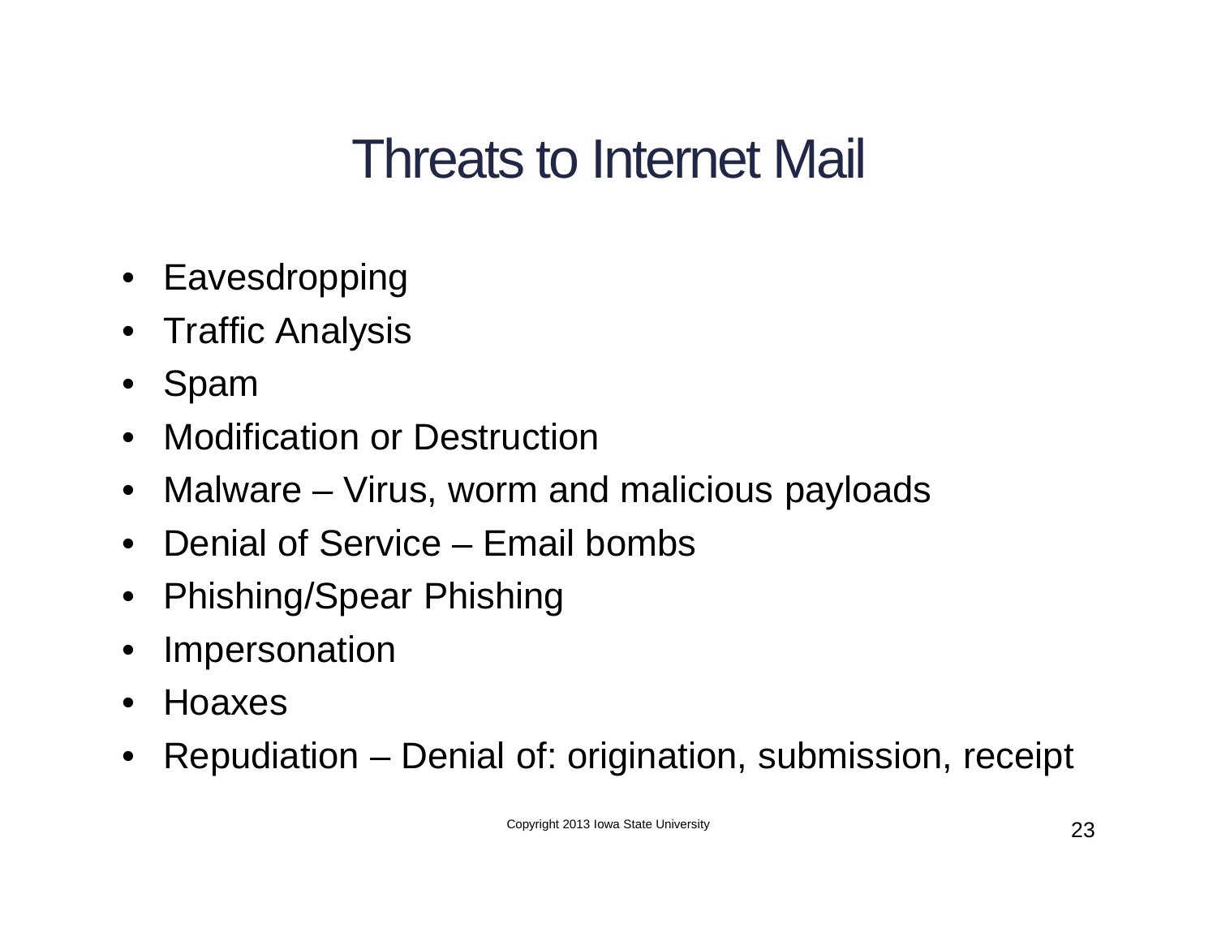# Threats to Internet Mail

- Eavesdropping
- Traffic Analysis
- Spam
- Modification or Destruction
- Malware – Virus, worm and malicious payloads
- Denial of Service – Email bombs
- Phishing/Spear Phishing
- Impersonation
- Hoaxes
- Repudiation – Denial of: origination, submission, receipt

Copyright 2013 Iowa State University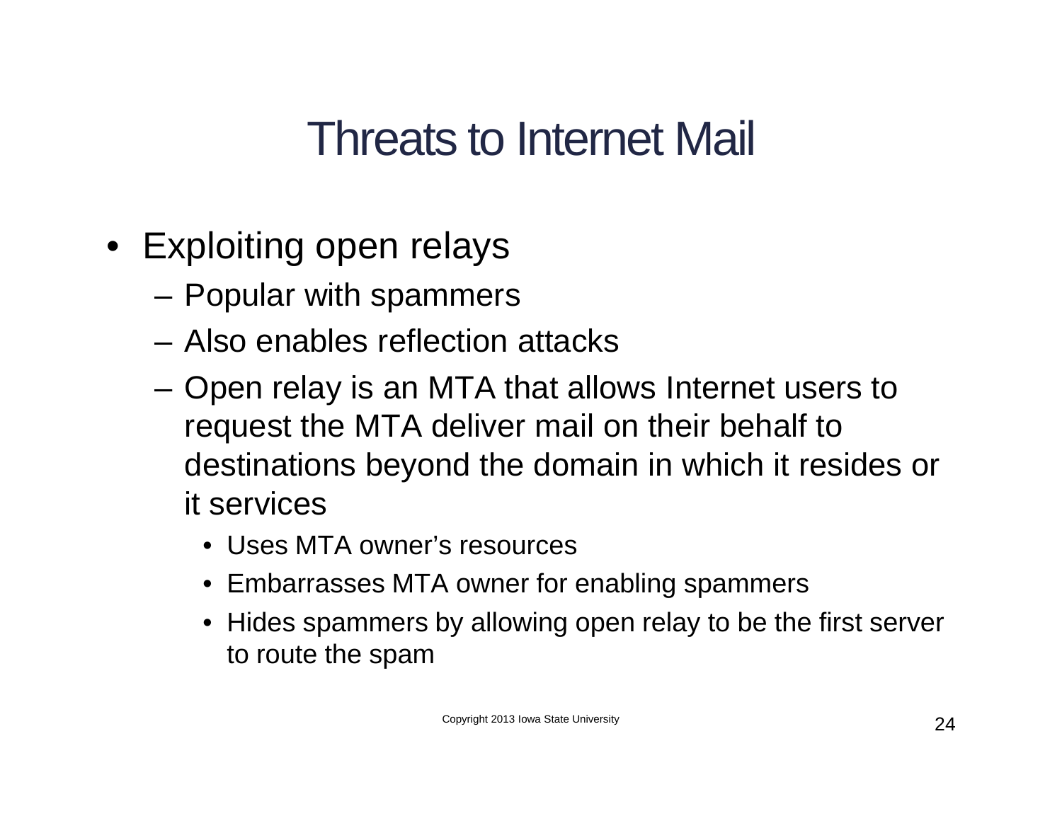# Threats to Internet Mail

- Exploiting open relays
  - Popular with spammers
  - Also enables reflection attacks
  - Open relay is an MTA that allows Internet users to request the MTA deliver mail on their behalf to destinations beyond the domain in which it resides or it services
    - Uses MTA owner's resources
    - Embarrasses MTA owner for enabling spammers
    - Hides spammers by allowing open relay to be the first server to route the spam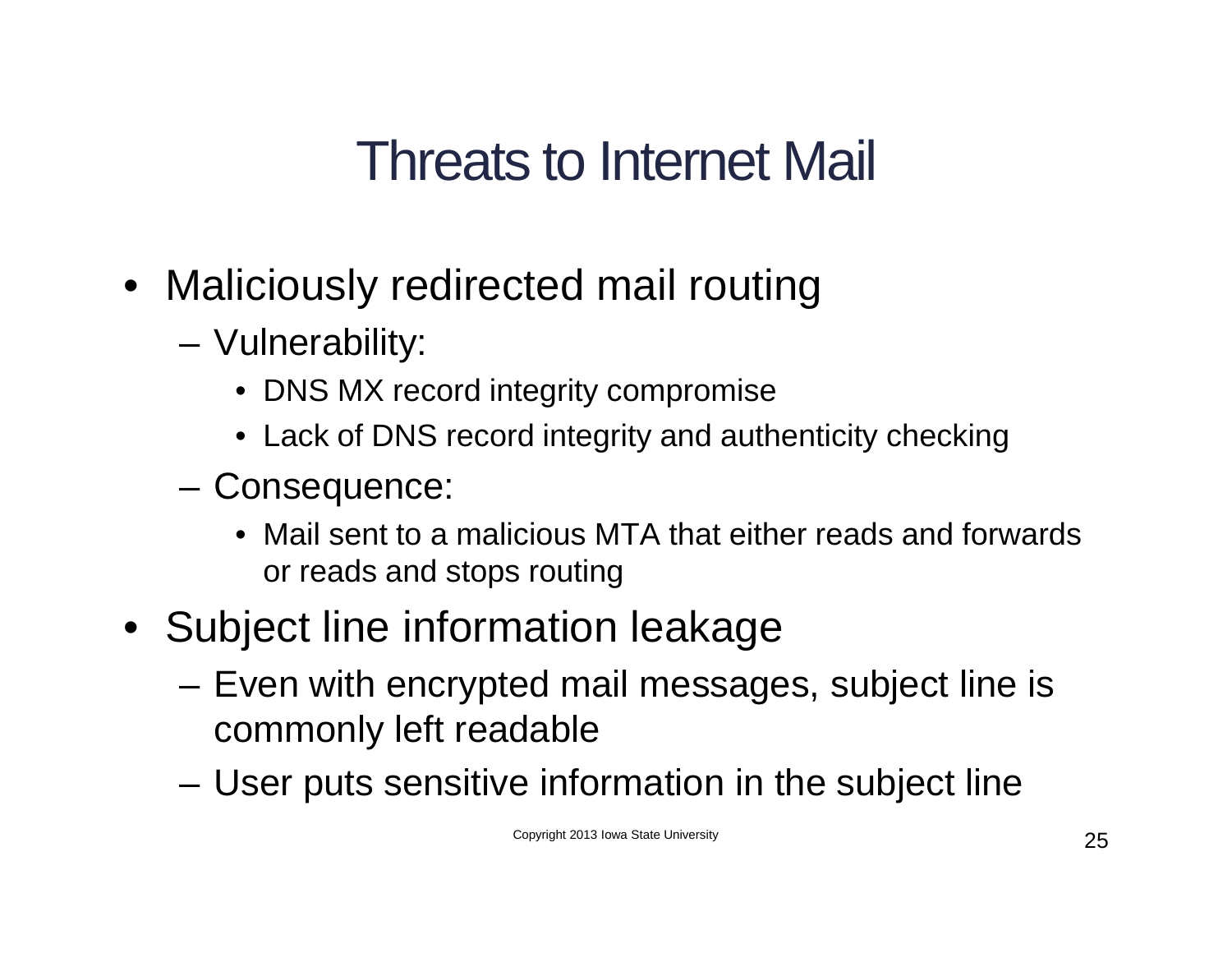# Threats to Internet Mail

- Maliciously redirected mail routing
  - Vulnerability:
    - DNS MX record integrity compromise
    - Lack of DNS record integrity and authenticity checking
  - Consequence:
    - Mail sent to a malicious MTA that either reads and forwards or reads and stops routing
- Subject line information leakage
  - Even with encrypted mail messages, subject line is commonly left readable
  - User puts sensitive information in the subject line

Copyright 2013 Iowa State University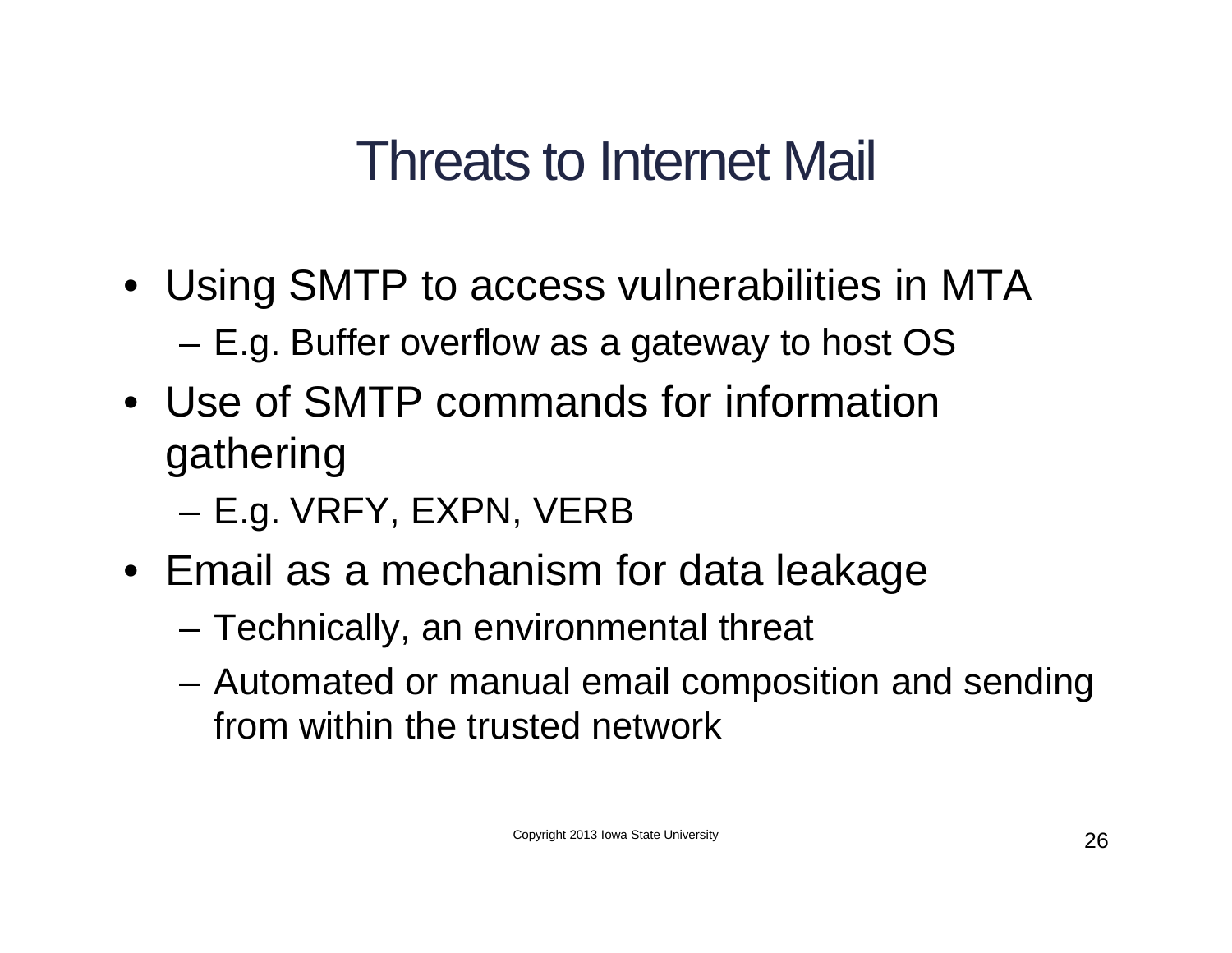# Threats to Internet Mail

- Using SMTP to access vulnerabilities in MTA
  - E.g. Buffer overflow as a gateway to host OS
- Use of SMTP commands for information gathering
  - E.g. VRFY, EXPN, VERB
- Email as a mechanism for data leakage
  - Technically, an environmental threat
  - Automated or manual email composition and sending from within the trusted network

Copyright 2013 Iowa State University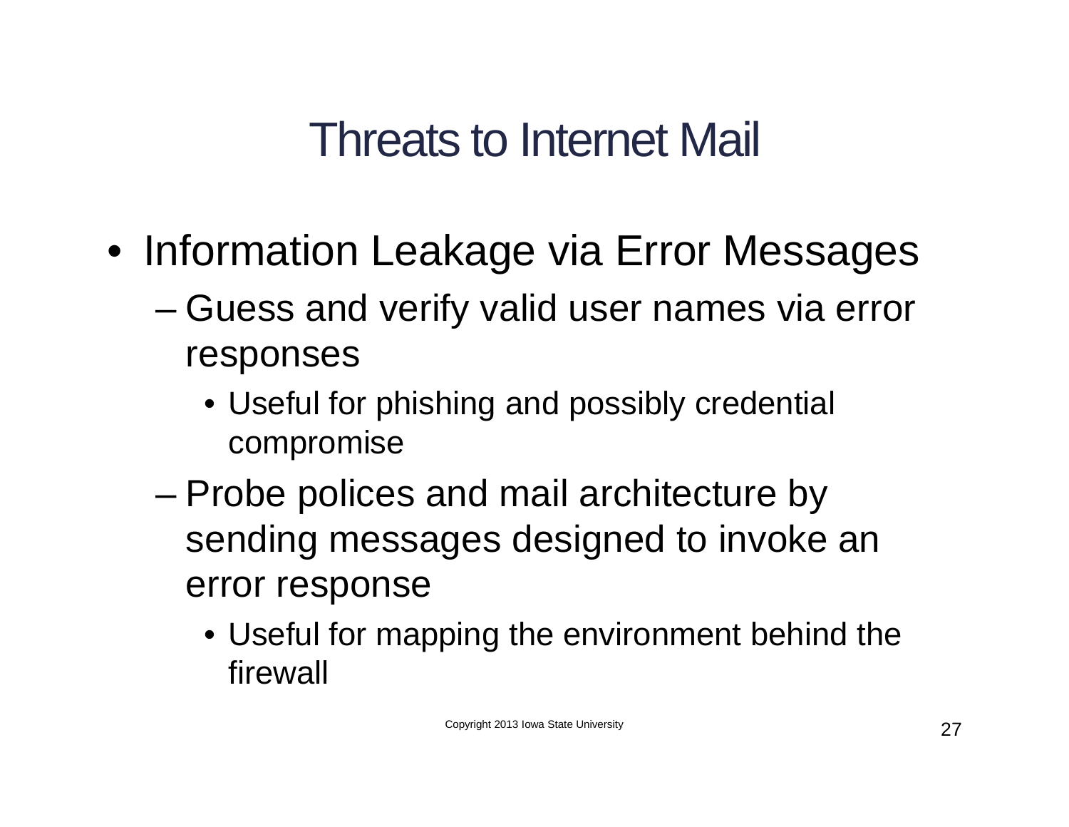# Threats to Internet Mail

- Information Leakage via Error Messages
  - Guess and verify valid user names via error responses
    - Useful for phishing and possibly credential compromise
  - Probe polices and mail architecture by sending messages designed to invoke an error response
    - Useful for mapping the environment behind the firewall

Copyright 2013 Iowa State University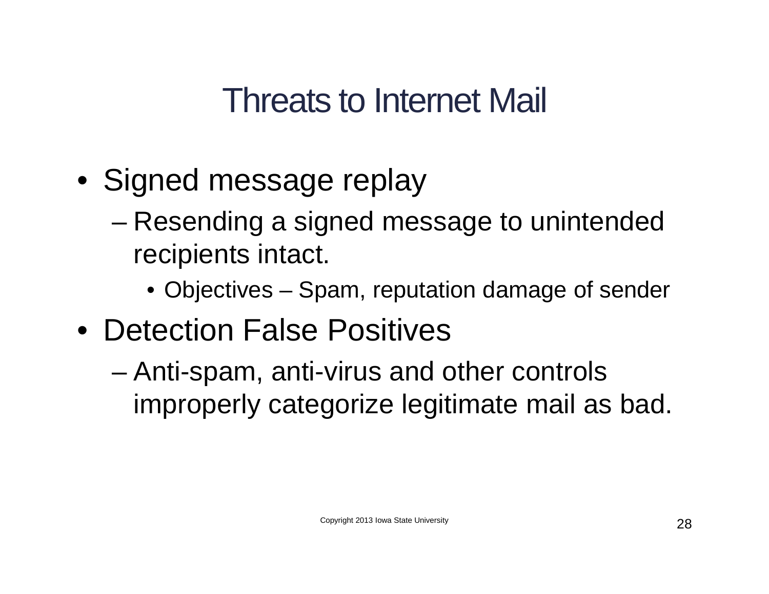# Threats to Internet Mail

- Signed message replay
  - Resending a signed message to unintended recipients intact.
    - Objectives – Spam, reputation damage of sender
- Detection False Positives
  - Anti-spam, anti-virus and other controls improperly categorize legitimate mail as bad.

Copyright 2013 Iowa State University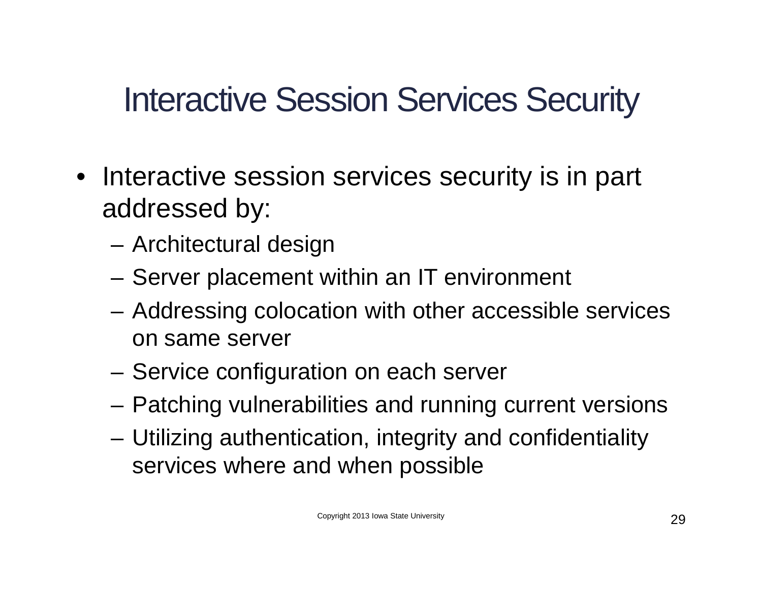# Interactive Session Services Security

- Interactive session services security is in part addressed by:
  - Architectural design
  - Server placement within an IT environment
  - Addressing colocation with other accessible services on same server
  - Service configuration on each server
  - Patching vulnerabilities and running current versions
  - Utilizing authentication, integrity and confidentiality services where and when possible

Copyright 2013 Iowa State University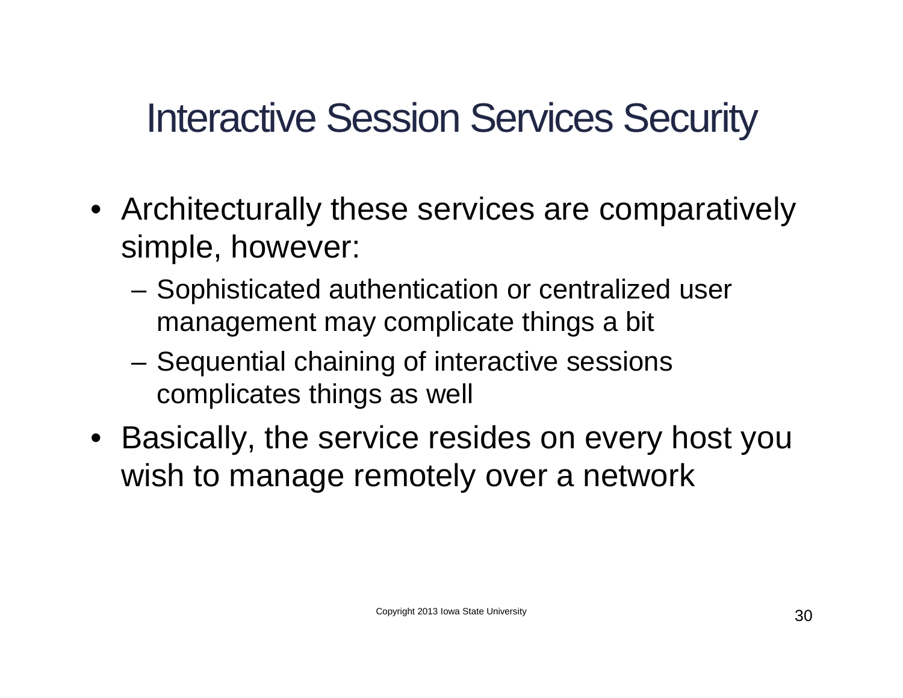# Interactive Session Services Security

- Architecturally these services are comparatively simple, however:
  - Sophisticated authentication or centralized user management may complicate things a bit
  - Sequential chaining of interactive sessions complicates things as well
- Basically, the service resides on every host you wish to manage remotely over a network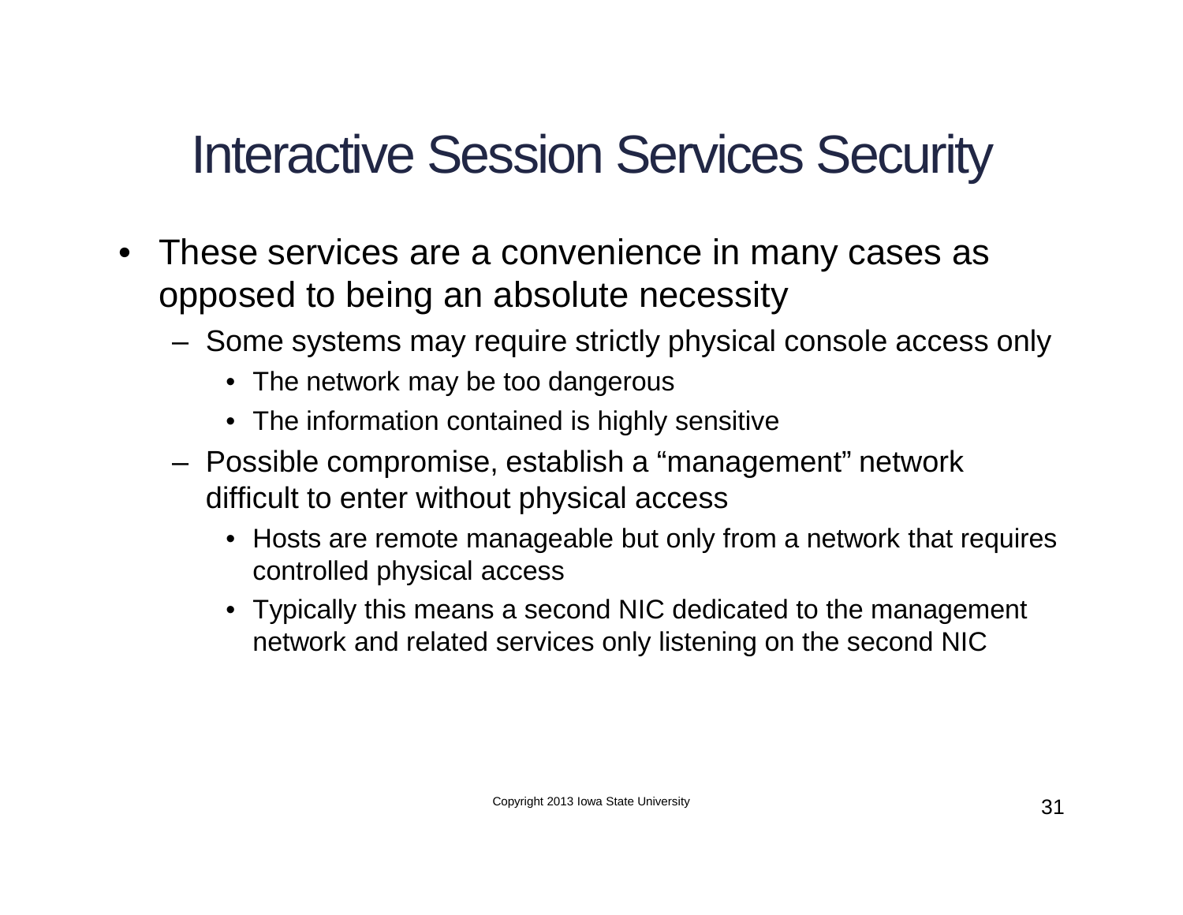# Interactive Session Services Security

- These services are a convenience in many cases as opposed to being an absolute necessity
  - Some systems may require strictly physical console access only
    - The network may be too dangerous
    - The information contained is highly sensitive
  - Possible compromise, establish a “management” network difficult to enter without physical access
    - Hosts are remote manageable but only from a network that requires controlled physical access
    - Typically this means a second NIC dedicated to the management network and related services only listening on the second NIC

Copyright 2013 Iowa State University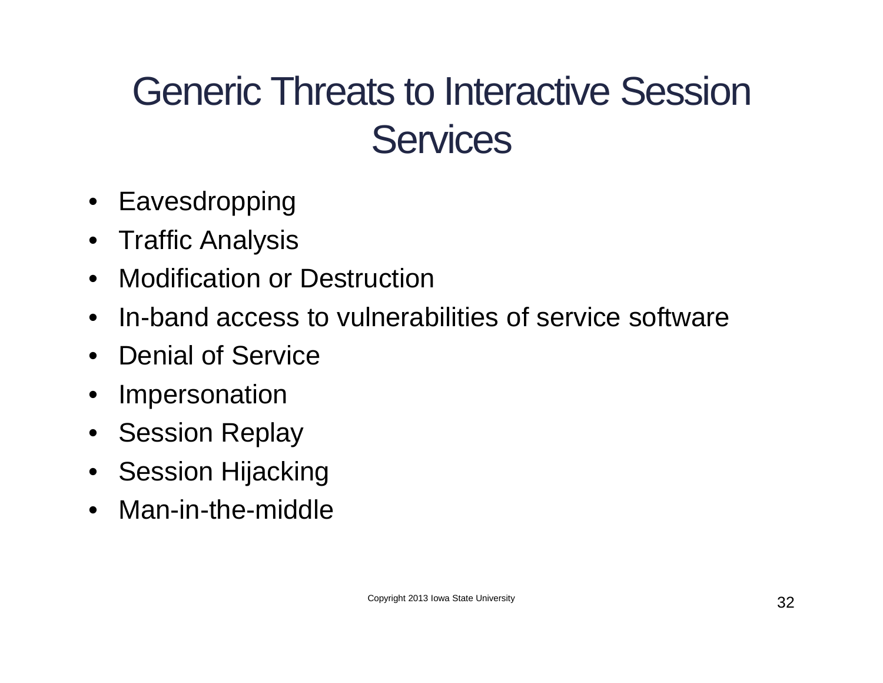# Generic Threats to Interactive Session Services

- Eavesdropping
- Traffic Analysis
- Modification or Destruction
- In-band access to vulnerabilities of service software
- Denial of Service
- Impersonation
- Session Replay
- Session Hijacking
- Man-in-the-middle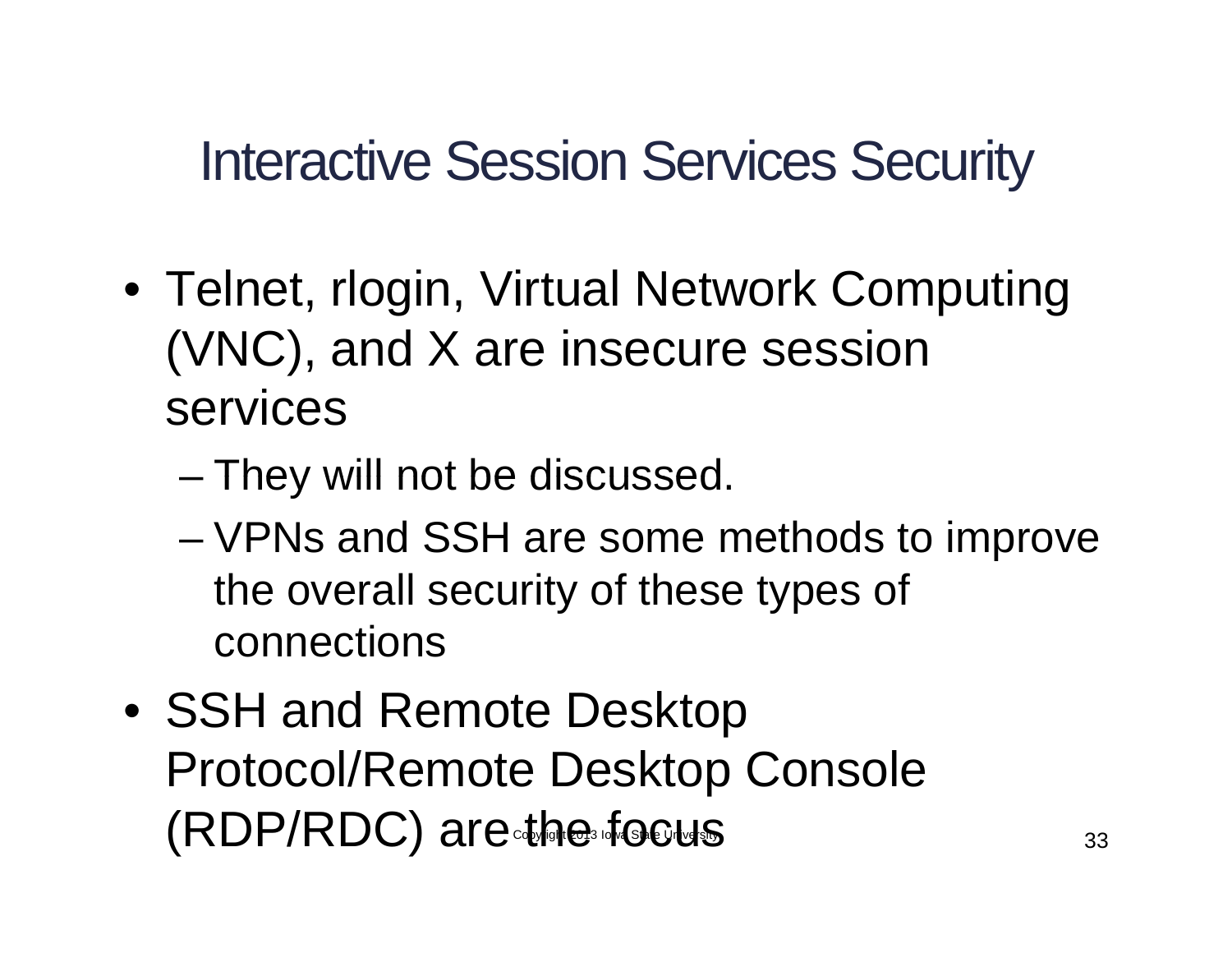# Interactive Session Services Security

- Telnet, rlogin, Virtual Network Computing (VNC), and X are insecure session services
  - They will not be discussed.
  - VPNs and SSH are some methods to improve the overall security of these types of connections
- SSH and Remote Desktop Protocol/Remote Desktop Console (RDP/RDC) are the focus

Copyright 2013 Iowa State University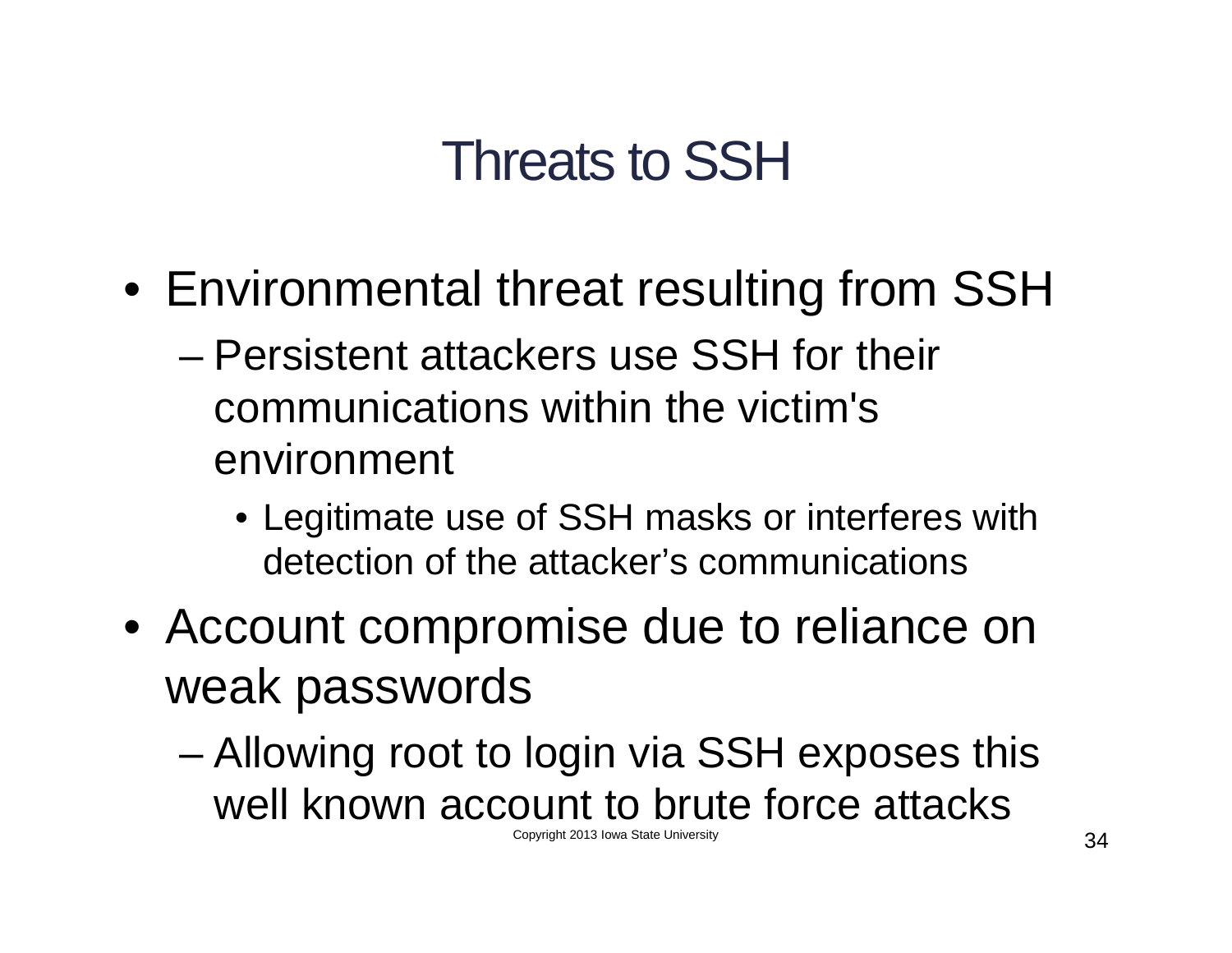# Threats to SSH

- Environmental threat resulting from SSH
  - Persistent attackers use SSH for their communications within the victim's environment
    - Legitimate use of SSH masks or interferes with detection of the attacker's communications
- Account compromise due to reliance on weak passwords
  - Allowing root to login via SSH exposes this well known account to brute force attacks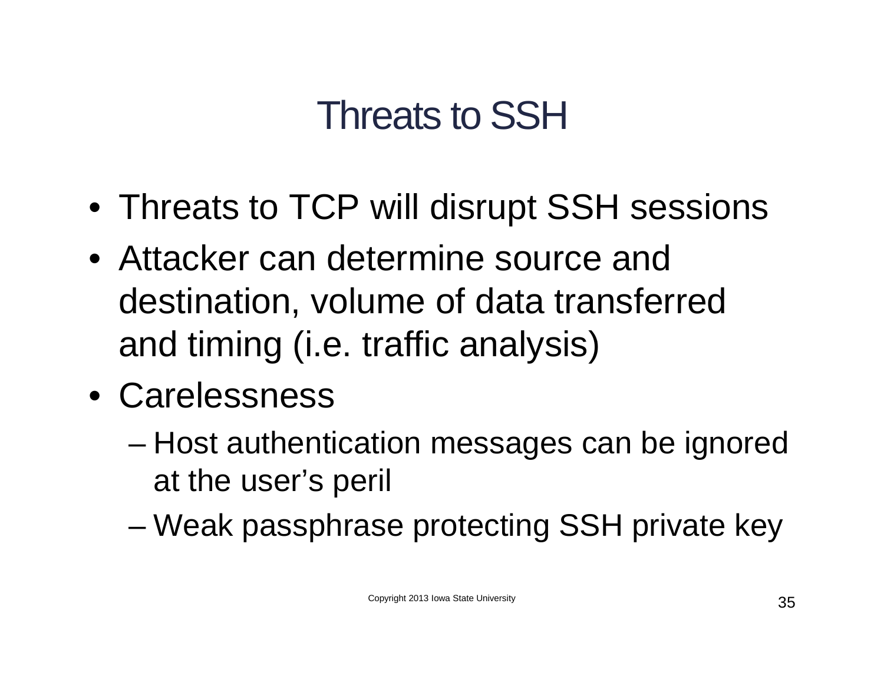# Threats to SSH

- Threats to TCP will disrupt SSH sessions
- Attacker can determine source and destination, volume of data transferred and timing (i.e. traffic analysis)
- Carelessness
  - Host authentication messages can be ignored at the user's peril
  - Weak passphrase protecting SSH private key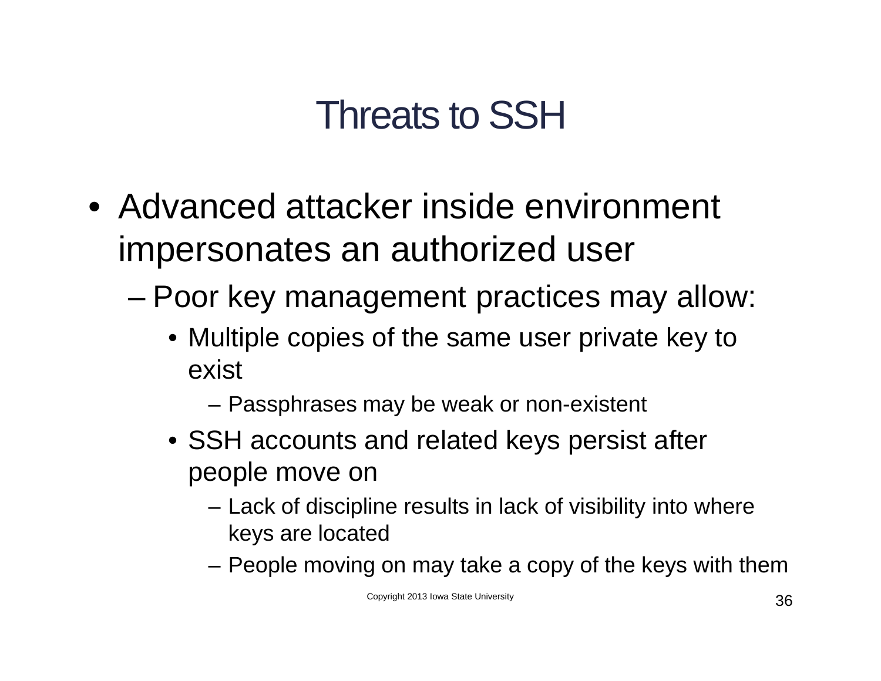# Threats to SSH

- Advanced attacker inside environment impersonates an authorized user
  - Poor key management practices may allow:
    - Multiple copies of the same user private key to exist
      - Passphrases may be weak or non-existent
    - SSH accounts and related keys persist after people move on
      - Lack of discipline results in lack of visibility into where keys are located
      - People moving on may take a copy of the keys with them

Copyright 2013 Iowa State University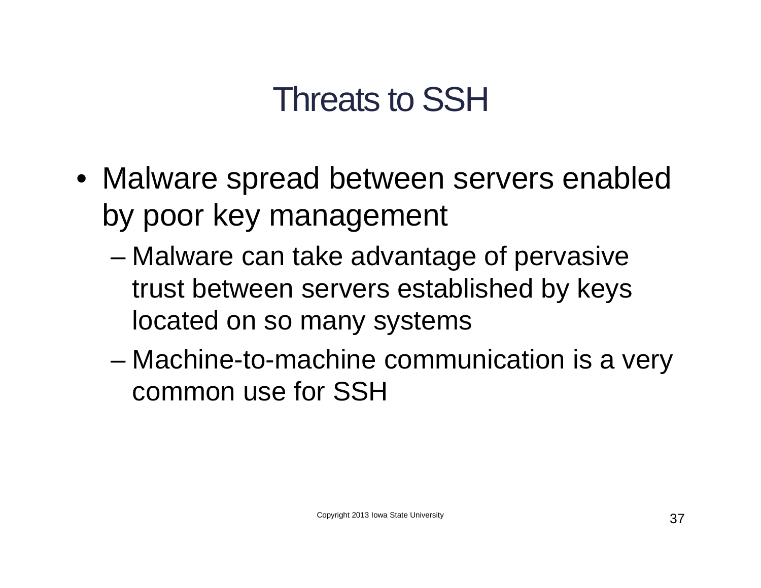# Threats to SSH

- Malware spread between servers enabled by poor key management
  - Malware can take advantage of pervasive trust between servers established by keys located on so many systems
  - Machine-to-machine communication is a very common use for SSH

Copyright 2013 Iowa State University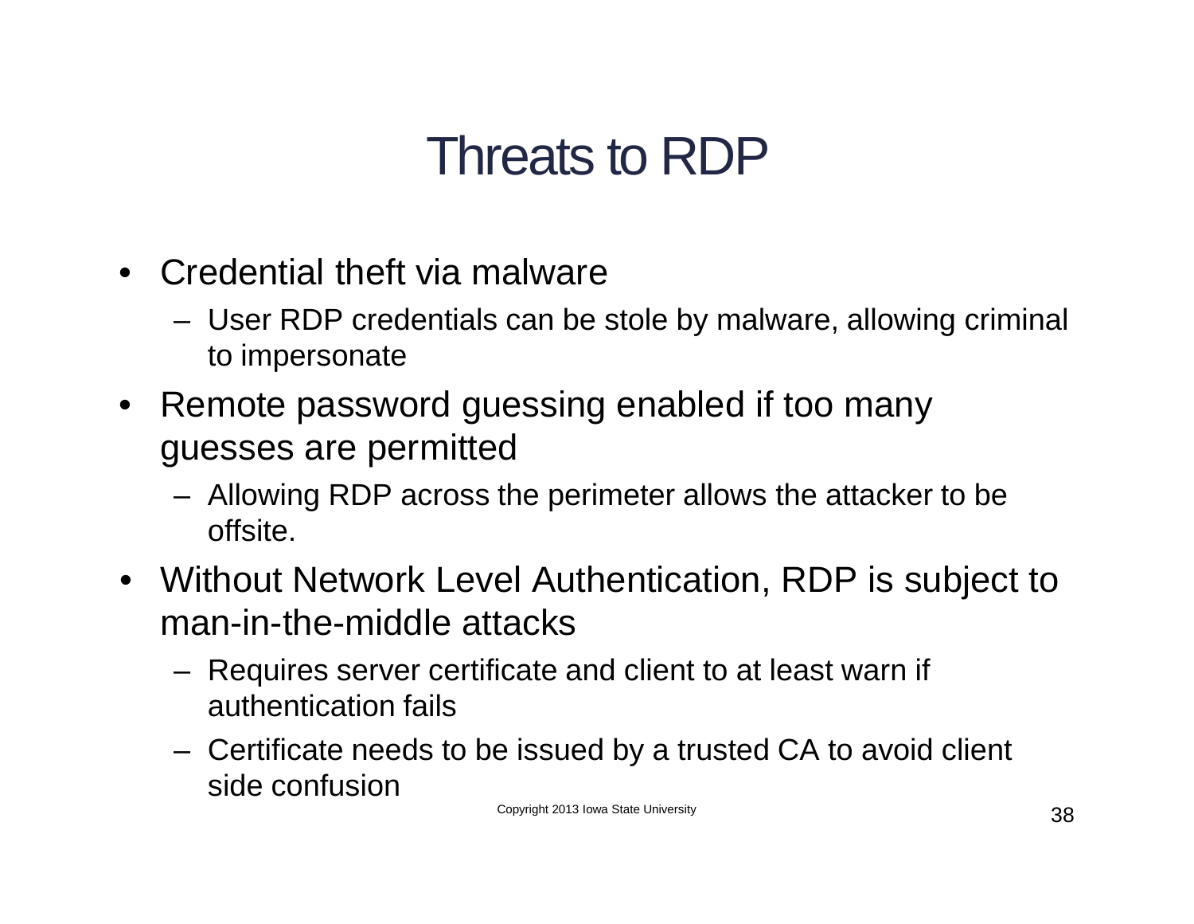# Threats to RDP

- Credential theft via malware
  - User RDP credentials can be stole by malware, allowing criminal to impersonate
- Remote password guessing enabled if too many guesses are permitted
  - Allowing RDP across the perimeter allows the attacker to be offsite.
- Without Network Level Authentication, RDP is subject to man-in-the-middle attacks
  - Requires server certificate and client to at least warn if authentication fails
  - Certificate needs to be issued by a trusted CA to avoid client side confusion

Copyright 2013 Iowa State University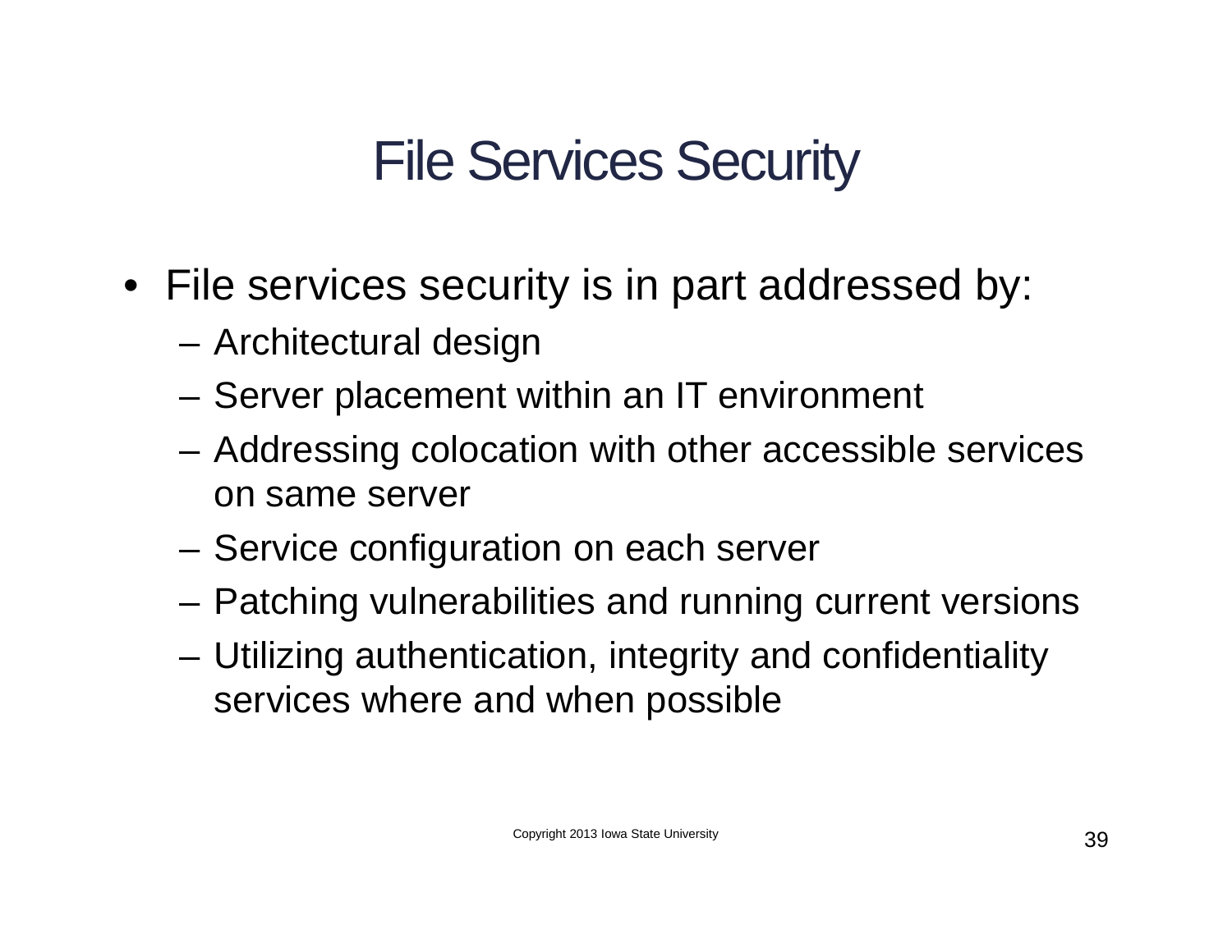# File Services Security

- File services security is in part addressed by:
  - Architectural design
  - Server placement within an IT environment
  - Addressing colocation with other accessible services on same server
  - Service configuration on each server
  - Patching vulnerabilities and running current versions
  - Utilizing authentication, integrity and confidentiality services where and when possible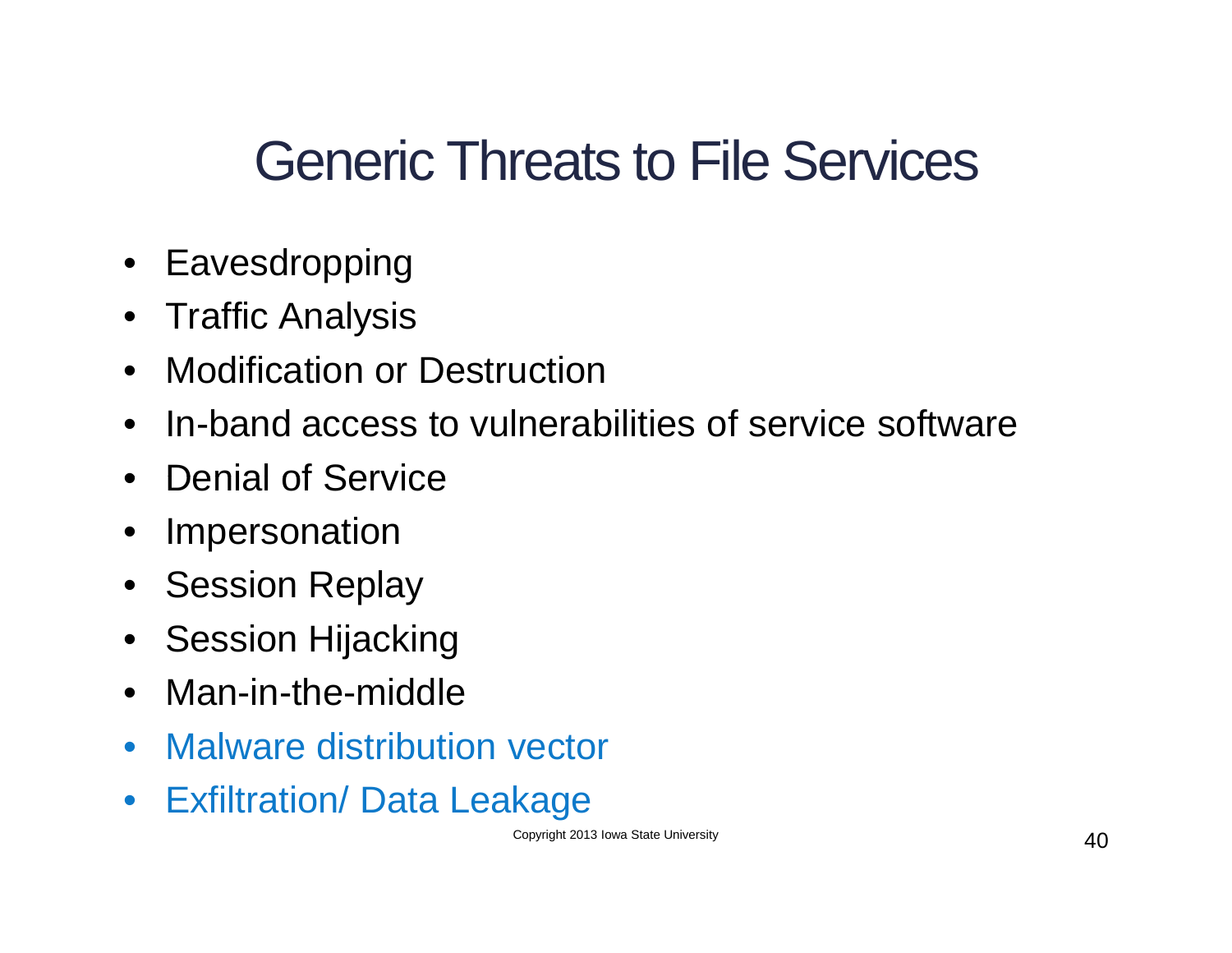# Generic Threats to File Services

- Eavesdropping
- Traffic Analysis
- Modification or Destruction
- In-band access to vulnerabilities of service software
- Denial of Service
- Impersonation
- Session Replay
- Session Hijacking
- Man-in-the-middle
- Malware distribution vector
- Exfiltration/ Data Leakage

Copyright 2013 Iowa State University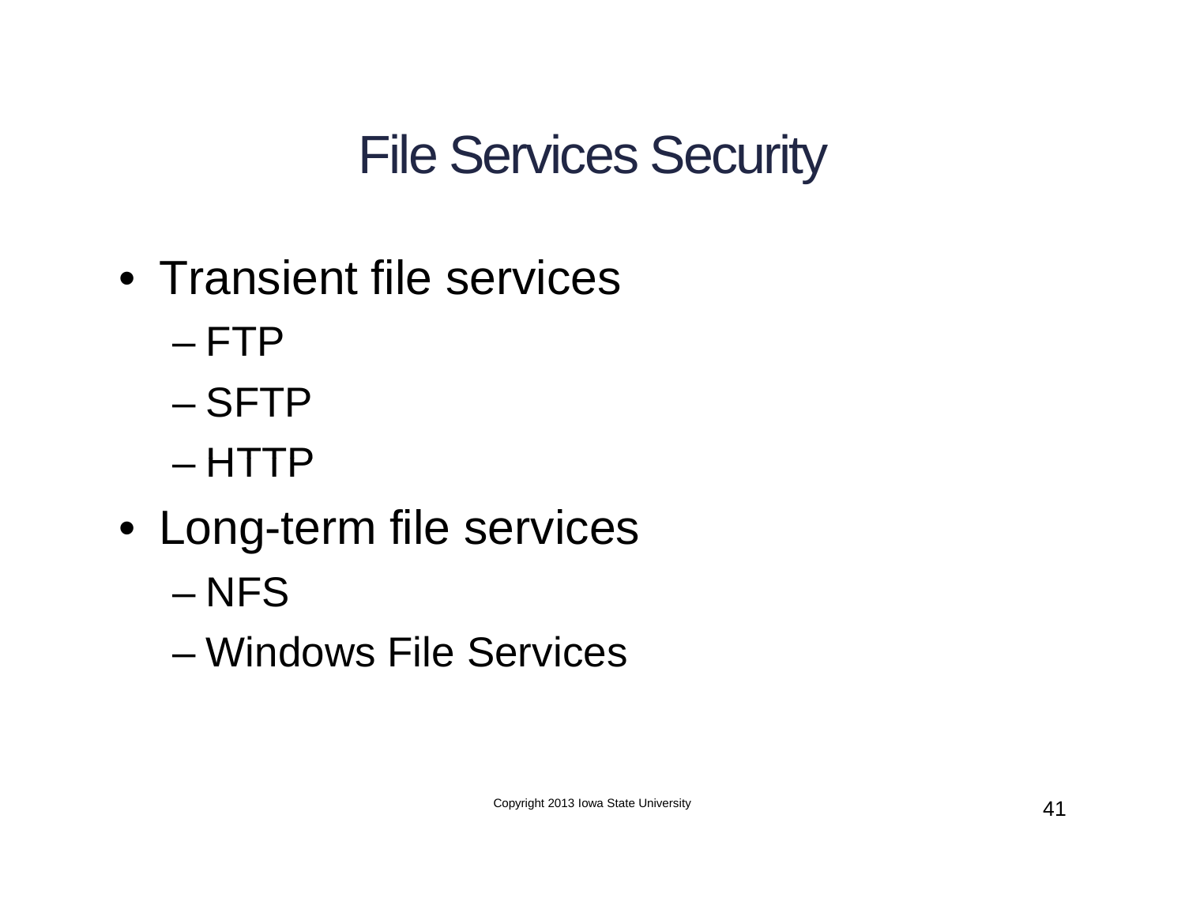# File Services Security

- Transient file services
  - FTP
  - SFTP
  - HTTP
- Long-term file services
  - NFS
  - Windows File Services

Copyright 2013 Iowa State University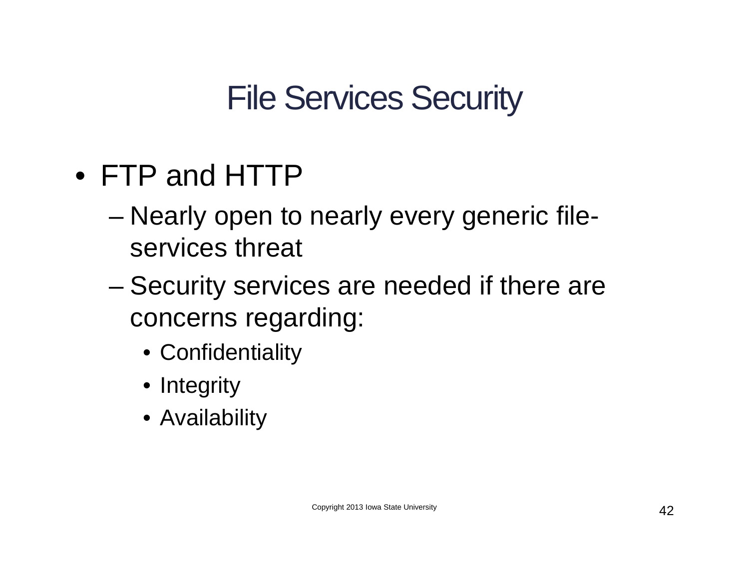# File Services Security

- FTP and HTTP
  - Nearly open to nearly every generic file-services threat
  - Security services are needed if there are concerns regarding:
    - Confidentiality
    - Integrity
    - Availability

Copyright 2013 Iowa State University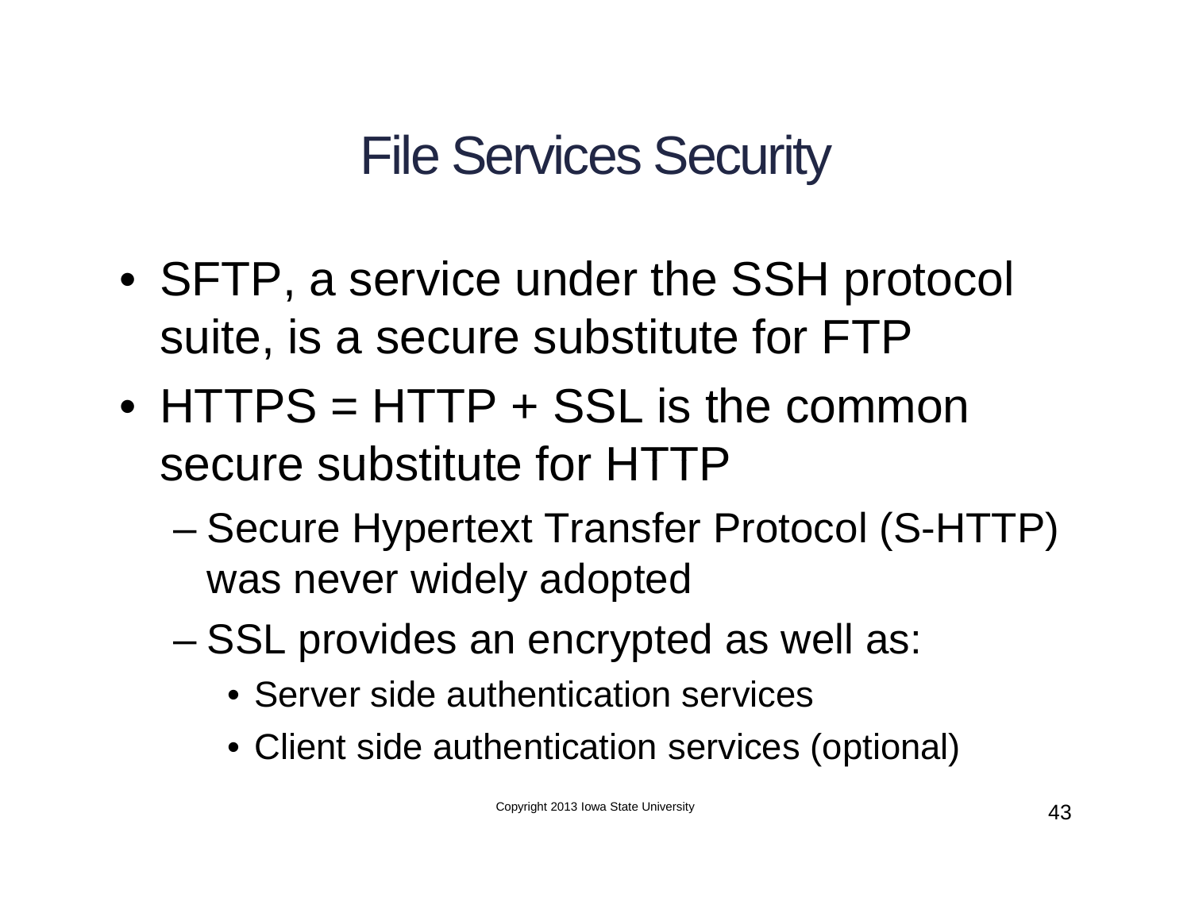# File Services Security

- SFTP, a service under the SSH protocol suite, is a secure substitute for FTP
- HTTPS = HTTP + SSL is the common secure substitute for HTTP
  - Secure Hypertext Transfer Protocol (S-HTTP) was never widely adopted
  - SSL provides an encrypted as well as:
    - Server side authentication services
    - Client side authentication services (optional)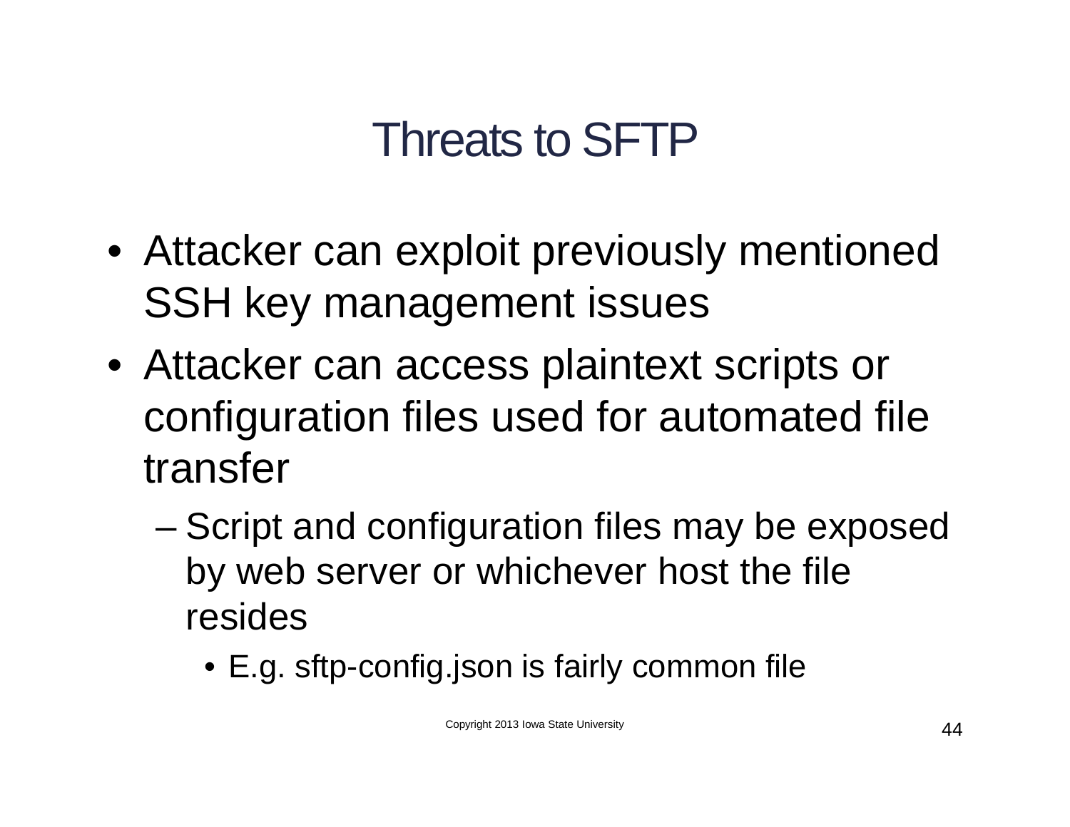# Threats to SFTP

- Attacker can exploit previously mentioned SSH key management issues
- Attacker can access plaintext scripts or configuration files used for automated file transfer
  - Script and configuration files may be exposed by web server or whichever host the file resides
    - E.g. sftp-config.json is fairly common file

Copyright 2013 Iowa State University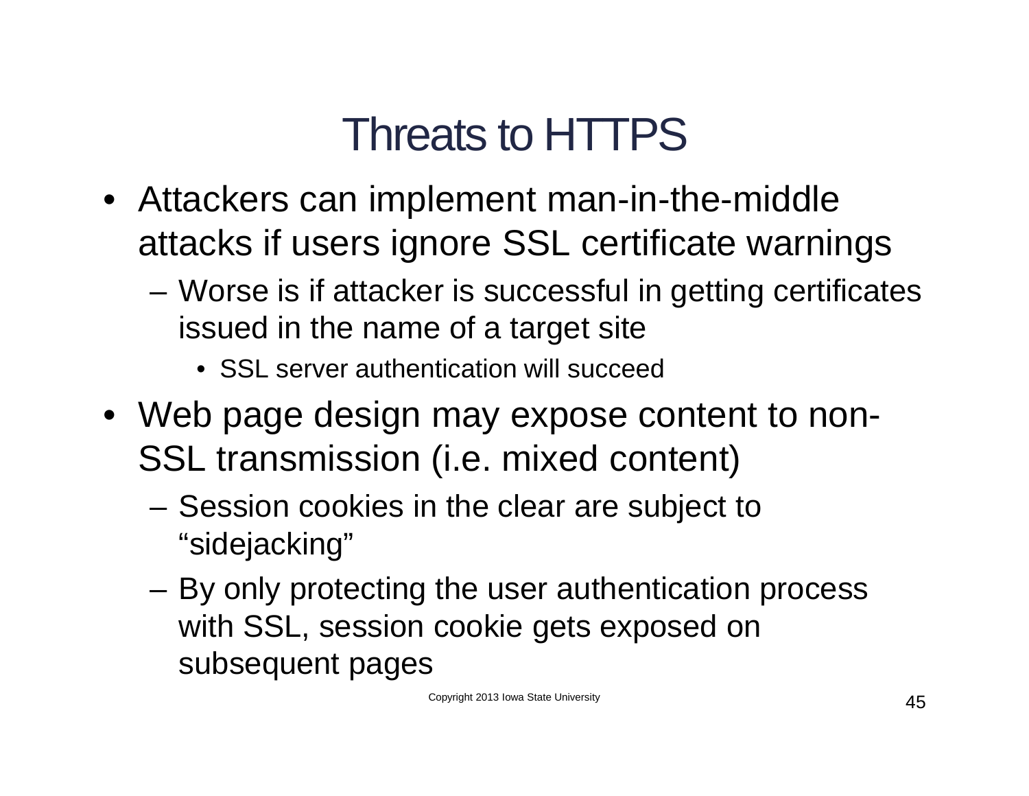# Threats to HTTPS

- Attackers can implement man-in-the-middle attacks if users ignore SSL certificate warnings
  - Worse is if attacker is successful in getting certificates issued in the name of a target site
    - SSL server authentication will succeed
- Web page design may expose content to non-SSL transmission (i.e. mixed content)
  - Session cookies in the clear are subject to “sidejacking”
  - By only protecting the user authentication process with SSL, session cookie gets exposed on subsequent pages

Copyright 2013 Iowa State University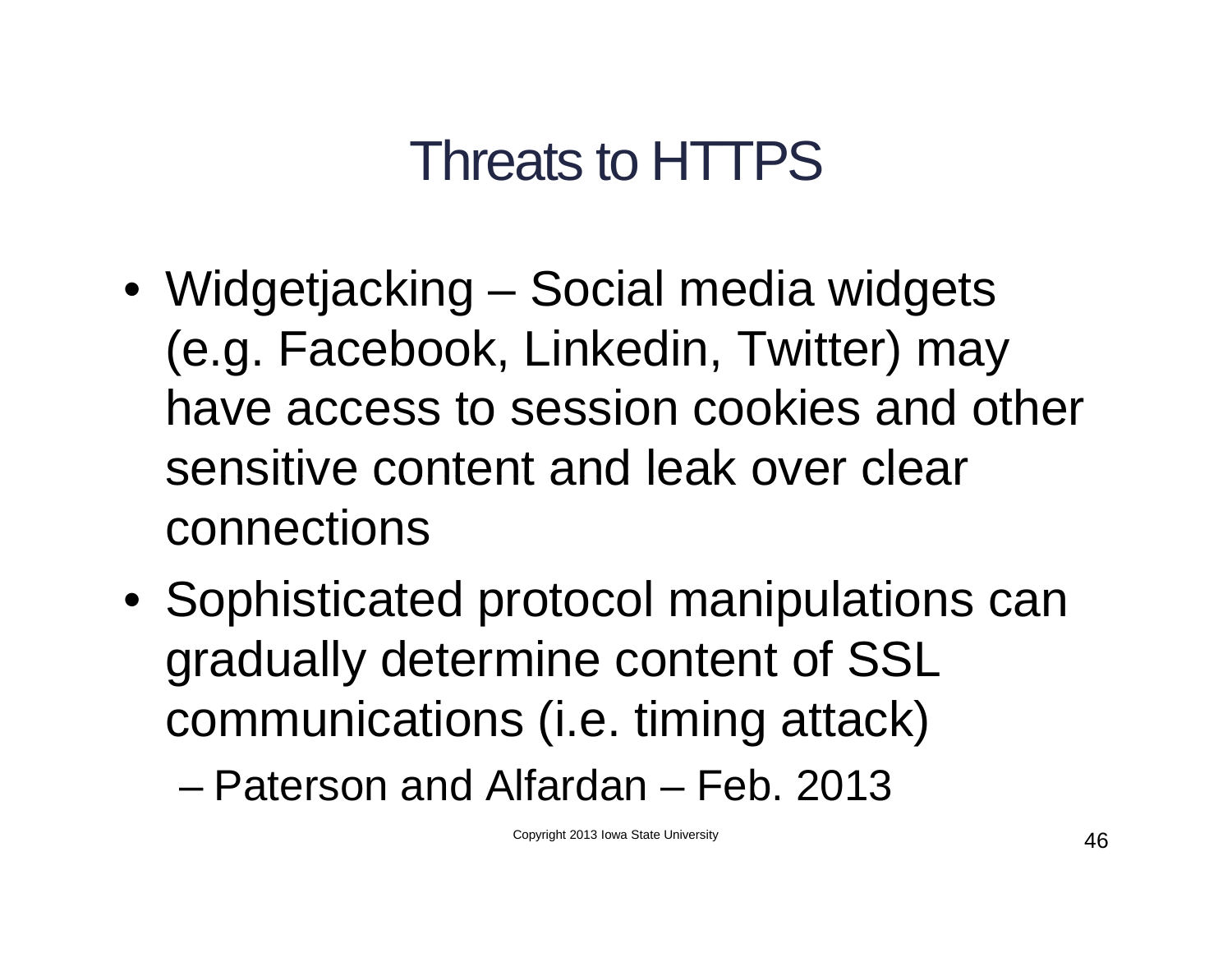# Threats to HTTPS

- Widgetjacking – Social media widgets (e.g. Facebook, Linkedin, Twitter) may have access to session cookies and other sensitive content and leak over clear connections
- Sophisticated protocol manipulations can gradually determine content of SSL communications (i.e. timing attack)
  - Paterson and Alfardan – Feb. 2013

Copyright 2013 Iowa State University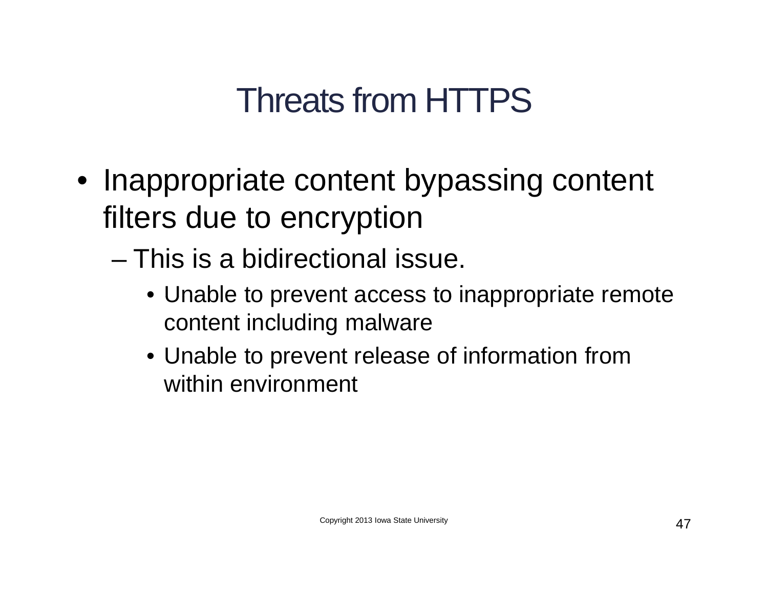# Threats from HTTPS

- Inappropriate content bypassing content filters due to encryption
  - This is a bidirectional issue.
    - Unable to prevent access to inappropriate remote content including malware
    - Unable to prevent release of information from within environment

Copyright 2013 Iowa State University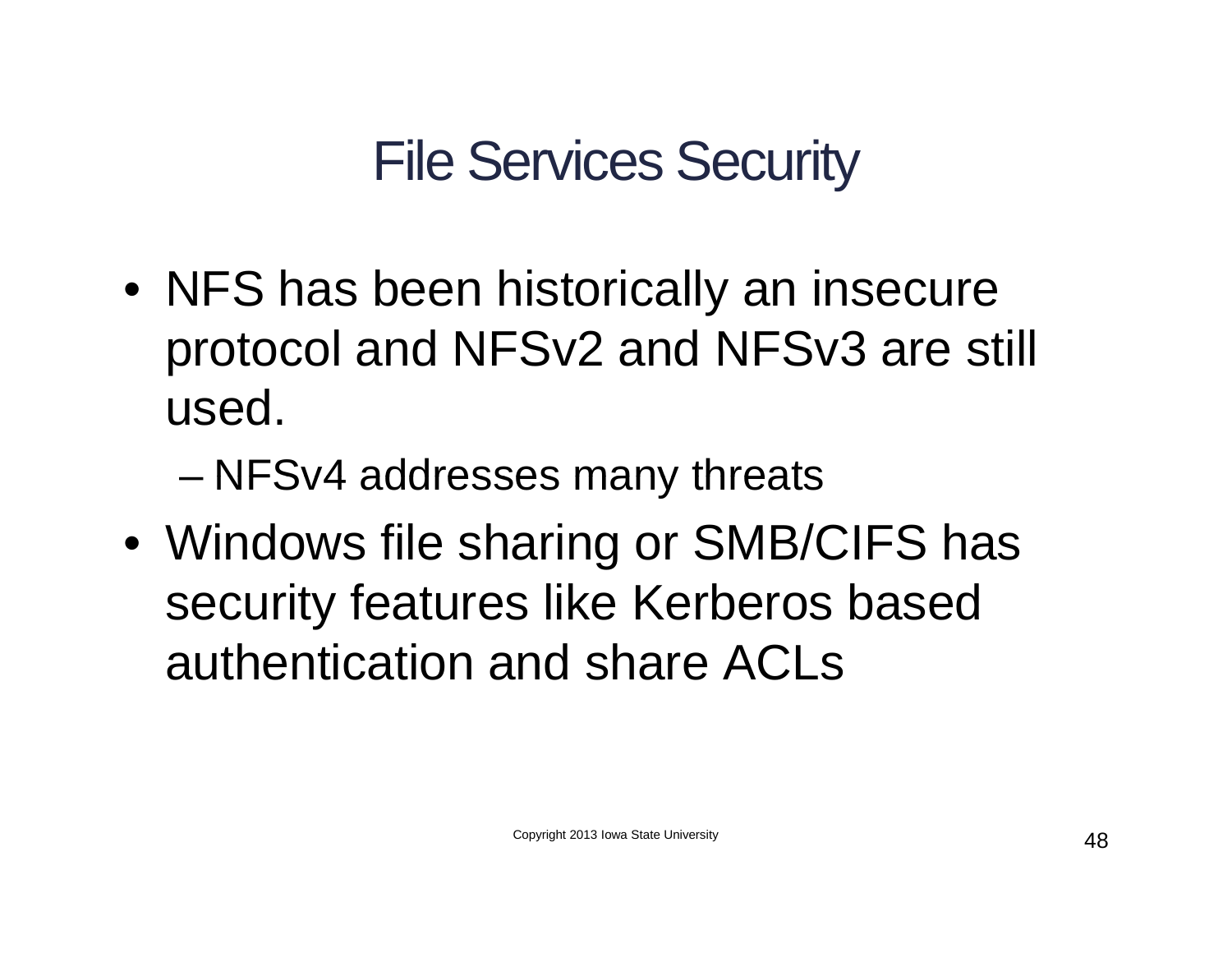# File Services Security

- NFS has been historically an insecure protocol and NFSv2 and NFSv3 are still used.
  - NFSv4 addresses many threats
- Windows file sharing or SMB/CIFS has security features like Kerberos based authentication and share ACLs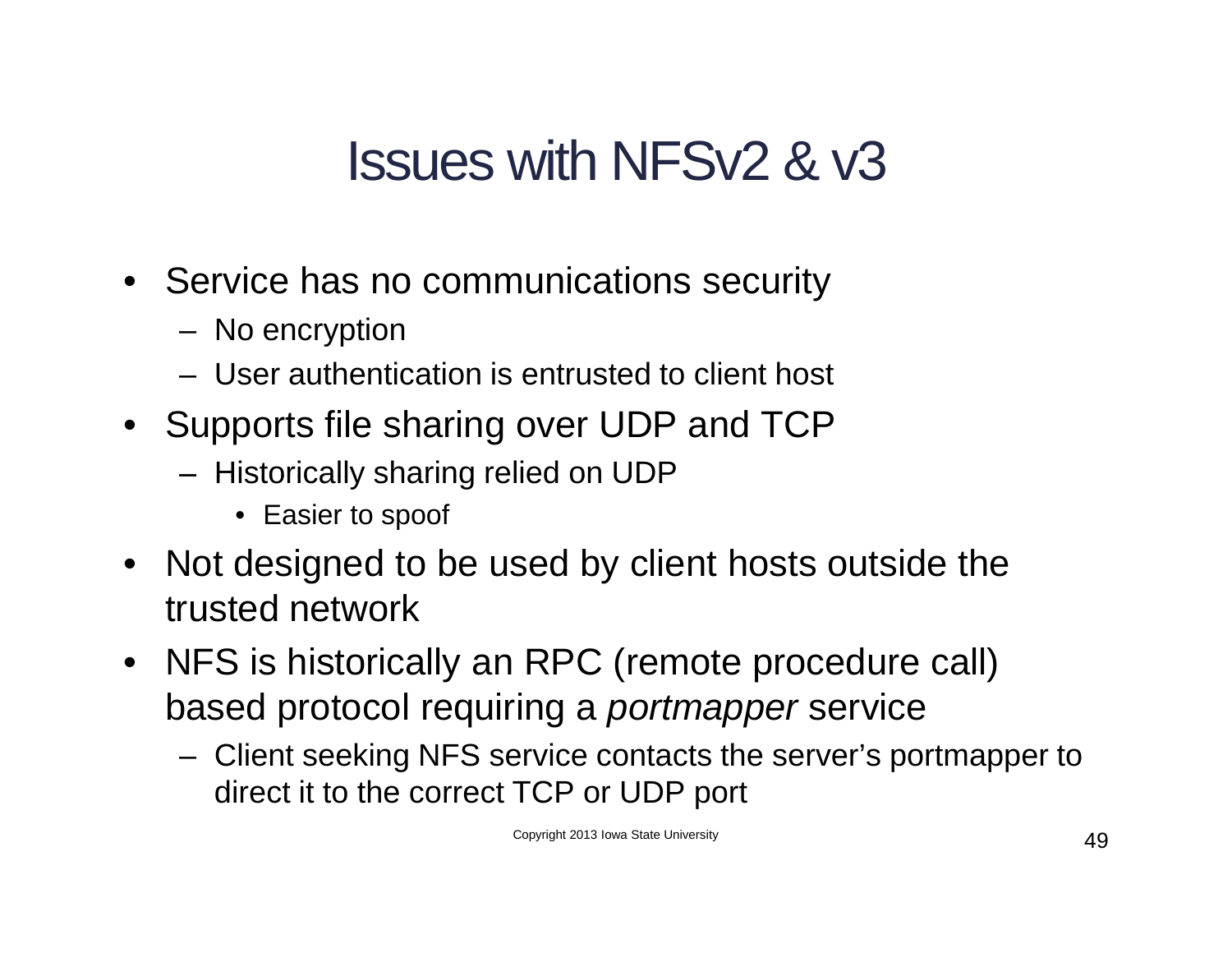# Issues with NFSv2 & v3

- Service has no communications security
  - No encryption
  - User authentication is entrusted to client host
- Supports file sharing over UDP and TCP
  - Historically sharing relied on UDP
    - Easier to spoof
- Not designed to be used by client hosts outside the trusted network
- NFS is historically an RPC (remote procedure call) based protocol requiring a *portmapper* service
  - Client seeking NFS service contacts the server's portmapper to direct it to the correct TCP or UDP port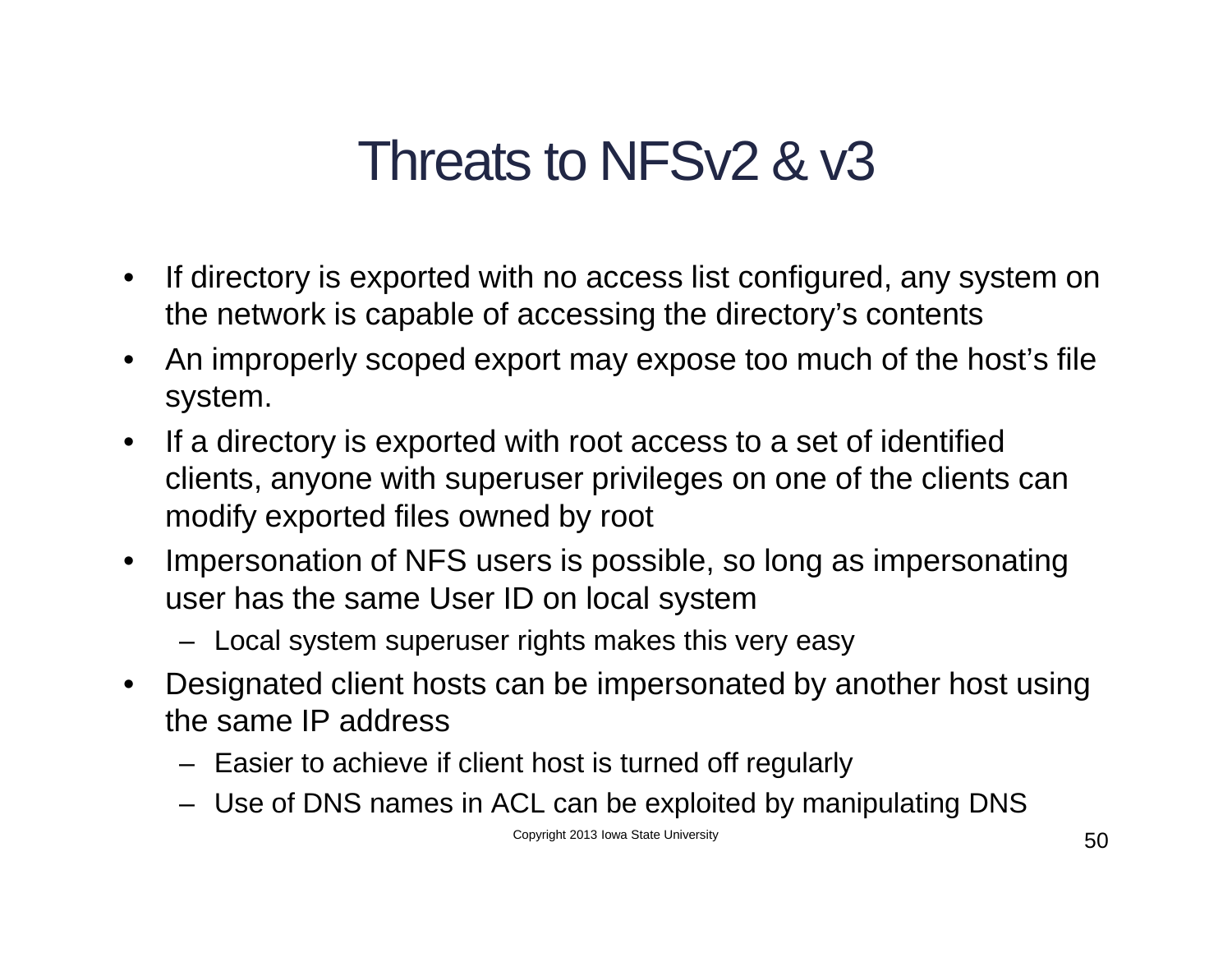# Threats to NFSv2 & v3

- If directory is exported with no access list configured, any system on the network is capable of accessing the directory's contents
- An improperly scoped export may expose too much of the host's file system.
- If a directory is exported with root access to a set of identified clients, anyone with superuser privileges on one of the clients can modify exported files owned by root
- Impersonation of NFS users is possible, so long as impersonating user has the same User ID on local system
  - Local system superuser rights makes this very easy
- Designated client hosts can be impersonated by another host using the same IP address
  - Easier to achieve if client host is turned off regularly
  - Use of DNS names in ACL can be exploited by manipulating DNS

Copyright 2013 Iowa State University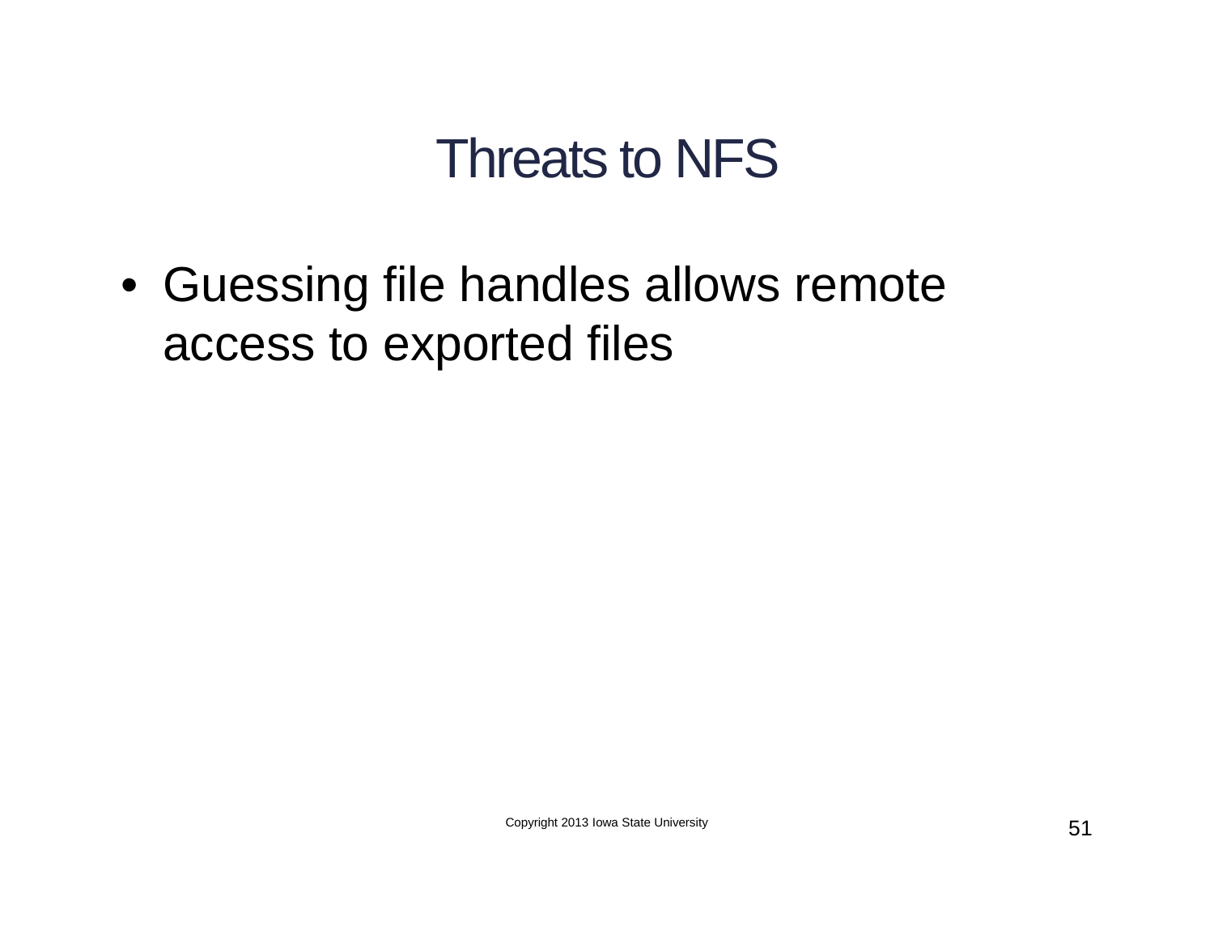# Threats to NFS

- Guessing file handles allows remote access to exported files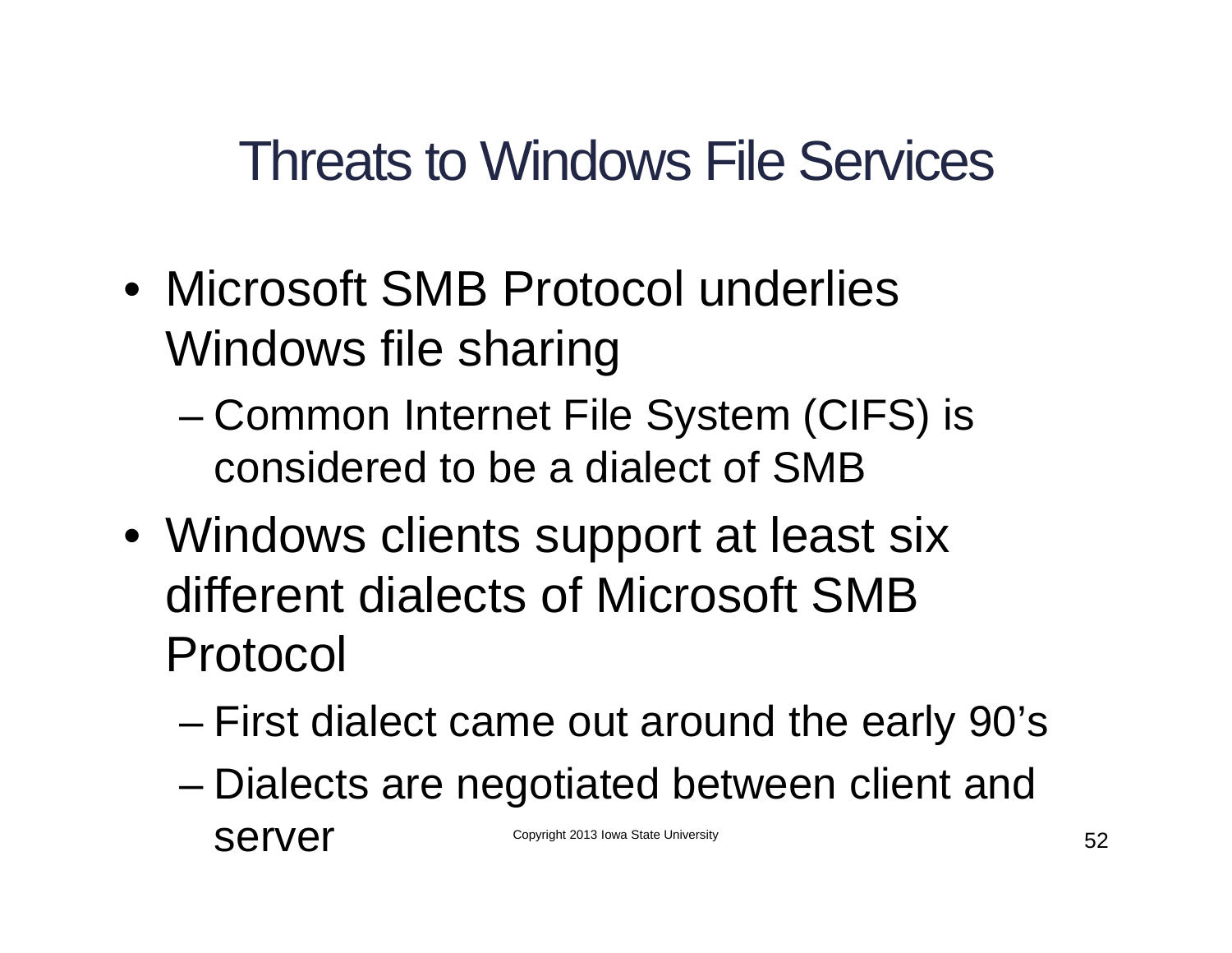# Threats to Windows File Services

- Microsoft SMB Protocol underlies Windows file sharing
  - Common Internet File System (CIFS) is considered to be a dialect of SMB
- Windows clients support at least six different dialects of Microsoft SMB Protocol
  - First dialect came out around the early 90's
  - Dialects are negotiated between client and server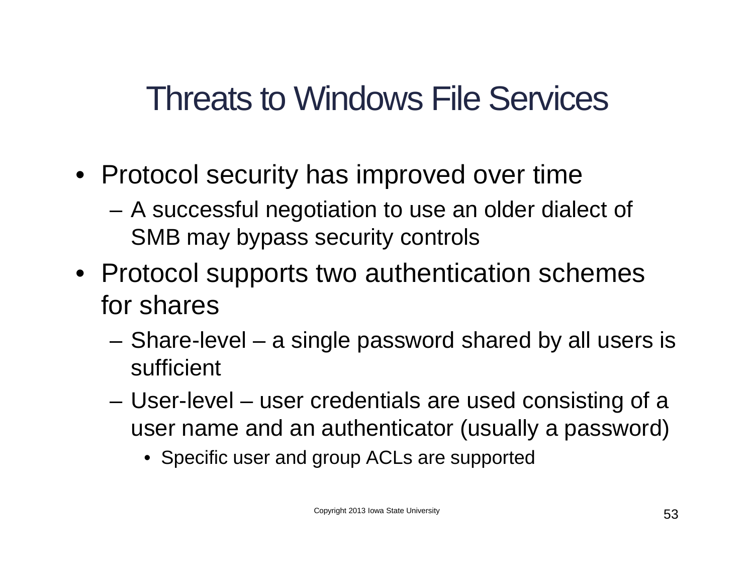# Threats to Windows File Services

- Protocol security has improved over time
  - A successful negotiation to use an older dialect of SMB may bypass security controls
- Protocol supports two authentication schemes for shares
  - Share-level – a single password shared by all users is sufficient
  - User-level – user credentials are used consisting of a user name and an authenticator (usually a password)
    - Specific user and group ACLs are supported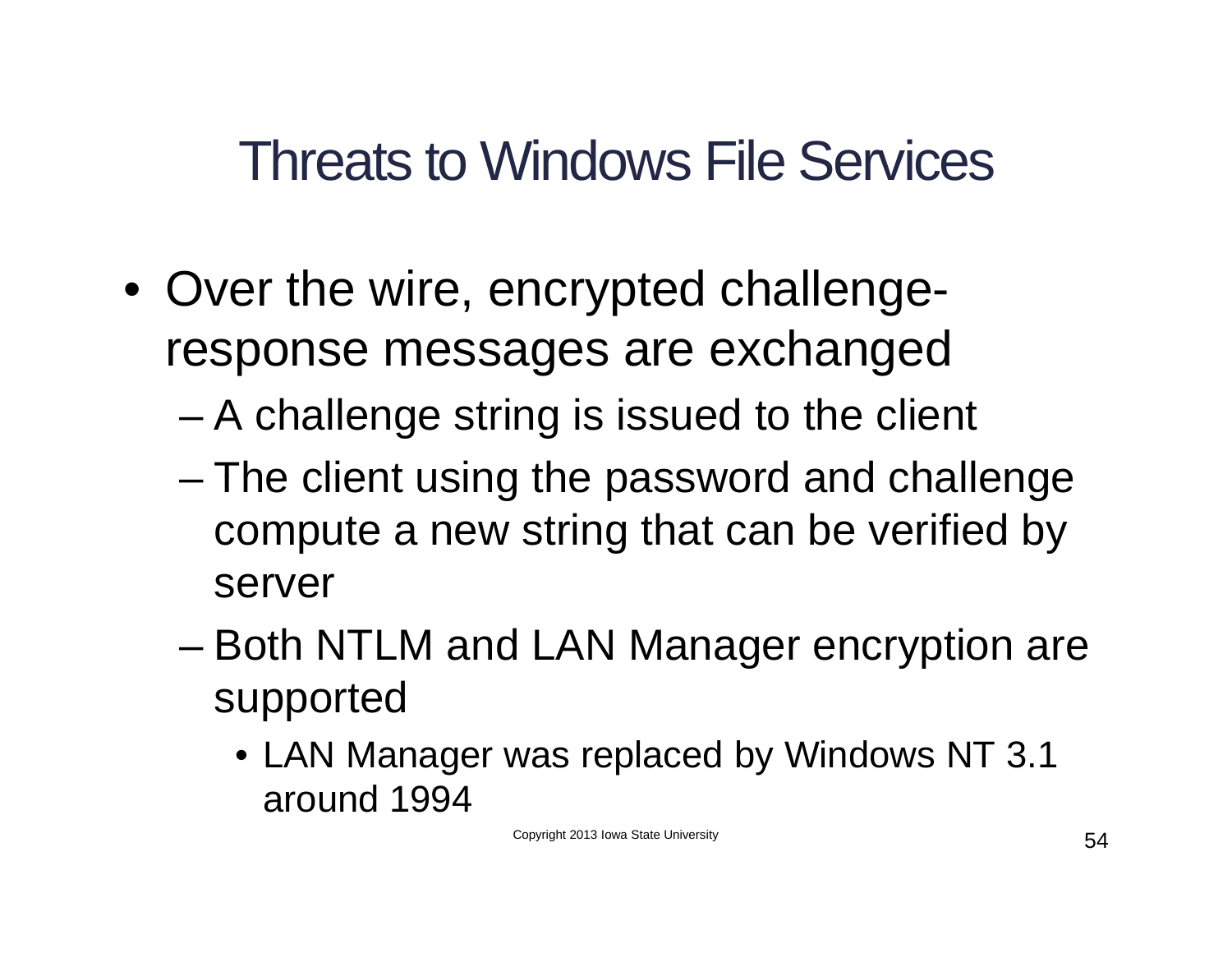# Threats to Windows File Services

- Over the wire, encrypted challenge-response messages are exchanged
  - A challenge string is issued to the client
  - The client using the password and challenge compute a new string that can be verified by server
  - Both NTLM and LAN Manager encryption are supported
    - LAN Manager was replaced by Windows NT 3.1 around 1994

Copyright 2013 Iowa State University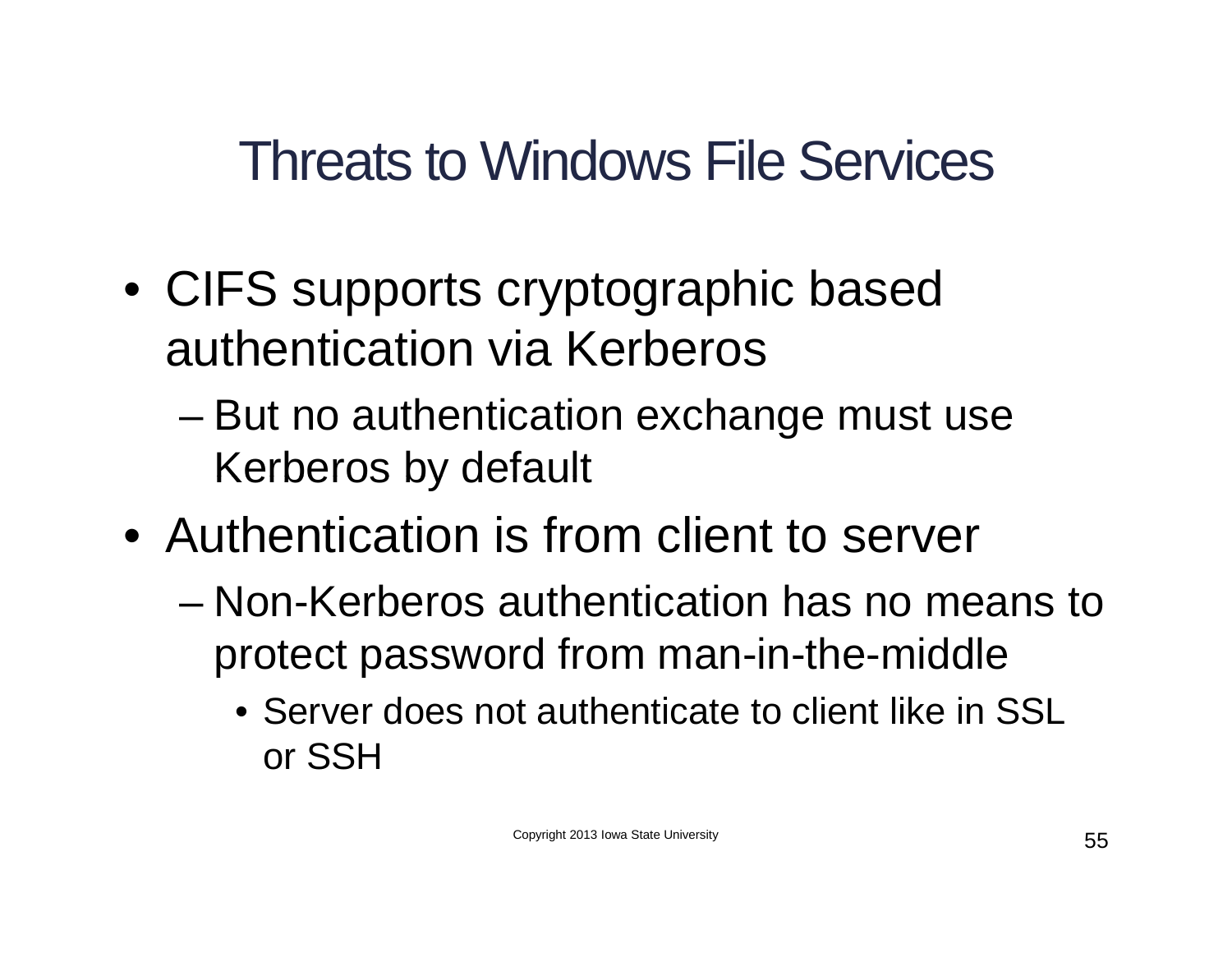# Threats to Windows File Services

- CIFS supports cryptographic based authentication via Kerberos
  - But no authentication exchange must use Kerberos by default
- Authentication is from client to server
  - Non-Kerberos authentication has no means to protect password from man-in-the-middle
    - Server does not authenticate to client like in SSL or SSH

Copyright 2013 Iowa State University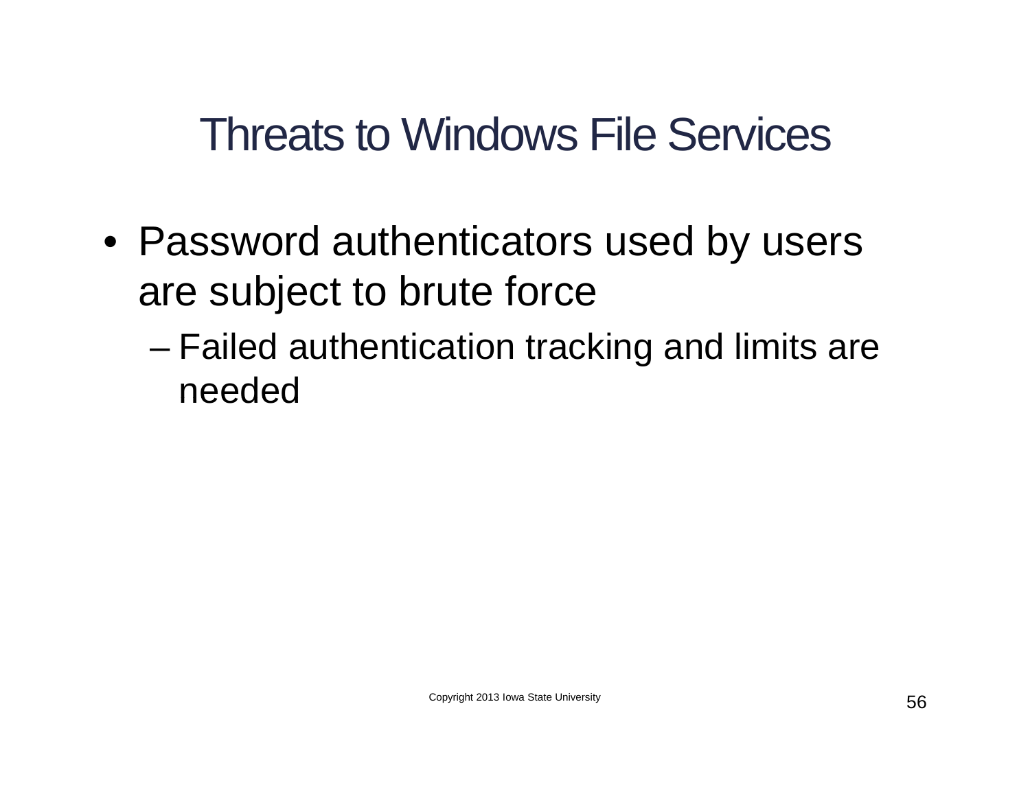# Threats to Windows File Services

- Password authenticators used by users are subject to brute force
  - Failed authentication tracking and limits are needed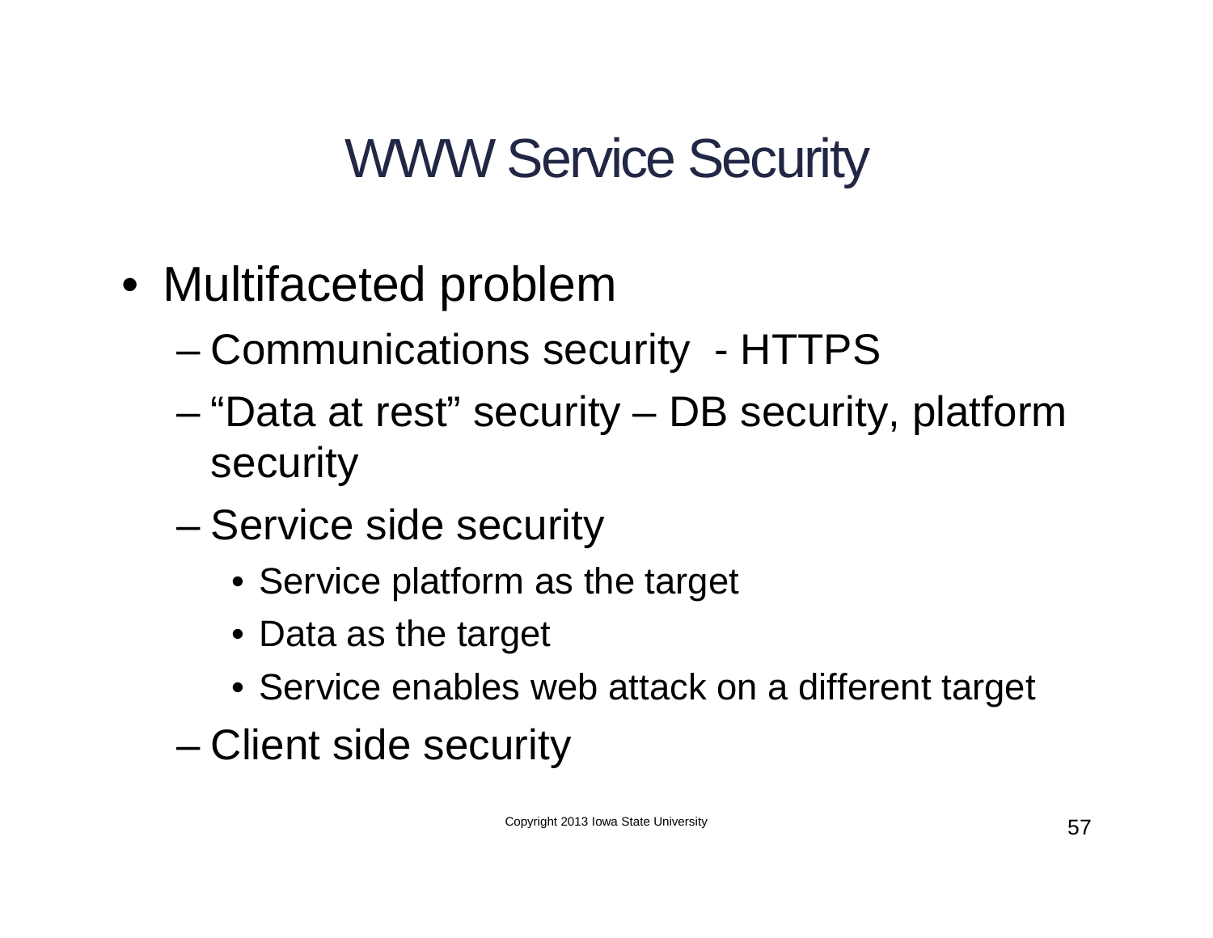# WWW Service Security

- Multifaceted problem
  - Communications security - HTTPS
  - "Data at rest" security – DB security, platform security
  - Service side security
    - Service platform as the target
    - Data as the target
    - Service enables web attack on a different target
  - Client side security

Copyright 2013 Iowa State University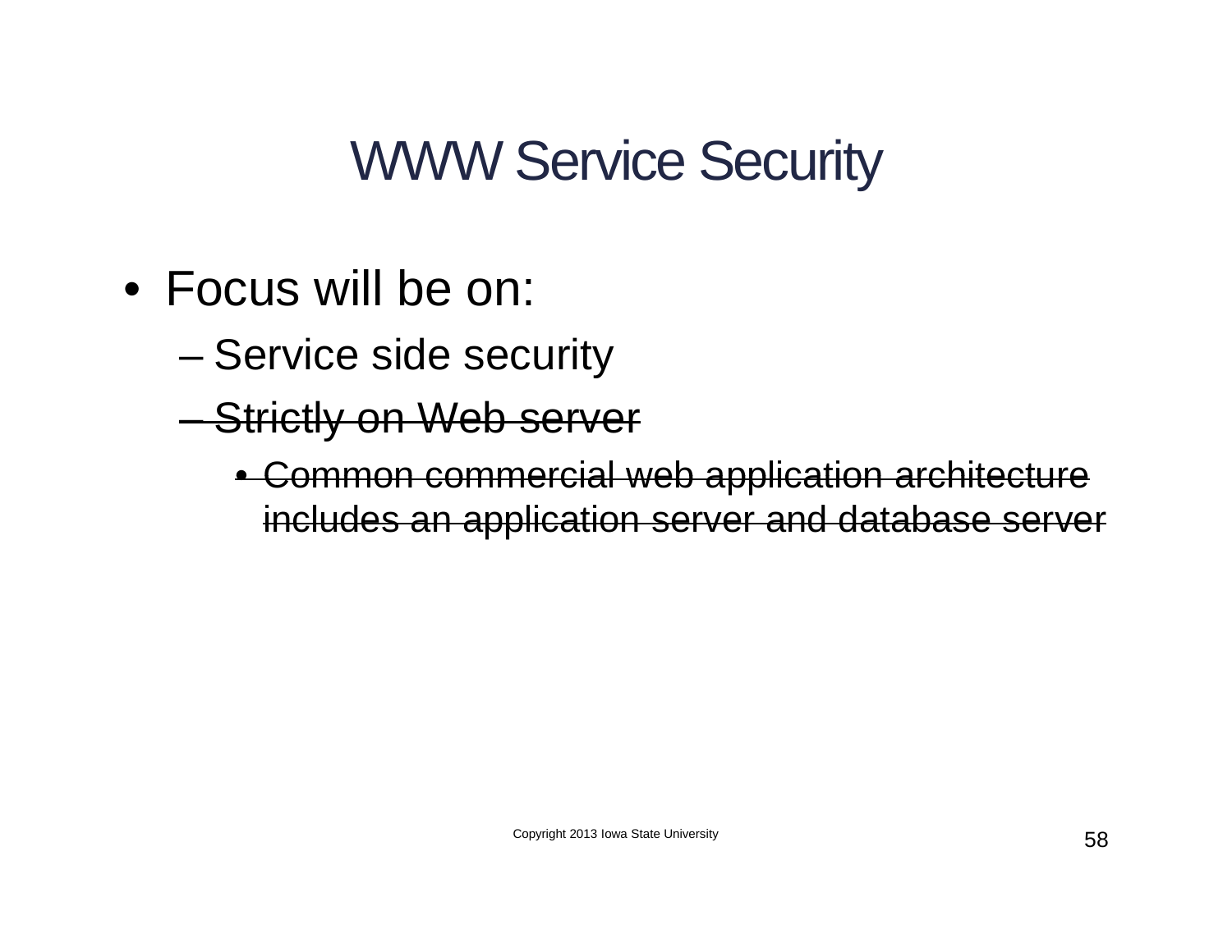# WWW Service Security

- Focus will be on:
  - Service side security
  - ~~Strictly on Web server~~
    - ~~Common commercial web application architecture includes an application server and database server~~

Copyright 2013 Iowa State University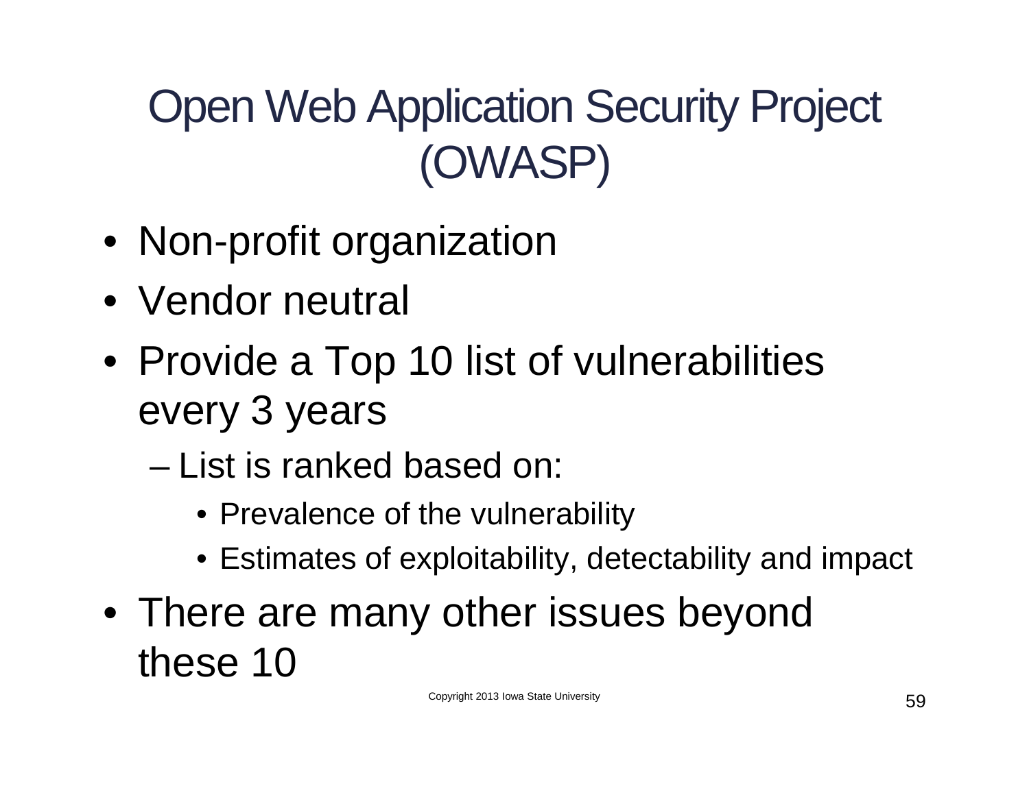# Open Web Application Security Project (OWASP)

- Non-profit organization
- Vendor neutral
- Provide a Top 10 list of vulnerabilities every 3 years
  - List is ranked based on:
    - Prevalence of the vulnerability
    - Estimates of exploitability, detectability and impact
- There are many other issues beyond these 10

Copyright 2013 Iowa State University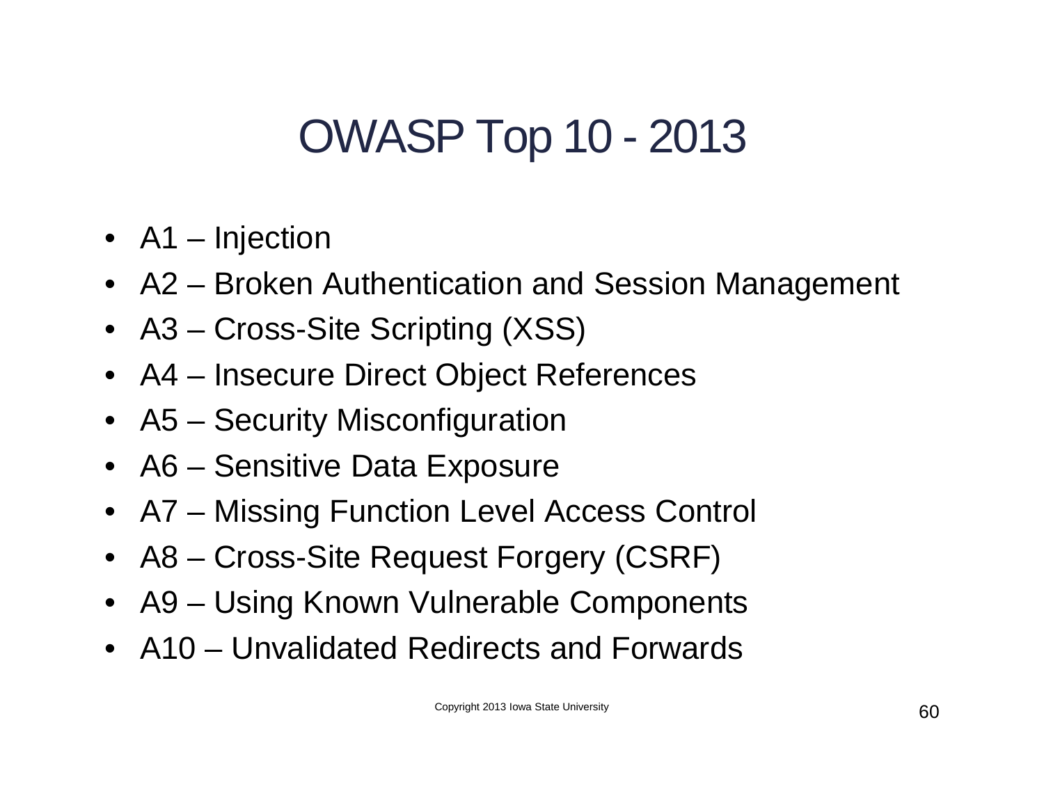# OWASP Top 10 - 2013

- A1 – Injection
- A2 – Broken Authentication and Session Management
- A3 – Cross-Site Scripting (XSS)
- A4 – Insecure Direct Object References
- A5 – Security Misconfiguration
- A6 – Sensitive Data Exposure
- A7 – Missing Function Level Access Control
- A8 – Cross-Site Request Forgery (CSRF)
- A9 – Using Known Vulnerable Components
- A10 – Unvalidated Redirects and Forwards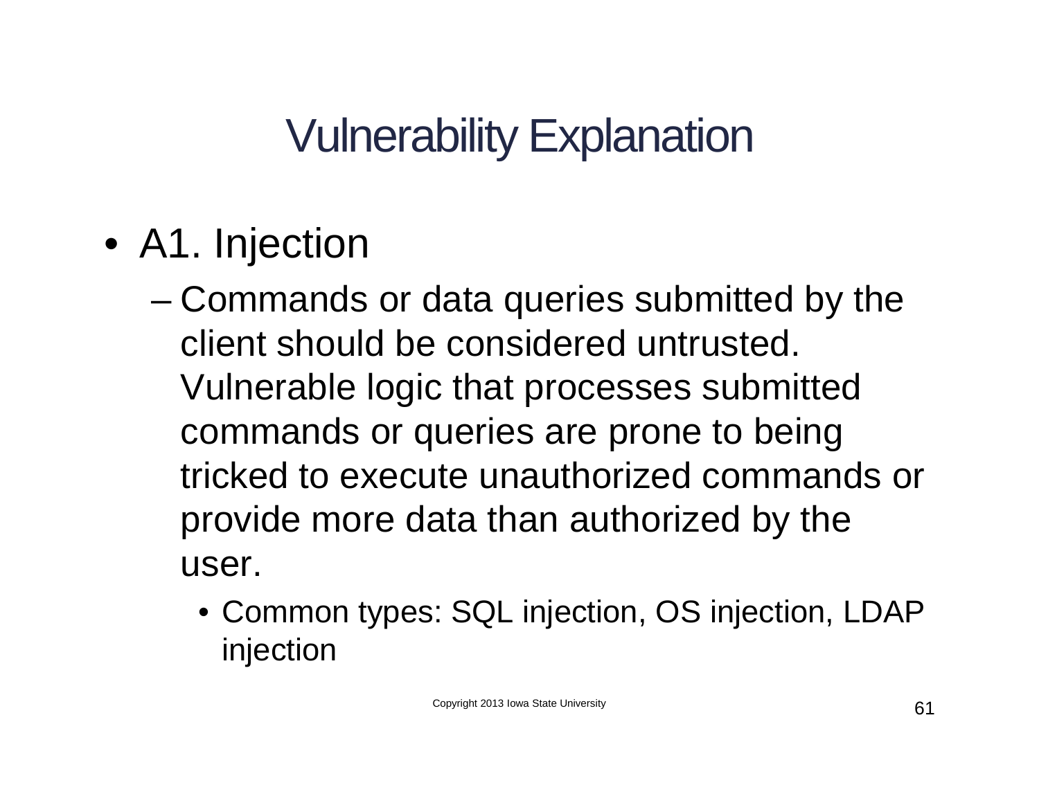# Vulnerability Explanation

- A1. Injection
  - Commands or data queries submitted by the client should be considered untrusted. Vulnerable logic that processes submitted commands or queries are prone to being tricked to execute unauthorized commands or provide more data than authorized by the user.
    - Common types: SQL injection, OS injection, LDAP injection

Copyright 2013 Iowa State University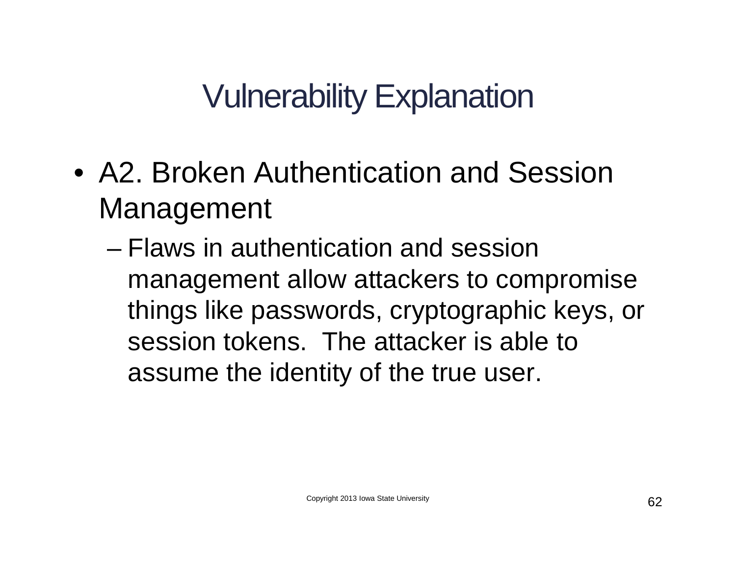# Vulnerability Explanation

- A2. Broken Authentication and Session Management
  - Flaws in authentication and session management allow attackers to compromise things like passwords, cryptographic keys, or session tokens. The attacker is able to assume the identity of the true user.

Copyright 2013 Iowa State University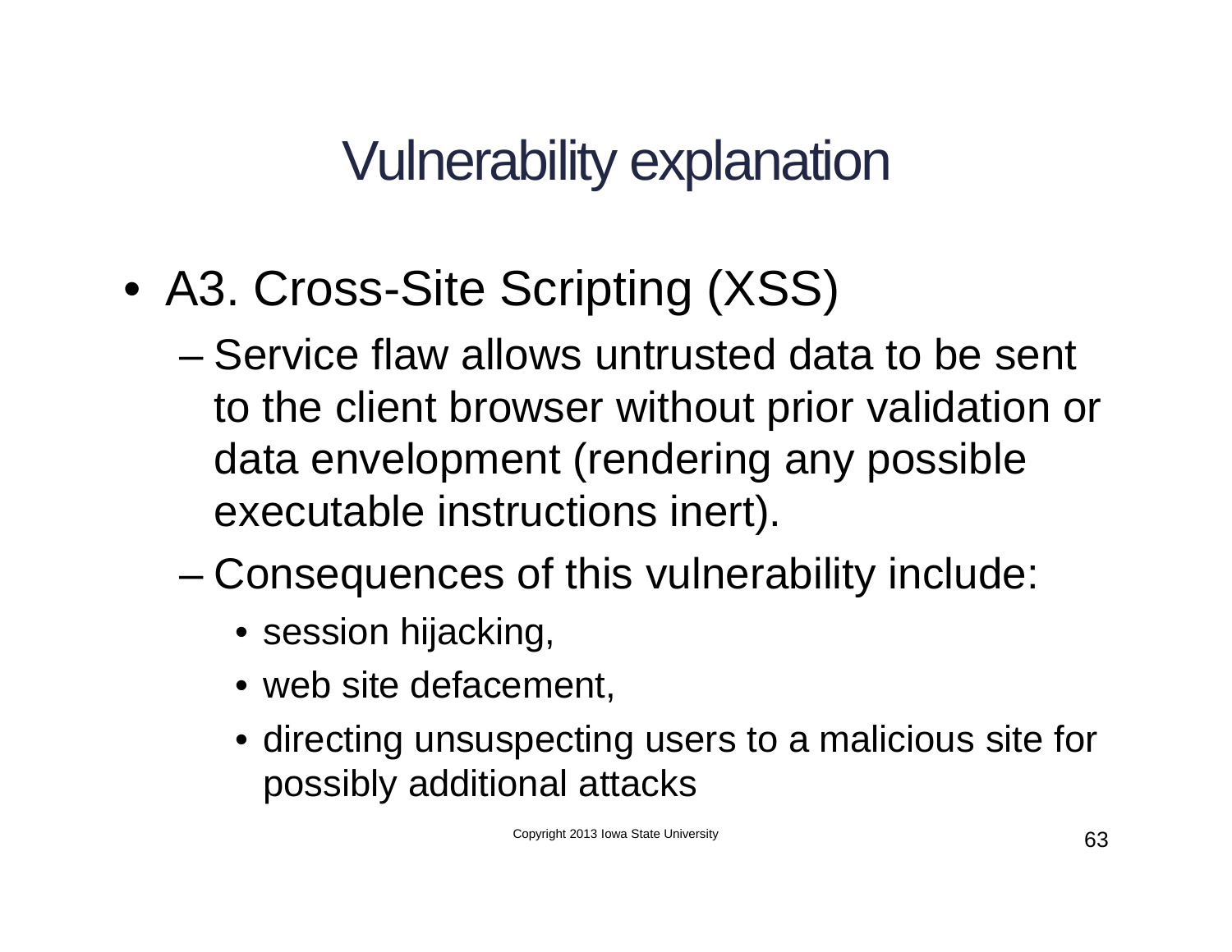# Vulnerability explanation

- A3. Cross-Site Scripting (XSS)
  - Service flaw allows untrusted data to be sent to the client browser without prior validation or data envelopment (rendering any possible executable instructions inert).
  - Consequences of this vulnerability include:
    - session hijacking,
    - web site defacement,
    - directing unsuspecting users to a malicious site for possibly additional attacks

Copyright 2013 Iowa State University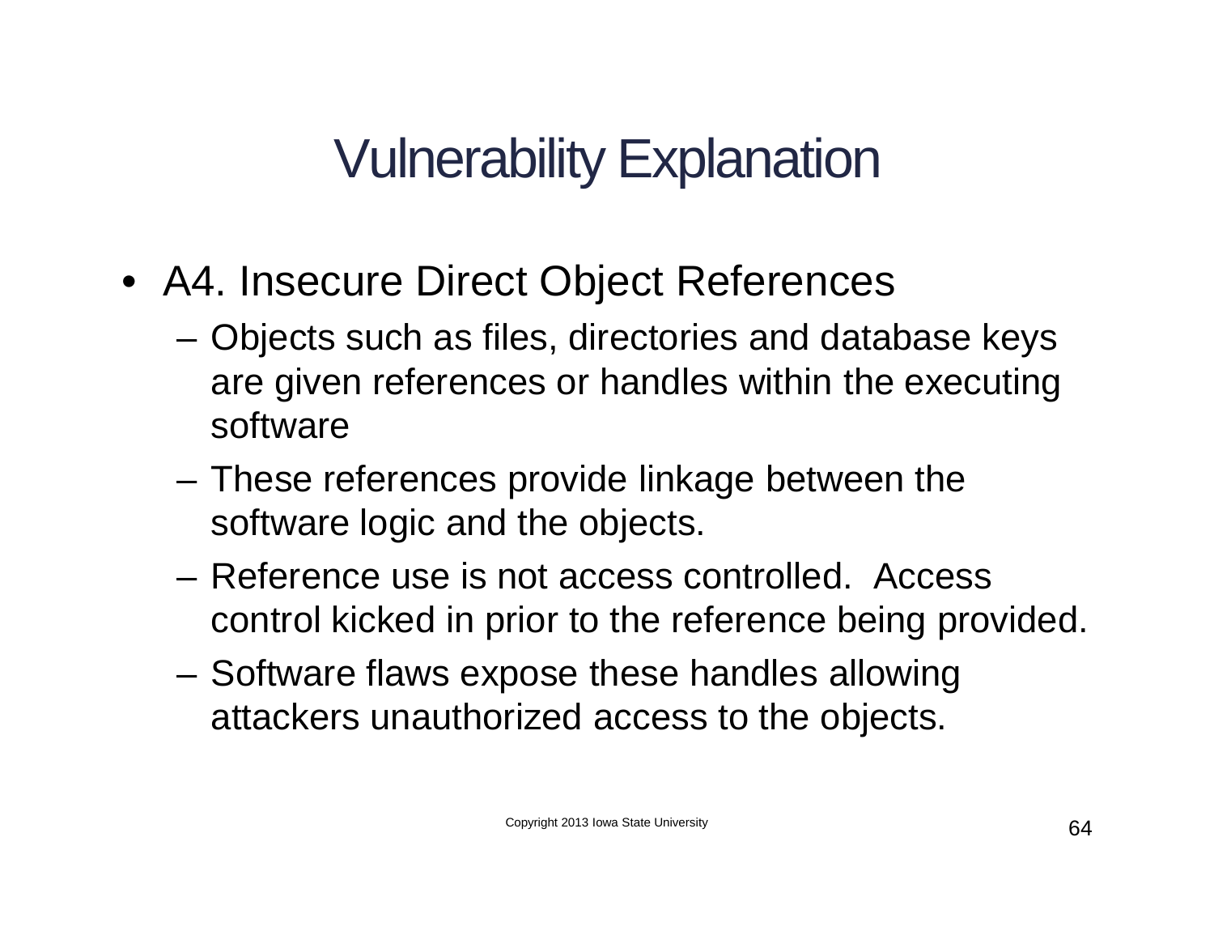# Vulnerability Explanation

- A4. Insecure Direct Object References
  - Objects such as files, directories and database keys are given references or handles within the executing software
  - These references provide linkage between the software logic and the objects.
  - Reference use is not access controlled. Access control kicked in prior to the reference being provided.
  - Software flaws expose these handles allowing attackers unauthorized access to the objects.

Copyright 2013 Iowa State University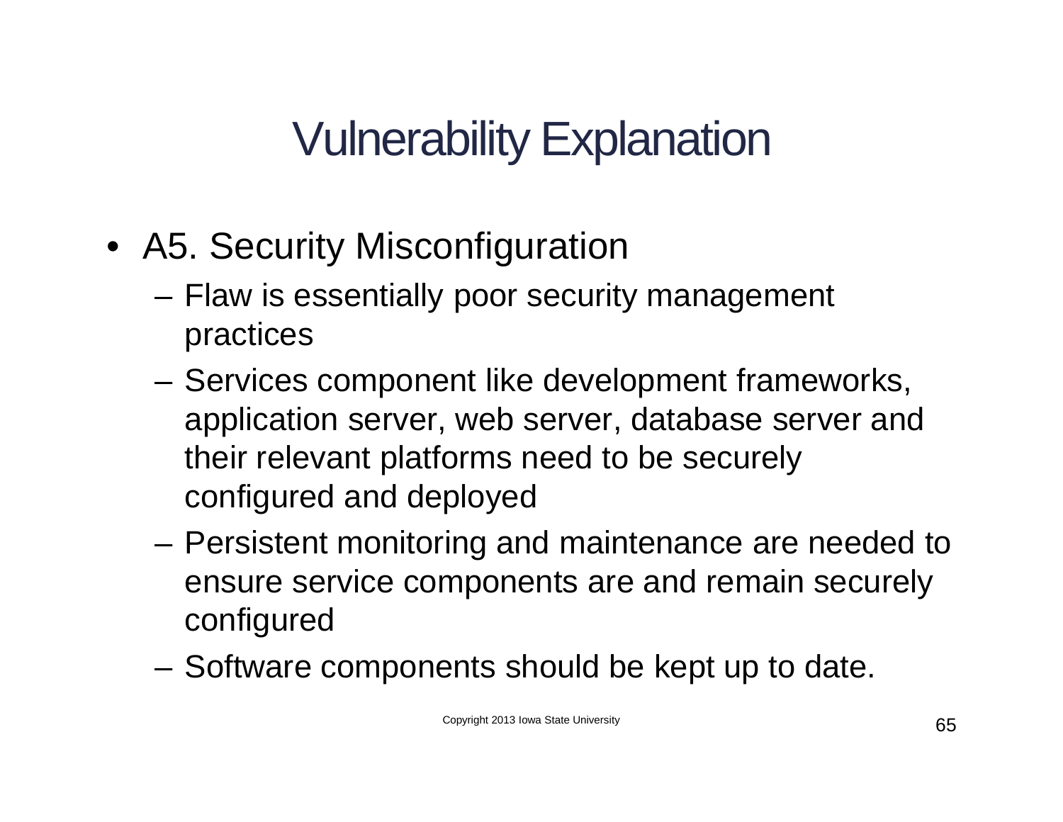# Vulnerability Explanation

- A5. Security Misconfiguration
  - Flaw is essentially poor security management practices
  - Services component like development frameworks, application server, web server, database server and their relevant platforms need to be securely configured and deployed
  - Persistent monitoring and maintenance are needed to ensure service components are and remain securely configured
  - Software components should be kept up to date.

Copyright 2013 Iowa State University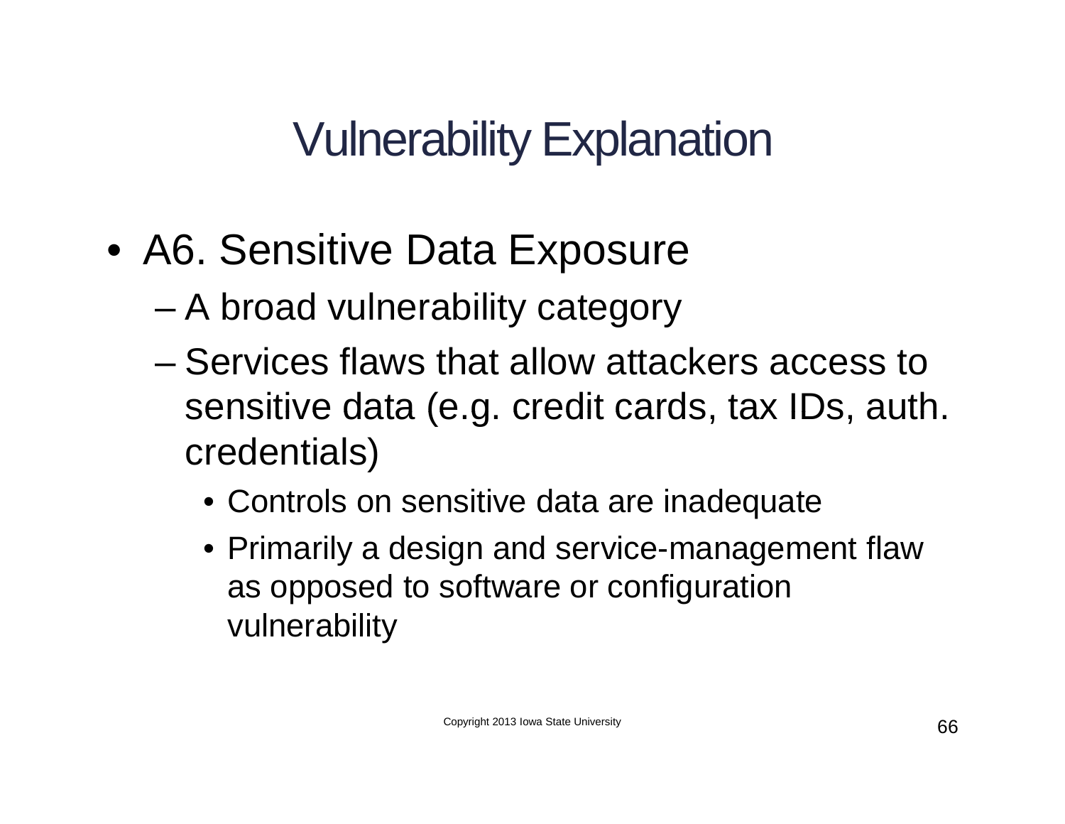# Vulnerability Explanation

- A6. Sensitive Data Exposure
  - A broad vulnerability category
  - Services flaws that allow attackers access to sensitive data (e.g. credit cards, tax IDs, auth. credentials)
    - Controls on sensitive data are inadequate
    - Primarily a design and service-management flaw as opposed to software or configuration vulnerability

Copyright 2013 Iowa State University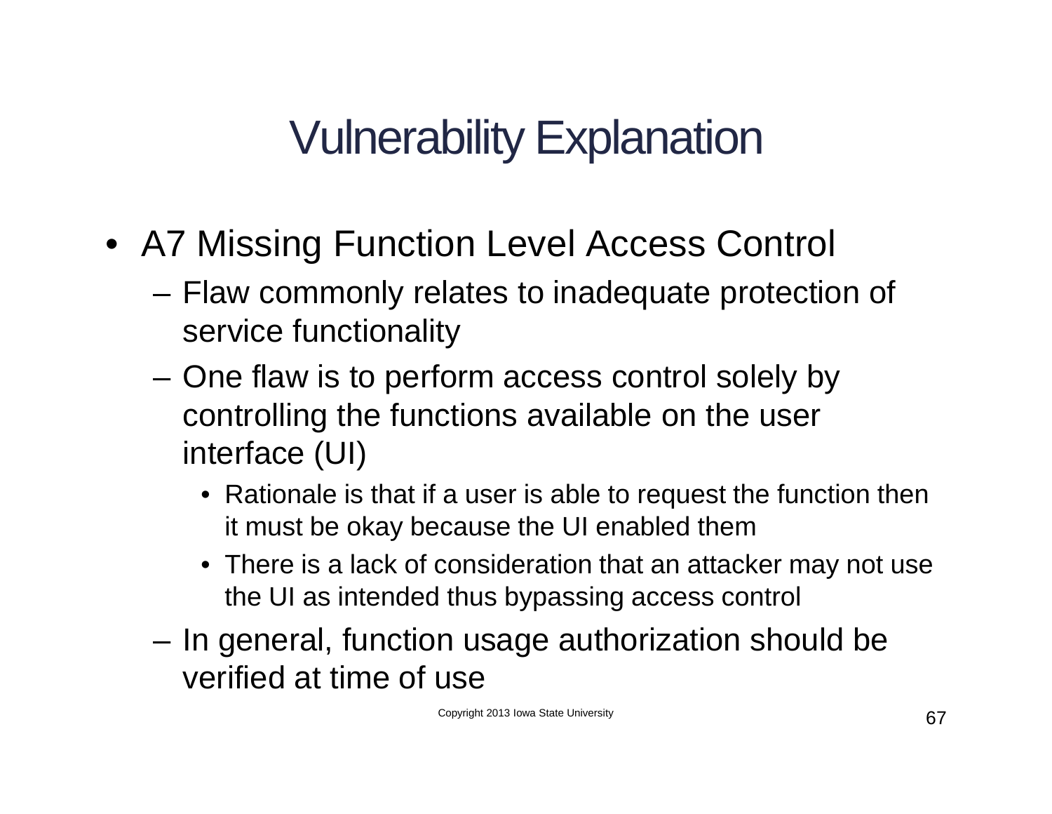# Vulnerability Explanation

- A7 Missing Function Level Access Control
  - Flaw commonly relates to inadequate protection of service functionality
  - One flaw is to perform access control solely by controlling the functions available on the user interface (UI)
    - Rationale is that if a user is able to request the function then it must be okay because the UI enabled them
    - There is a lack of consideration that an attacker may not use the UI as intended thus bypassing access control
  - In general, function usage authorization should be verified at time of use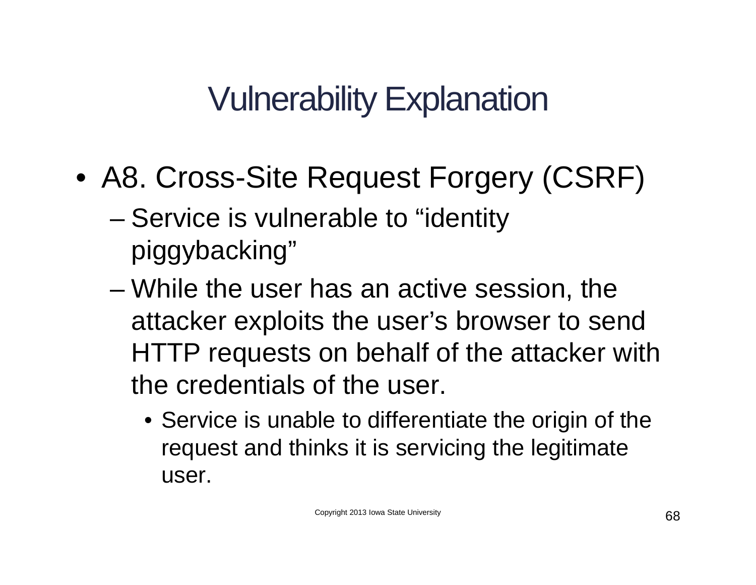# Vulnerability Explanation

- A8. Cross-Site Request Forgery (CSRF)
  - Service is vulnerable to “identity piggybacking”
  - While the user has an active session, the attacker exploits the user’s browser to send HTTP requests on behalf of the attacker with the credentials of the user.
    - Service is unable to differentiate the origin of the request and thinks it is servicing the legitimate user.

Copyright 2013 Iowa State University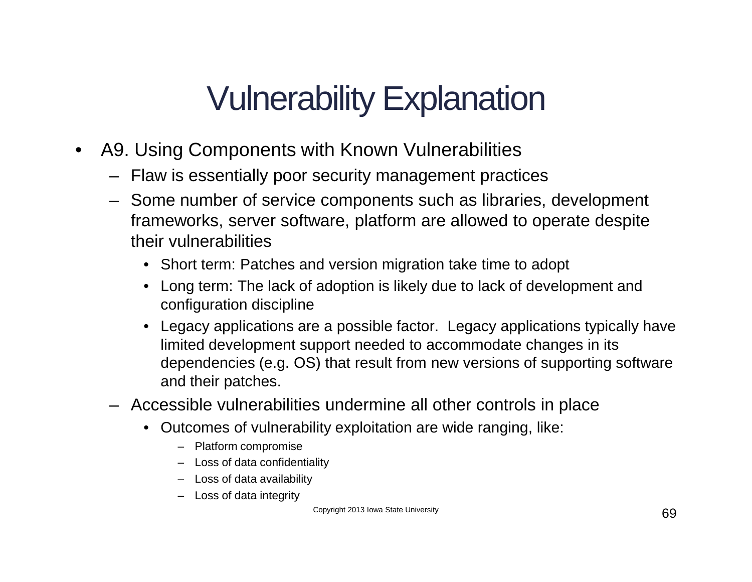# Vulnerability Explanation

- A9. Using Components with Known Vulnerabilities
  - Flaw is essentially poor security management practices
  - Some number of service components such as libraries, development frameworks, server software, platform are allowed to operate despite their vulnerabilities
    - Short term: Patches and version migration take time to adopt
    - Long term: The lack of adoption is likely due to lack of development and configuration discipline
    - Legacy applications are a possible factor. Legacy applications typically have limited development support needed to accommodate changes in its dependencies (e.g. OS) that result from new versions of supporting software and their patches.
  - Accessible vulnerabilities undermine all other controls in place
    - Outcomes of vulnerability exploitation are wide ranging, like:
      - Platform compromise
      - Loss of data confidentiality
      - Loss of data availability
      - Loss of data integrity

Copyright 2013 Iowa State University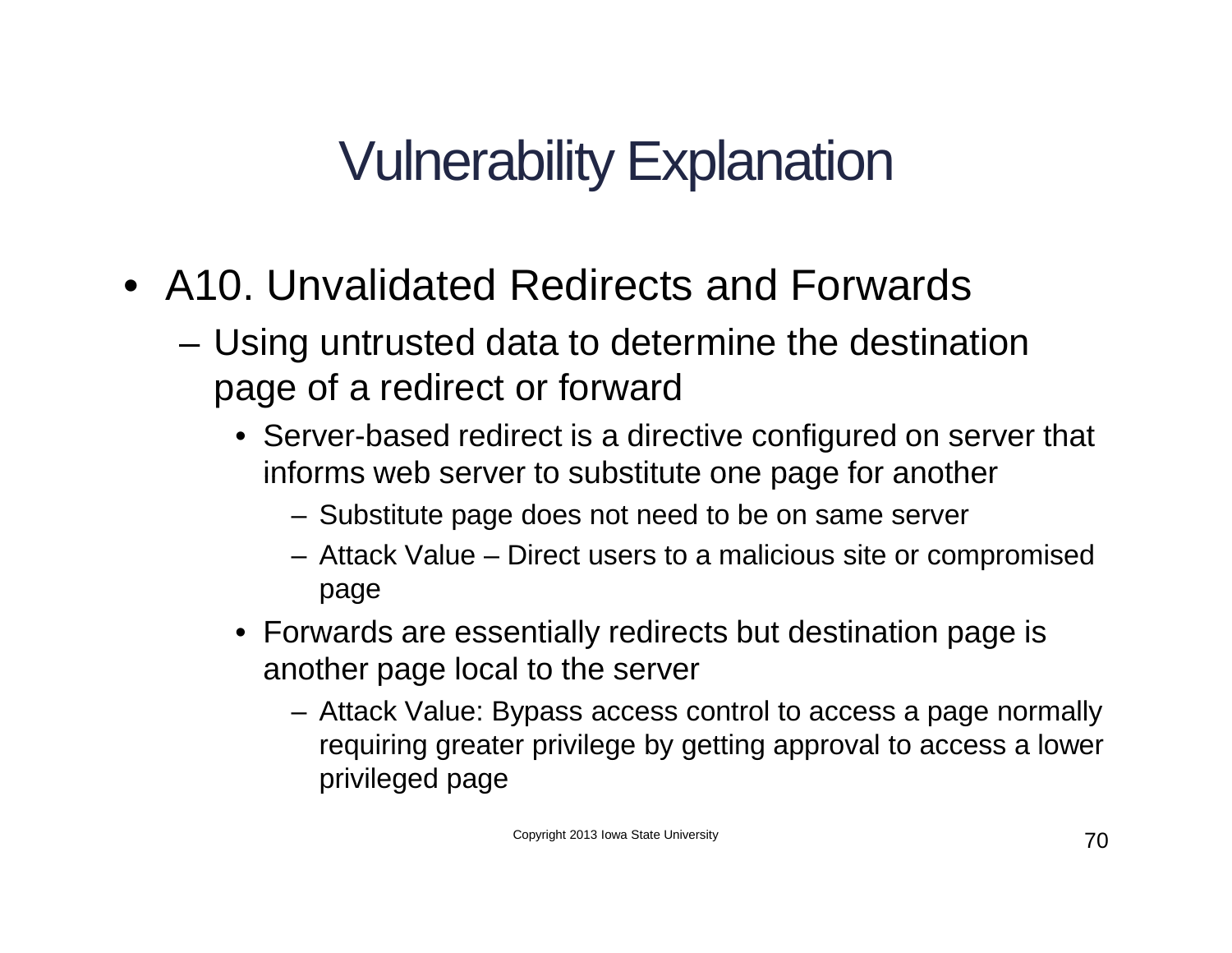# Vulnerability Explanation

- A10. Unvalidated Redirects and Forwards
  - Using untrusted data to determine the destination page of a redirect or forward
    - Server-based redirect is a directive configured on server that informs web server to substitute one page for another
      - Substitute page does not need to be on same server
      - Attack Value – Direct users to a malicious site or compromised page
    - Forwards are essentially redirects but destination page is another page local to the server
      - Attack Value: Bypass access control to access a page normally requiring greater privilege by getting approval to access a lower privileged page

Copyright 2013 Iowa State University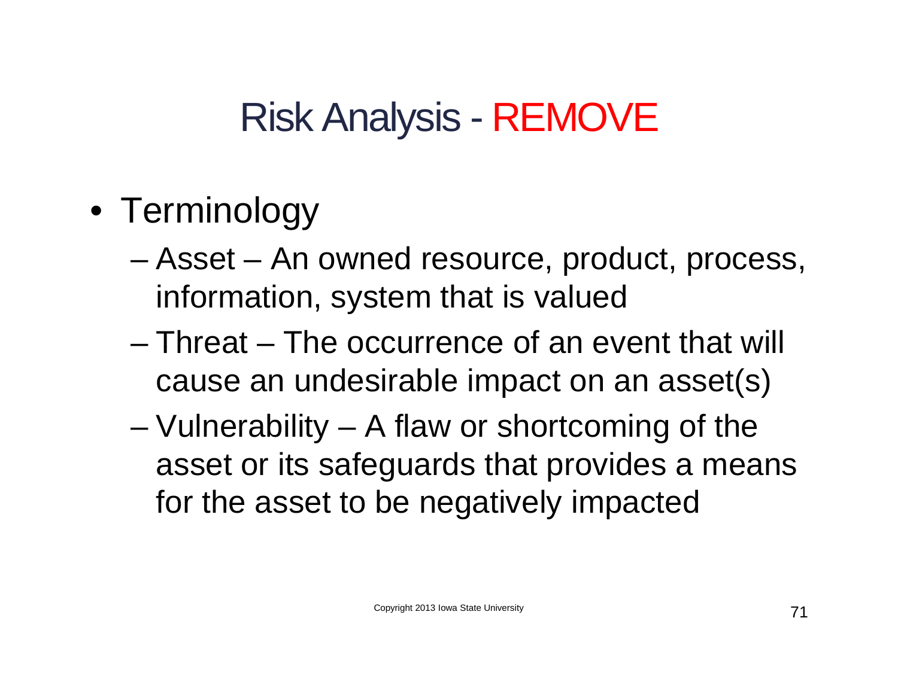# Risk Analysis - REMOVE

- Terminology
  - Asset – An owned resource, product, process, information, system that is valued
  - Threat – The occurrence of an event that will cause an undesirable impact on an asset(s)
  - Vulnerability – A flaw or shortcoming of the asset or its safeguards that provides a means for the asset to be negatively impacted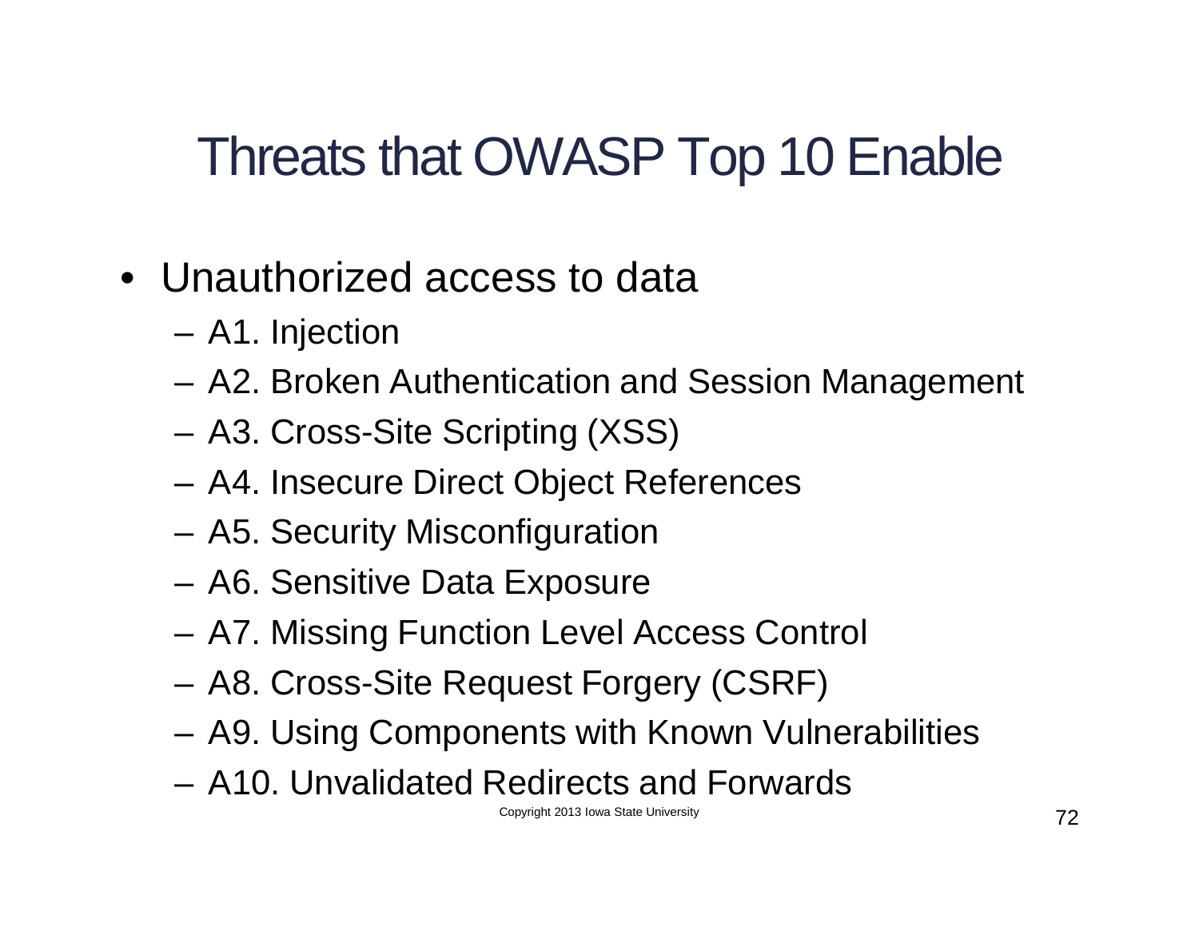# Threats that OWASP Top 10 Enable

- Unauthorized access to data
  - A1. Injection
  - A2. Broken Authentication and Session Management
  - A3. Cross-Site Scripting (XSS)
  - A4. Insecure Direct Object References
  - A5. Security Misconfiguration
  - A6. Sensitive Data Exposure
  - A7. Missing Function Level Access Control
  - A8. Cross-Site Request Forgery (CSRF)
  - A9. Using Components with Known Vulnerabilities
  - A10. Unvalidated Redirects and Forwards

Copyright 2013 Iowa State University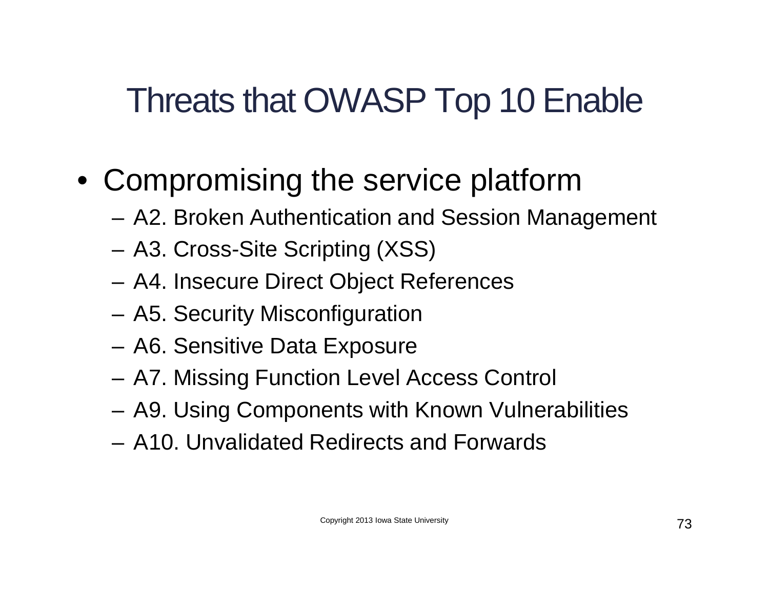# Threats that OWASP Top 10 Enable

- Compromising the service platform
  - A2. Broken Authentication and Session Management
  - A3. Cross-Site Scripting (XSS)
  - A4. Insecure Direct Object References
  - A5. Security Misconfiguration
  - A6. Sensitive Data Exposure
  - A7. Missing Function Level Access Control
  - A9. Using Components with Known Vulnerabilities
  - A10. Unvalidated Redirects and Forwards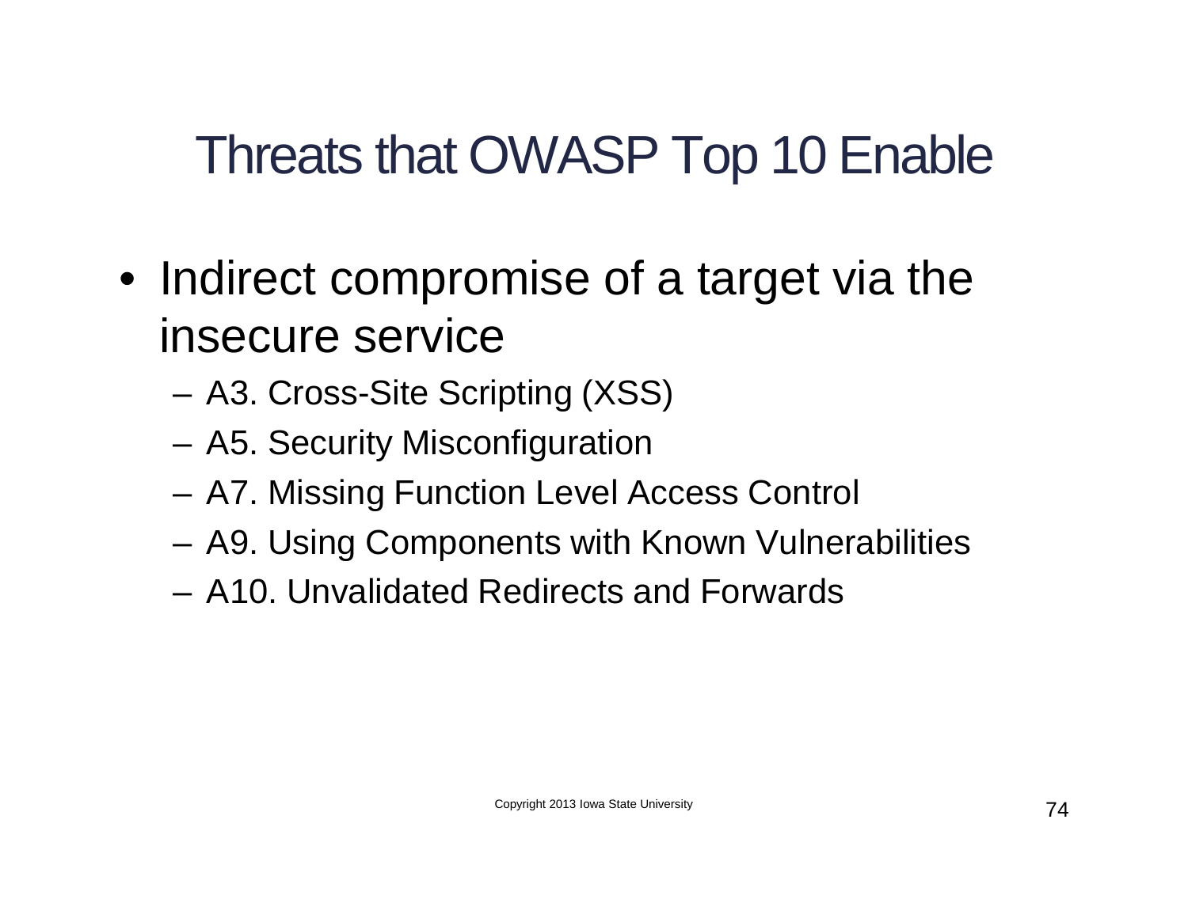# Threats that OWASP Top 10 Enable

- Indirect compromise of a target via the insecure service
  - A3. Cross-Site Scripting (XSS)
  - A5. Security Misconfiguration
  - A7. Missing Function Level Access Control
  - A9. Using Components with Known Vulnerabilities
  - A10. Unvalidated Redirects and Forwards

Copyright 2013 Iowa State University